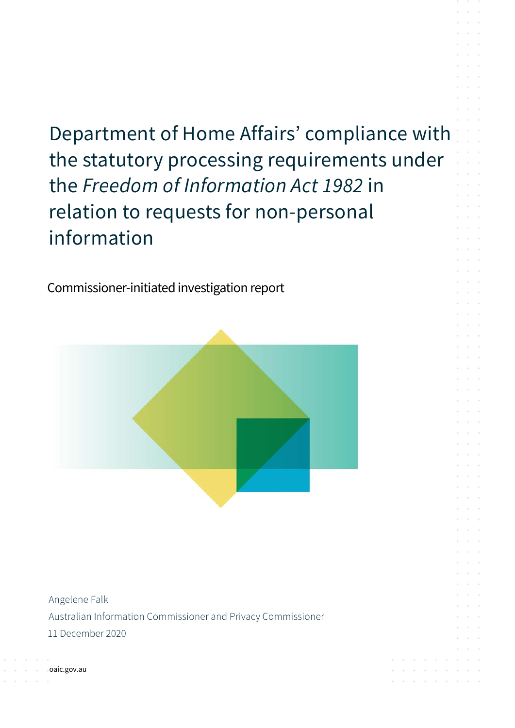# Department of Home Affairs' compliance with the statutory processing requirements under the *Freedom of Information Act 1982* in relation to requests for non-personal information

Commissioner-initiated investigation report

Angelene Falk

Australian Information Commissioner and Privacy Commissioner

11 December 2020

oaic.gov.au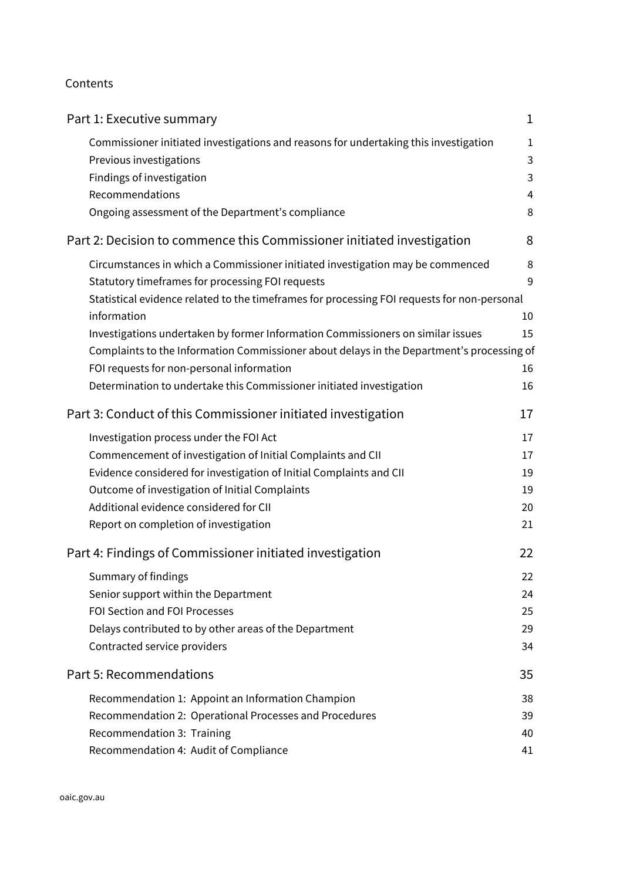Contents

| | |
|---|---|
| **Part 1: Executive summary** | **1** |
| Commissioner initiated investigations and reasons for undertaking this investigation | 1 |
| Previous investigations | 3 |
| Findings of investigation | 3 |
| Recommendations | 4 |
| Ongoing assessment of the Department's compliance | 8 |
| **Part 2: Decision to commence this Commissioner initiated investigation** | **8** |
| Circumstances in which a Commissioner initiated investigation may be commenced | 8 |
| Statutory timeframes for processing FOI requests | 9 |
| Statistical evidence related to the timeframes for processing FOI requests for non-personal information | 10 |
| Investigations undertaken by former Information Commissioners on similar issues | 15 |
| Complaints to the Information Commissioner about delays in the Department's processing of FOI requests for non-personal information | 16 |
| Determination to undertake this Commissioner initiated investigation | 16 |
| **Part 3: Conduct of this Commissioner initiated investigation** | **17** |
| Investigation process under the FOI Act | 17 |
| Commencement of investigation of Initial Complaints and CII | 17 |
| Evidence considered for investigation of Initial Complaints and CII | 19 |
| Outcome of investigation of Initial Complaints | 19 |
| Additional evidence considered for CII | 20 |
| Report on completion of investigation | 21 |
| **Part 4: Findings of Commissioner initiated investigation** | **22** |
| Summary of findings | 22 |
| Senior support within the Department | 24 |
| FOI Section and FOI Processes | 25 |
| Delays contributed to by other areas of the Department | 29 |
| Contracted service providers | 34 |
| **Part 5: Recommendations** | **35** |
| Recommendation 1: Appoint an Information Champion | 38 |
| Recommendation 2: Operational Processes and Procedures | 39 |
| Recommendation 3: Training | 40 |
| Recommendation 4: Audit of Compliance | 41 |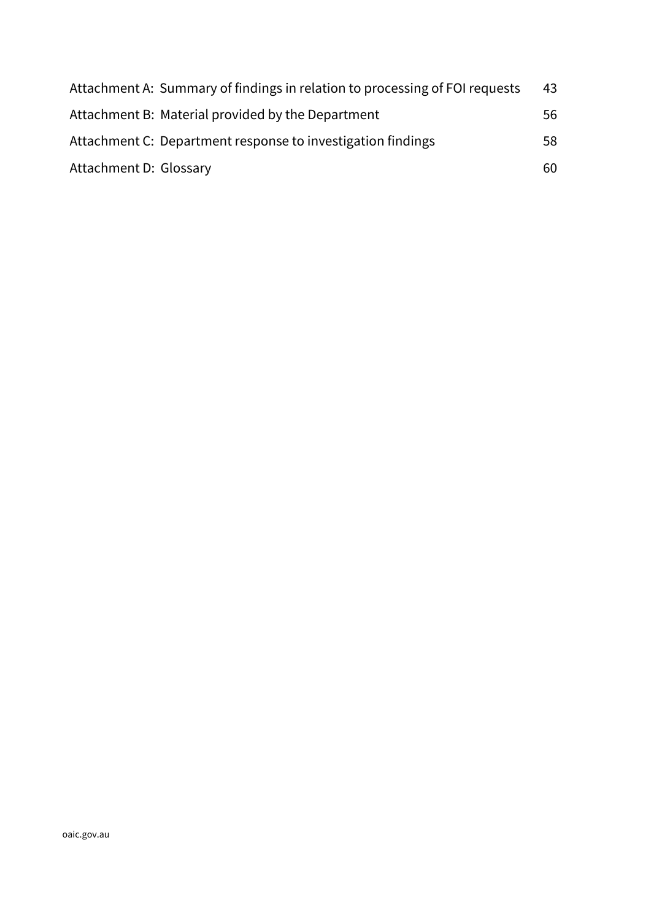| | |
|---|---|
| Attachment A: Summary of findings in relation to processing of FOI requests | 43 |
| Attachment B: Material provided by the Department | 56 |
| Attachment C: Department response to investigation findings | 58 |
| Attachment D: Glossary | 60 |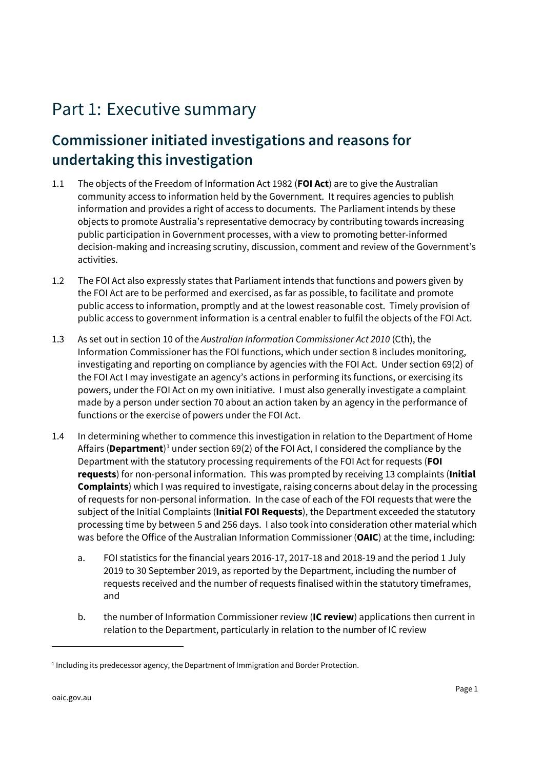# Part 1: Executive summary

## Commissioner initiated investigations and reasons for undertaking this investigation

1.1 The objects of the Freedom of Information Act 1982 (**FOI Act**) are to give the Australian community access to information held by the Government. It requires agencies to publish information and provides a right of access to documents. The Parliament intends by these objects to promote Australia's representative democracy by contributing towards increasing public participation in Government processes, with a view to promoting better-informed decision-making and increasing scrutiny, discussion, comment and review of the Government's activities.

1.2 The FOI Act also expressly states that Parliament intends that functions and powers given by the FOI Act are to be performed and exercised, as far as possible, to facilitate and promote public access to information, promptly and at the lowest reasonable cost. Timely provision of public access to government information is a central enabler to fulfil the objects of the FOI Act.

1.3 As set out in section 10 of the *Australian Information Commissioner Act 2010* (Cth), the Information Commissioner has the FOI functions, which under section 8 includes monitoring, investigating and reporting on compliance by agencies with the FOI Act. Under section 69(2) of the FOI Act I may investigate an agency's actions in performing its functions, or exercising its powers, under the FOI Act on my own initiative. I must also generally investigate a complaint made by a person under section 70 about an action taken by an agency in the performance of functions or the exercise of powers under the FOI Act.

1.4 In determining whether to commence this investigation in relation to the Department of Home Affairs (**Department**)[1] under section 69(2) of the FOI Act, I considered the compliance by the Department with the statutory processing requirements of the FOI Act for requests (**FOI requests**) for non-personal information. This was prompted by receiving 13 complaints (**Initial Complaints**) which I was required to investigate, raising concerns about delay in the processing of requests for non-personal information. In the case of each of the FOI requests that were the subject of the Initial Complaints (**Initial FOI Requests**), the Department exceeded the statutory processing time by between 5 and 256 days. I also took into consideration other material which was before the Office of the Australian Information Commissioner (**OAIC**) at the time, including:

a. FOI statistics for the financial years 2016-17, 2017-18 and 2018-19 and the period 1 July 2019 to 30 September 2019, as reported by the Department, including the number of requests received and the number of requests finalised within the statutory timeframes, and

b. the number of Information Commissioner review (**IC review**) applications then current in relation to the Department, particularly in relation to the number of IC review

[1] Including its predecessor agency, the Department of Immigration and Border Protection.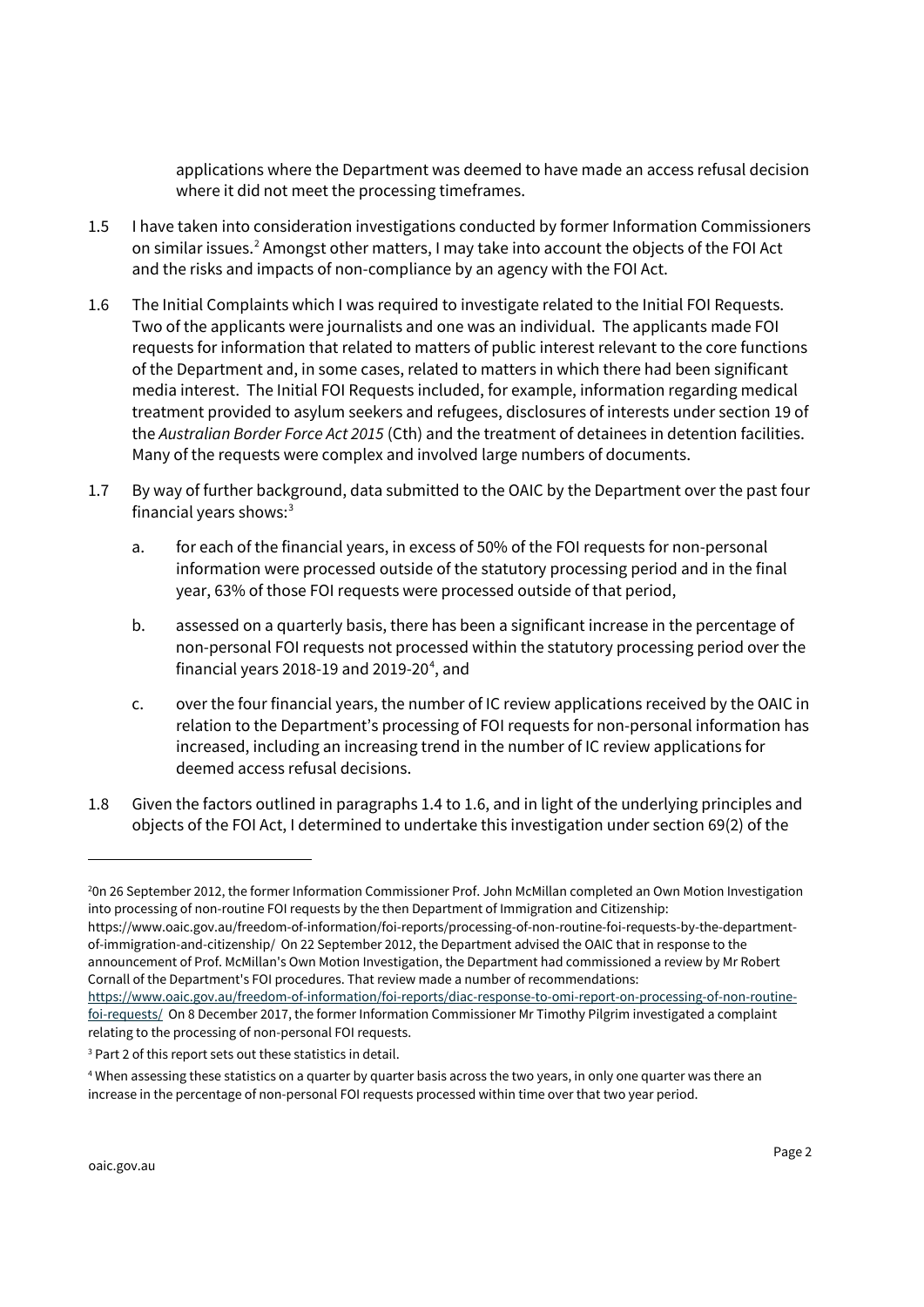applications where the Department was deemed to have made an access refusal decision where it did not meet the processing timeframes.

1.5 I have taken into consideration investigations conducted by former Information Commissioners on similar issues.[2] Amongst other matters, I may take into account the objects of the FOI Act and the risks and impacts of non-compliance by an agency with the FOI Act.

1.6 The Initial Complaints which I was required to investigate related to the Initial FOI Requests. Two of the applicants were journalists and one was an individual. The applicants made FOI requests for information that related to matters of public interest relevant to the core functions of the Department and, in some cases, related to matters in which there had been significant media interest. The Initial FOI Requests included, for example, information regarding medical treatment provided to asylum seekers and refugees, disclosures of interests under section 19 of the *Australian Border Force Act 2015* (Cth) and the treatment of detainees in detention facilities. Many of the requests were complex and involved large numbers of documents.

1.7 By way of further background, data submitted to the OAIC by the Department over the past four financial years shows:[3]

a. for each of the financial years, in excess of 50% of the FOI requests for non-personal information were processed outside of the statutory processing period and in the final year, 63% of those FOI requests were processed outside of that period,

b. assessed on a quarterly basis, there has been a significant increase in the percentage of non-personal FOI requests not processed within the statutory processing period over the financial years 2018-19 and 2019-20[4], and

c. over the four financial years, the number of IC review applications received by the OAIC in relation to the Department's processing of FOI requests for non-personal information has increased, including an increasing trend in the number of IC review applications for deemed access refusal decisions.

1.8 Given the factors outlined in paragraphs 1.4 to 1.6, and in light of the underlying principles and objects of the FOI Act, I determined to undertake this investigation under section 69(2) of the

---

[2] On 26 September 2012, the former Information Commissioner Prof. John McMillan completed an Own Motion Investigation into processing of non-routine FOI requests by the then Department of Immigration and Citizenship: https://www.oaic.gov.au/freedom-of-information/foi-reports/processing-of-non-routine-foi-requests-by-the-department-of-immigration-and-citizenship/ On 22 September 2012, the Department advised the OAIC that in response to the announcement of Prof. McMillan's Own Motion Investigation, the Department had commissioned a review by Mr Robert Cornall of the Department's FOI procedures. That review made a number of recommendations: https://www.oaic.gov.au/freedom-of-information/foi-reports/diac-response-to-omi-report-on-processing-of-non-routine-foi-requests/ On 8 December 2017, the former Information Commissioner Mr Timothy Pilgrim investigated a complaint relating to the processing of non-personal FOI requests.

[3] Part 2 of this report sets out these statistics in detail.

[4] When assessing these statistics on a quarter by quarter basis across the two years, in only one quarter was there an increase in the percentage of non-personal FOI requests processed within time over that two year period.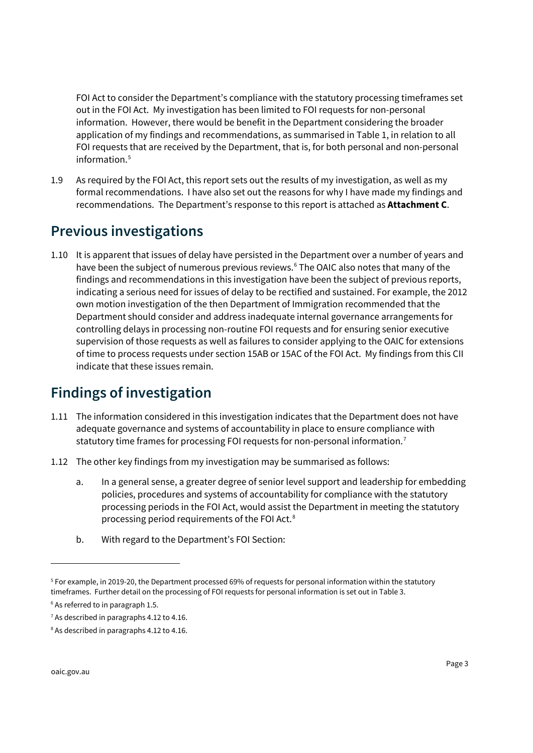FOI Act to consider the Department's compliance with the statutory processing timeframes set out in the FOI Act. My investigation has been limited to FOI requests for non-personal information. However, there would be benefit in the Department considering the broader application of my findings and recommendations, as summarised in Table 1, in relation to all FOI requests that are received by the Department, that is, for both personal and non-personal information.[5]

1.9 As required by the FOI Act, this report sets out the results of my investigation, as well as my formal recommendations. I have also set out the reasons for why I have made my findings and recommendations. The Department's response to this report is attached as **Attachment C**.

## Previous investigations

1.10 It is apparent that issues of delay have persisted in the Department over a number of years and have been the subject of numerous previous reviews.[6] The OAIC also notes that many of the findings and recommendations in this investigation have been the subject of previous reports, indicating a serious need for issues of delay to be rectified and sustained. For example, the 2012 own motion investigation of the then Department of Immigration recommended that the Department should consider and address inadequate internal governance arrangements for controlling delays in processing non-routine FOI requests and for ensuring senior executive supervision of those requests as well as failures to consider applying to the OAIC for extensions of time to process requests under section 15AB or 15AC of the FOI Act. My findings from this CII indicate that these issues remain.

## Findings of investigation

1.11 The information considered in this investigation indicates that the Department does not have adequate governance and systems of accountability in place to ensure compliance with statutory time frames for processing FOI requests for non-personal information.[7]

1.12 The other key findings from my investigation may be summarised as follows:

a. In a general sense, a greater degree of senior level support and leadership for embedding policies, procedures and systems of accountability for compliance with the statutory processing periods in the FOI Act, would assist the Department in meeting the statutory processing period requirements of the FOI Act.[8]

b. With regard to the Department's FOI Section:

---

[5] For example, in 2019-20, the Department processed 69% of requests for personal information within the statutory timeframes. Further detail on the processing of FOI requests for personal information is set out in Table 3.

[6] As referred to in paragraph 1.5.

[7] As described in paragraphs 4.12 to 4.16.

[8] As described in paragraphs 4.12 to 4.16.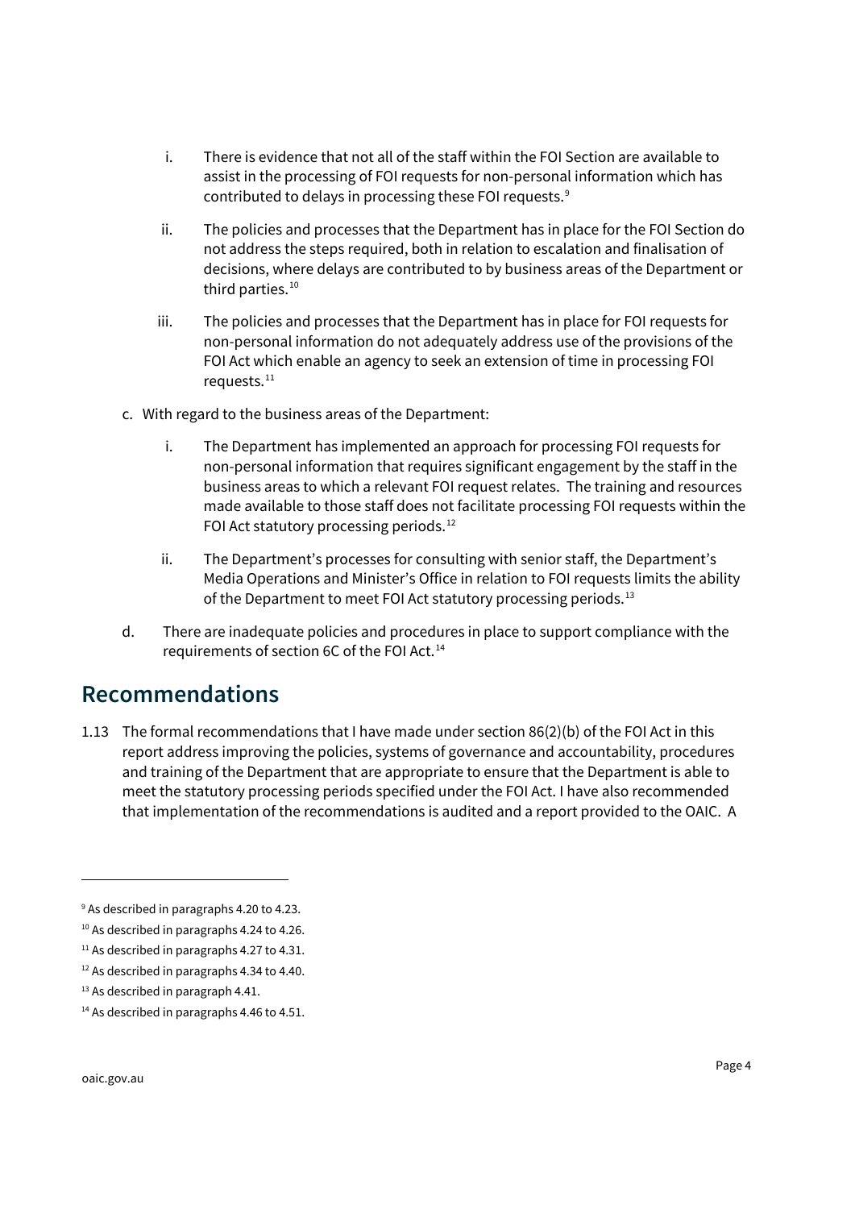i. There is evidence that not all of the staff within the FOI Section are available to assist in the processing of FOI requests for non-personal information which has contributed to delays in processing these FOI requests.[9]

ii. The policies and processes that the Department has in place for the FOI Section do not address the steps required, both in relation to escalation and finalisation of decisions, where delays are contributed to by business areas of the Department or third parties.[10]

iii. The policies and processes that the Department has in place for FOI requests for non-personal information do not adequately address use of the provisions of the FOI Act which enable an agency to seek an extension of time in processing FOI requests.[11]

c. With regard to the business areas of the Department:

i. The Department has implemented an approach for processing FOI requests for non-personal information that requires significant engagement by the staff in the business areas to which a relevant FOI request relates. The training and resources made available to those staff does not facilitate processing FOI requests within the FOI Act statutory processing periods.[12]

ii. The Department's processes for consulting with senior staff, the Department's Media Operations and Minister's Office in relation to FOI requests limits the ability of the Department to meet FOI Act statutory processing periods.[13]

d. There are inadequate policies and procedures in place to support compliance with the requirements of section 6C of the FOI Act.[14]

## Recommendations

1.13 The formal recommendations that I have made under section 86(2)(b) of the FOI Act in this report address improving the policies, systems of governance and accountability, procedures and training of the Department that are appropriate to ensure that the Department is able to meet the statutory processing periods specified under the FOI Act. I have also recommended that implementation of the recommendations is audited and a report provided to the OAIC. A

---

[9] As described in paragraphs 4.20 to 4.23.

[10] As described in paragraphs 4.24 to 4.26.

[11] As described in paragraphs 4.27 to 4.31.

[12] As described in paragraphs 4.34 to 4.40.

[13] As described in paragraph 4.41.

[14] As described in paragraphs 4.46 to 4.51.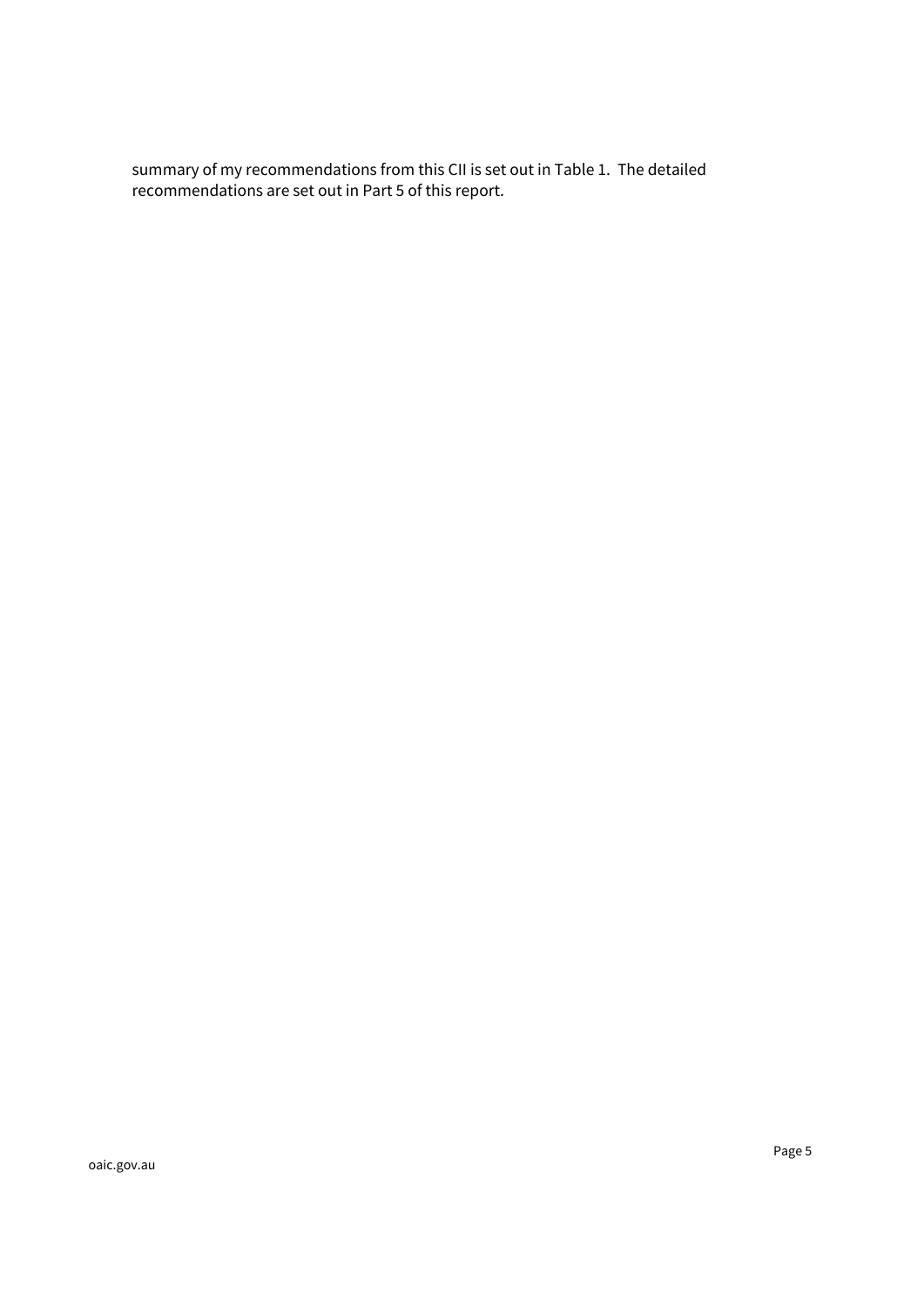summary of my recommendations from this CII is set out in Table 1. The detailed recommendations are set out in Part 5 of this report.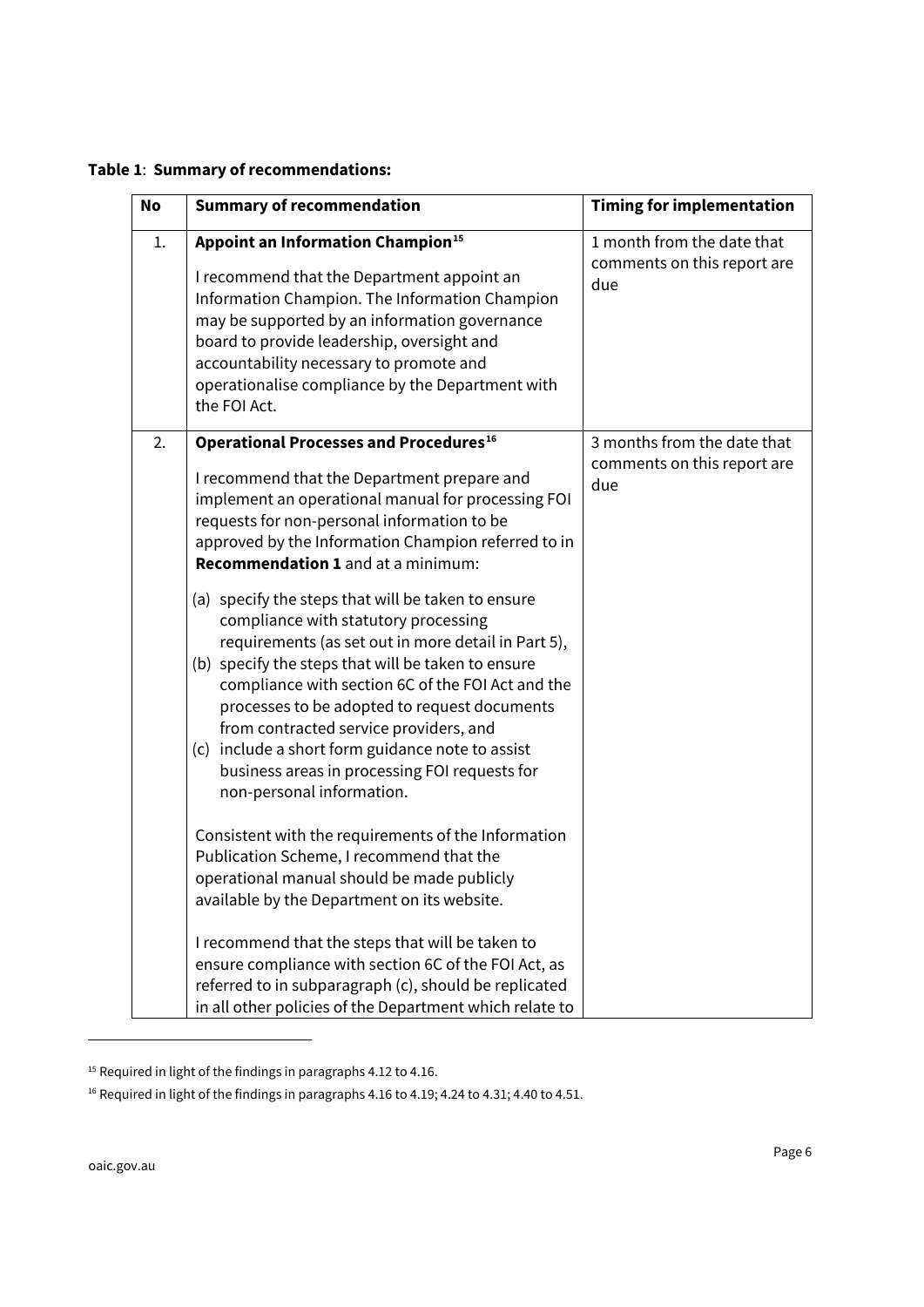**Table 1**: **Summary of recommendations:**

| No | Summary of recommendation | Timing for implementation |
|---|---|---|
| 1. | **Appoint an Information Champion**[15]<br><br>I recommend that the Department appoint an Information Champion. The Information Champion may be supported by an information governance board to provide leadership, oversight and accountability necessary to promote and operationalise compliance by the Department with the FOI Act. | 1 month from the date that comments on this report are due |
| 2. | **Operational Processes and Procedures**[16]<br><br>I recommend that the Department prepare and implement an operational manual for processing FOI requests for non-personal information to be approved by the Information Champion referred to in **Recommendation 1** and at a minimum:<br><br>(a) specify the steps that will be taken to ensure compliance with statutory processing requirements (as set out in more detail in Part 5),<br>(b) specify the steps that will be taken to ensure compliance with section 6C of the FOI Act and the processes to be adopted to request documents from contracted service providers, and<br>(c) include a short form guidance note to assist business areas in processing FOI requests for non-personal information.<br><br>Consistent with the requirements of the Information Publication Scheme, I recommend that the operational manual should be made publicly available by the Department on its website.<br><br>I recommend that the steps that will be taken to ensure compliance with section 6C of the FOI Act, as referred to in subparagraph (c), should be replicated in all other policies of the Department which relate to | 3 months from the date that comments on this report are due |

[15] Required in light of the findings in paragraphs 4.12 to 4.16.

[16] Required in light of the findings in paragraphs 4.16 to 4.19; 4.24 to 4.31; 4.40 to 4.51.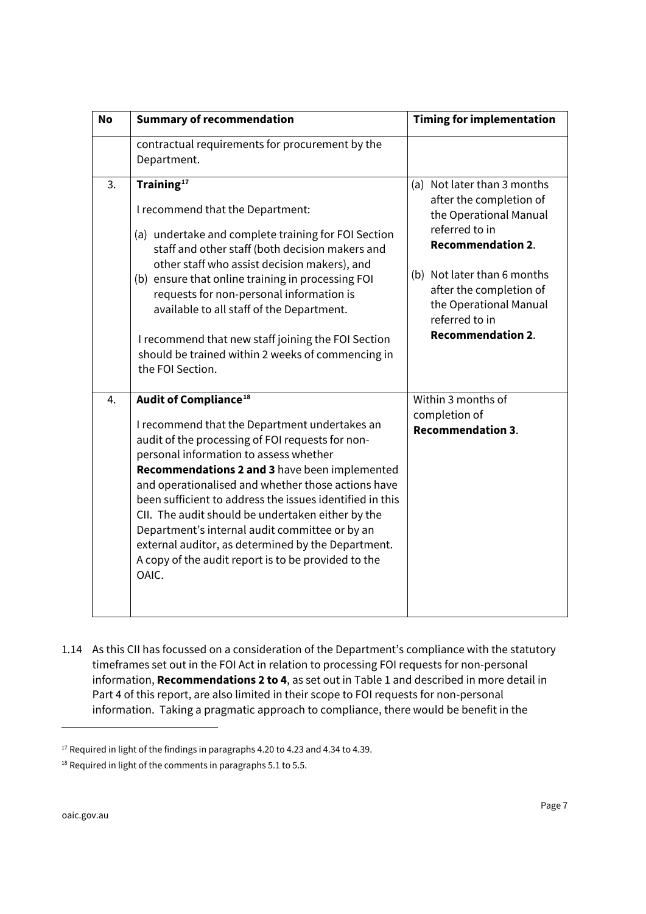| No | Summary of recommendation | Timing for implementation |
|---|---|---|
| | contractual requirements for procurement by the Department. | |
| 3. | **Training**[17]<br><br>I recommend that the Department:<br><br>(a) undertake and complete training for FOI Section staff and other staff (both decision makers and other staff who assist decision makers), and<br>(b) ensure that online training in processing FOI requests for non-personal information is available to all staff of the Department.<br><br>I recommend that new staff joining the FOI Section should be trained within 2 weeks of commencing in the FOI Section. | (a) Not later than 3 months after the completion of the Operational Manual referred to in **Recommendation 2**.<br><br>(b) Not later than 6 months after the completion of the Operational Manual referred to in **Recommendation 2**. |
| 4. | **Audit of Compliance**[18]<br><br>I recommend that the Department undertakes an audit of the processing of FOI requests for non-personal information to assess whether **Recommendations 2 and 3** have been implemented and operationalised and whether those actions have been sufficient to address the issues identified in this CII. The audit should be undertaken either by the Department's internal audit committee or by an external auditor, as determined by the Department. A copy of the audit report is to be provided to the OAIC. | Within 3 months of completion of **Recommendation 3**. |

1.14 As this CII has focussed on a consideration of the Department's compliance with the statutory timeframes set out in the FOI Act in relation to processing FOI requests for non-personal information, **Recommendations 2 to 4**, as set out in Table 1 and described in more detail in Part 4 of this report, are also limited in their scope to FOI requests for non-personal information. Taking a pragmatic approach to compliance, there would be benefit in the

[17] Required in light of the findings in paragraphs 4.20 to 4.23 and 4.34 to 4.39.

[18] Required in light of the comments in paragraphs 5.1 to 5.5.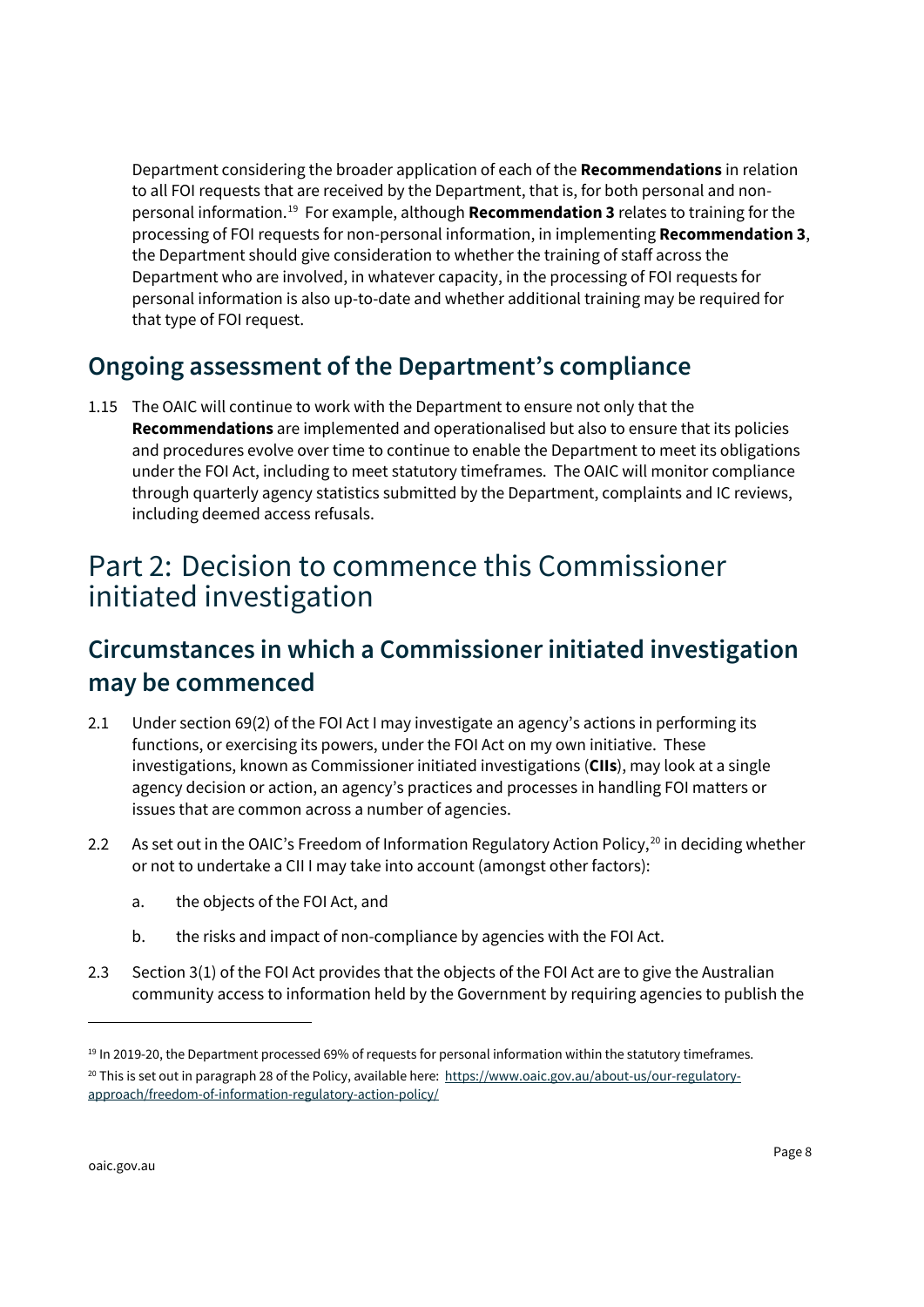Department considering the broader application of each of the **Recommendations** in relation to all FOI requests that are received by the Department, that is, for both personal and non-personal information.[19] For example, although **Recommendation 3** relates to training for the processing of FOI requests for non-personal information, in implementing **Recommendation 3**, the Department should give consideration to whether the training of staff across the Department who are involved, in whatever capacity, in the processing of FOI requests for personal information is also up-to-date and whether additional training may be required for that type of FOI request.

## Ongoing assessment of the Department's compliance

1.15 The OAIC will continue to work with the Department to ensure not only that the **Recommendations** are implemented and operationalised but also to ensure that its policies and procedures evolve over time to continue to enable the Department to meet its obligations under the FOI Act, including to meet statutory timeframes. The OAIC will monitor compliance through quarterly agency statistics submitted by the Department, complaints and IC reviews, including deemed access refusals.

# Part 2: Decision to commence this Commissioner initiated investigation

## Circumstances in which a Commissioner initiated investigation may be commenced

2.1 Under section 69(2) of the FOI Act I may investigate an agency's actions in performing its functions, or exercising its powers, under the FOI Act on my own initiative. These investigations, known as Commissioner initiated investigations (**CIIs**), may look at a single agency decision or action, an agency's practices and processes in handling FOI matters or issues that are common across a number of agencies.

2.2 As set out in the OAIC's Freedom of Information Regulatory Action Policy,[20] in deciding whether or not to undertake a CII I may take into account (amongst other factors):

a. the objects of the FOI Act, and

b. the risks and impact of non-compliance by agencies with the FOI Act.

2.3 Section 3(1) of the FOI Act provides that the objects of the FOI Act are to give the Australian community access to information held by the Government by requiring agencies to publish the

---

[19] In 2019-20, the Department processed 69% of requests for personal information within the statutory timeframes.

[20] This is set out in paragraph 28 of the Policy, available here: https://www.oaic.gov.au/about-us/our-regulatory-approach/freedom-of-information-regulatory-action-policy/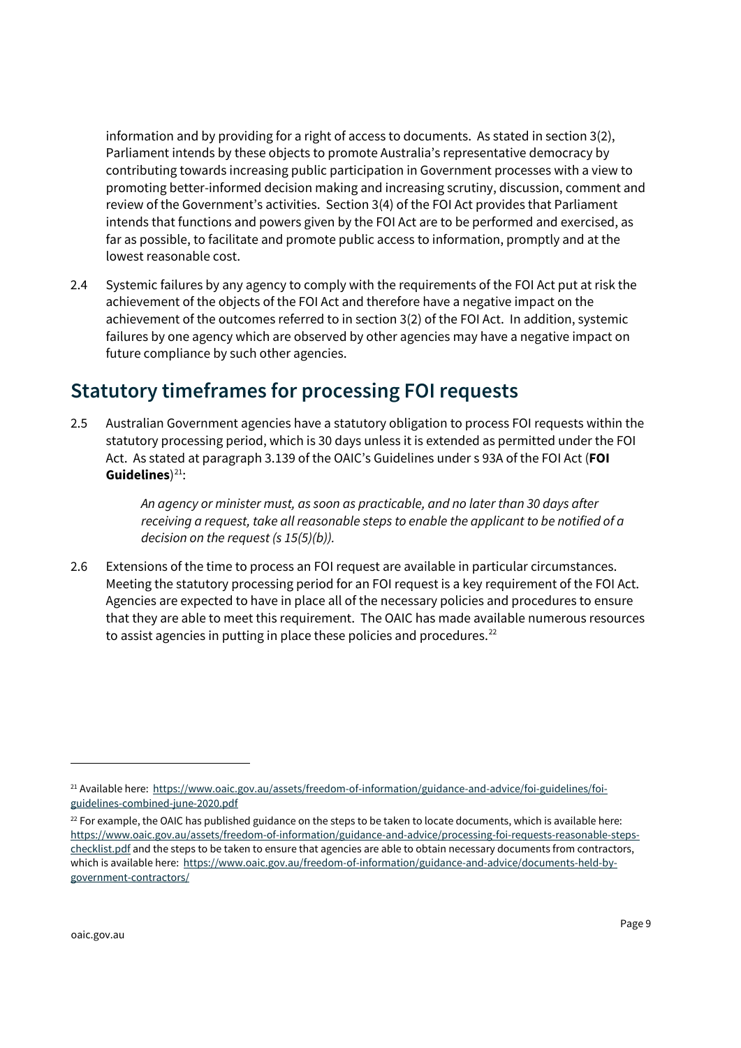information and by providing for a right of access to documents. As stated in section 3(2), Parliament intends by these objects to promote Australia's representative democracy by contributing towards increasing public participation in Government processes with a view to promoting better-informed decision making and increasing scrutiny, discussion, comment and review of the Government's activities. Section 3(4) of the FOI Act provides that Parliament intends that functions and powers given by the FOI Act are to be performed and exercised, as far as possible, to facilitate and promote public access to information, promptly and at the lowest reasonable cost.

2.4 Systemic failures by any agency to comply with the requirements of the FOI Act put at risk the achievement of the objects of the FOI Act and therefore have a negative impact on the achievement of the outcomes referred to in section 3(2) of the FOI Act. In addition, systemic failures by one agency which are observed by other agencies may have a negative impact on future compliance by such other agencies.

## Statutory timeframes for processing FOI requests

2.5 Australian Government agencies have a statutory obligation to process FOI requests within the statutory processing period, which is 30 days unless it is extended as permitted under the FOI Act. As stated at paragraph 3.139 of the OAIC's Guidelines under s 93A of the FOI Act (**FOI Guidelines**)[21]:

> *An agency or minister must, as soon as practicable, and no later than 30 days after receiving a request, take all reasonable steps to enable the applicant to be notified of a decision on the request (s 15(5)(b)).*

2.6 Extensions of the time to process an FOI request are available in particular circumstances. Meeting the statutory processing period for an FOI request is a key requirement of the FOI Act. Agencies are expected to have in place all of the necessary policies and procedures to ensure that they are able to meet this requirement. The OAIC has made available numerous resources to assist agencies in putting in place these policies and procedures.[22]

---

[21] Available here: https://www.oaic.gov.au/assets/freedom-of-information/guidance-and-advice/foi-guidelines/foi-guidelines-combined-june-2020.pdf

[22] For example, the OAIC has published guidance on the steps to be taken to locate documents, which is available here: https://www.oaic.gov.au/assets/freedom-of-information/guidance-and-advice/processing-foi-requests-reasonable-steps-checklist.pdf and the steps to be taken to ensure that agencies are able to obtain necessary documents from contractors, which is available here: https://www.oaic.gov.au/freedom-of-information/guidance-and-advice/documents-held-by-government-contractors/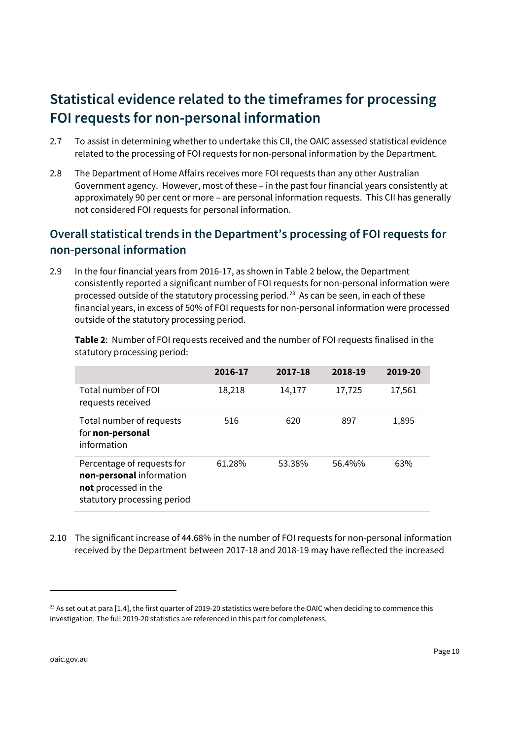## Statistical evidence related to the timeframes for processing FOI requests for non-personal information

2.7 To assist in determining whether to undertake this CII, the OAIC assessed statistical evidence related to the processing of FOI requests for non-personal information by the Department.

2.8 The Department of Home Affairs receives more FOI requests than any other Australian Government agency. However, most of these – in the past four financial years consistently at approximately 90 per cent or more – are personal information requests. This CII has generally not considered FOI requests for personal information.

### Overall statistical trends in the Department's processing of FOI requests for non-personal information

2.9 In the four financial years from 2016-17, as shown in Table 2 below, the Department consistently reported a significant number of FOI requests for non-personal information were processed outside of the statutory processing period.[23] As can be seen, in each of these financial years, in excess of 50% of FOI requests for non-personal information were processed outside of the statutory processing period.

**Table 2**: Number of FOI requests received and the number of FOI requests finalised in the statutory processing period:

| | 2016-17 | 2017-18 | 2018-19 | 2019-20 |
|---|---|---|---|---|
| Total number of FOI requests received | 18,218 | 14,177 | 17,725 | 17,561 |
| Total number of requests for **non-personal** information | 516 | 620 | 897 | 1,895 |
| Percentage of requests for **non-personal** information **not** processed in the statutory processing period | 61.28% | 53.38% | 56.4%% | 63% |

2.10 The significant increase of 44.68% in the number of FOI requests for non-personal information received by the Department between 2017-18 and 2018-19 may have reflected the increased

[23] As set out at para [1.4], the first quarter of 2019-20 statistics were before the OAIC when deciding to commence this investigation. The full 2019-20 statistics are referenced in this part for completeness.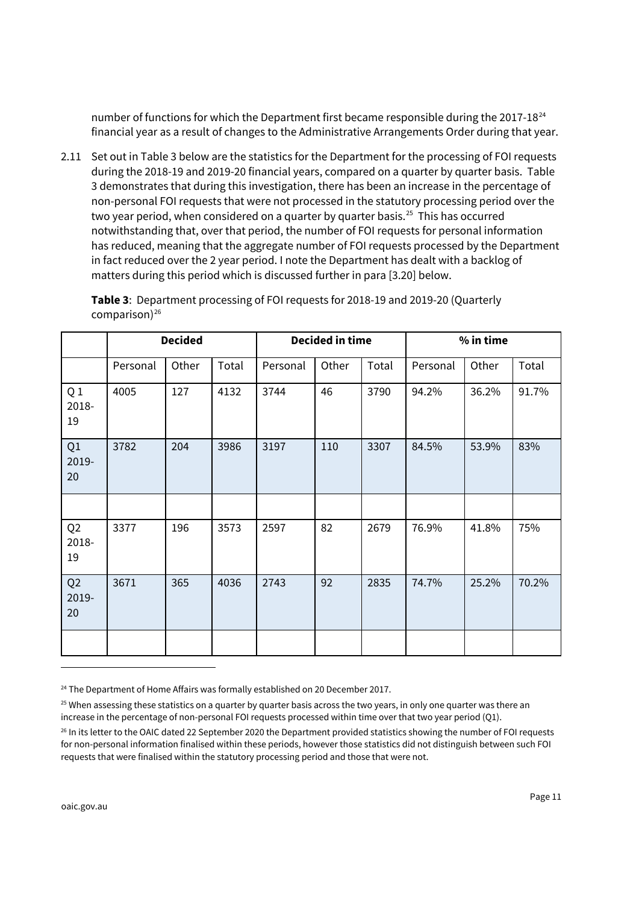number of functions for which the Department first became responsible during the 2017-18[24] financial year as a result of changes to the Administrative Arrangements Order during that year.

2.11 Set out in Table 3 below are the statistics for the Department for the processing of FOI requests during the 2018-19 and 2019-20 financial years, compared on a quarter by quarter basis. Table 3 demonstrates that during this investigation, there has been an increase in the percentage of non-personal FOI requests that were not processed in the statutory processing period over the two year period, when considered on a quarter by quarter basis.[25] This has occurred notwithstanding that, over that period, the number of FOI requests for personal information has reduced, meaning that the aggregate number of FOI requests processed by the Department in fact reduced over the 2 year period. I note the Department has dealt with a backlog of matters during this period which is discussed further in para [3.20] below.

**Table 3**: Department processing of FOI requests for 2018-19 and 2019-20 (Quarterly comparison)[26]

| | Decided | | | Decided in time | | | % in time | | |
|---|---|---|---|---|---|---|---|---|---|
| | Personal | Other | Total | Personal | Other | Total | Personal | Other | Total |
| Q 1 2018-19 | 4005 | 127 | 4132 | 3744 | 46 | 3790 | 94.2% | 36.2% | 91.7% |
| Q1 2019-20 | 3782 | 204 | 3986 | 3197 | 110 | 3307 | 84.5% | 53.9% | 83% |
| | | | | | | | | | |
| Q2 2018-19 | 3377 | 196 | 3573 | 2597 | 82 | 2679 | 76.9% | 41.8% | 75% |
| Q2 2019-20 | 3671 | 365 | 4036 | 2743 | 92 | 2835 | 74.7% | 25.2% | 70.2% |
| | | | | | | | | | |

[24] The Department of Home Affairs was formally established on 20 December 2017.

[25] When assessing these statistics on a quarter by quarter basis across the two years, in only one quarter was there an increase in the percentage of non-personal FOI requests processed within time over that two year period (Q1).

[26] In its letter to the OAIC dated 22 September 2020 the Department provided statistics showing the number of FOI requests for non-personal information finalised within these periods, however those statistics did not distinguish between such FOI requests that were finalised within the statutory processing period and those that were not.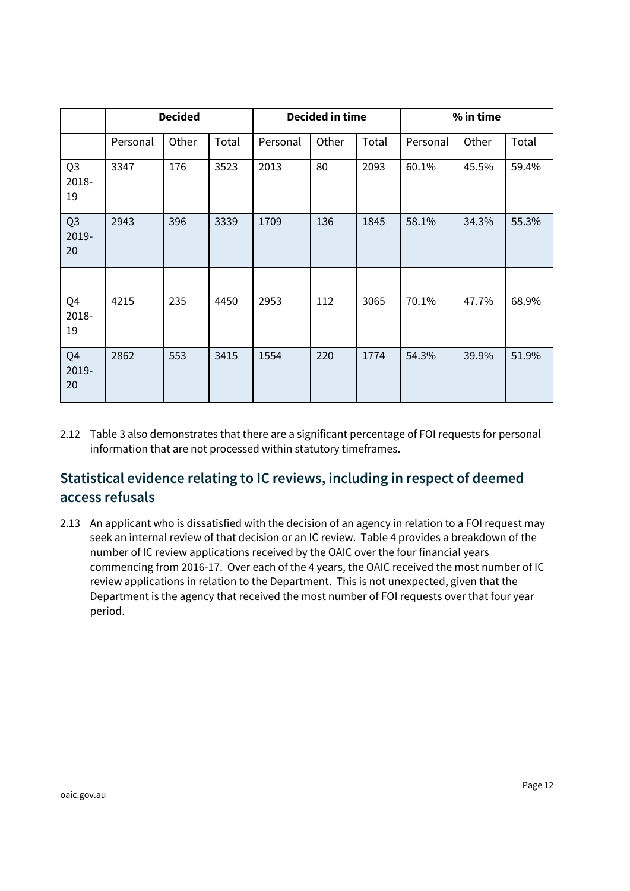| | Decided | | | Decided in time | | | % in time | | |
|---|---|---|---|---|---|---|---|---|---|
| | Personal | Other | Total | Personal | Other | Total | Personal | Other | Total |
| Q3 2018-19 | 3347 | 176 | 3523 | 2013 | 80 | 2093 | 60.1% | 45.5% | 59.4% |
| Q3 2019-20 | 2943 | 396 | 3339 | 1709 | 136 | 1845 | 58.1% | 34.3% | 55.3% |
| | | | | | | | | | |
| Q4 2018-19 | 4215 | 235 | 4450 | 2953 | 112 | 3065 | 70.1% | 47.7% | 68.9% |
| Q4 2019-20 | 2862 | 553 | 3415 | 1554 | 220 | 1774 | 54.3% | 39.9% | 51.9% |

2.12 Table 3 also demonstrates that there are a significant percentage of FOI requests for personal information that are not processed within statutory timeframes.

## Statistical evidence relating to IC reviews, including in respect of deemed access refusals

2.13 An applicant who is dissatisfied with the decision of an agency in relation to a FOI request may seek an internal review of that decision or an IC review. Table 4 provides a breakdown of the number of IC review applications received by the OAIC over the four financial years commencing from 2016-17. Over each of the 4 years, the OAIC received the most number of IC review applications in relation to the Department. This is not unexpected, given that the Department is the agency that received the most number of FOI requests over that four year period.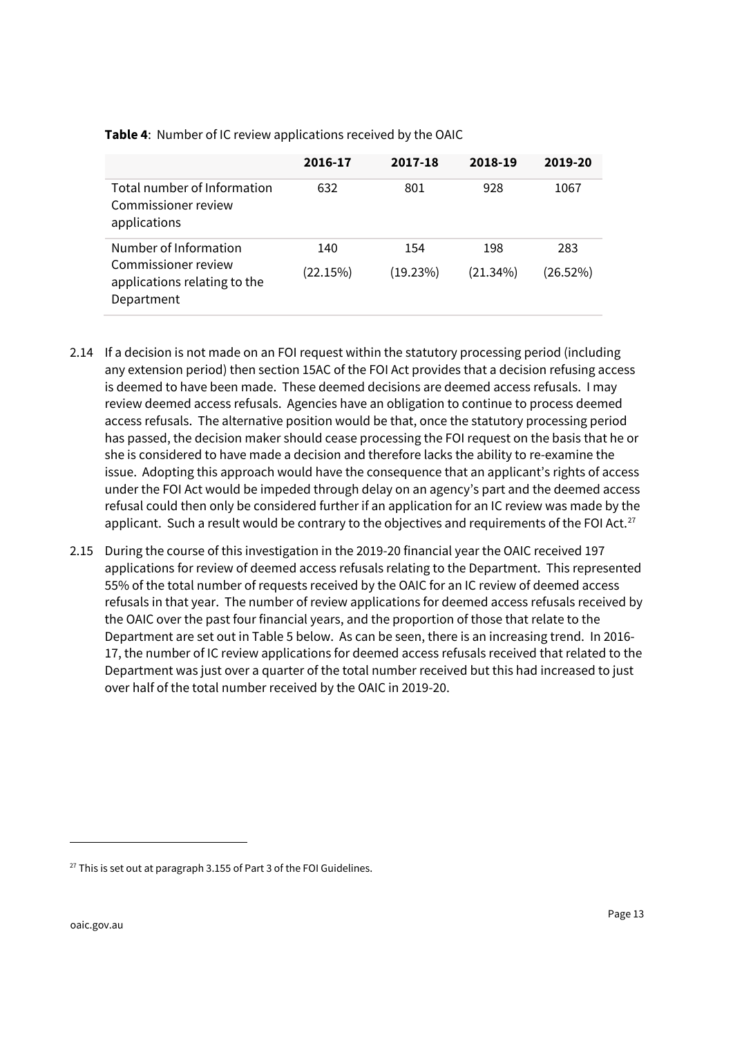**Table 4**: Number of IC review applications received by the OAIC

| | 2016-17 | 2017-18 | 2018-19 | 2019-20 |
|---|---|---|---|---|
| Total number of Information Commissioner review applications | 632 | 801 | 928 | 1067 |
| Number of Information Commissioner review applications relating to the Department | 140 (22.15%) | 154 (19.23%) | 198 (21.34%) | 283 (26.52%) |

2.14 If a decision is not made on an FOI request within the statutory processing period (including any extension period) then section 15AC of the FOI Act provides that a decision refusing access is deemed to have been made. These deemed decisions are deemed access refusals. I may review deemed access refusals. Agencies have an obligation to continue to process deemed access refusals. The alternative position would be that, once the statutory processing period has passed, the decision maker should cease processing the FOI request on the basis that he or she is considered to have made a decision and therefore lacks the ability to re-examine the issue. Adopting this approach would have the consequence that an applicant's rights of access under the FOI Act would be impeded through delay on an agency's part and the deemed access refusal could then only be considered further if an application for an IC review was made by the applicant. Such a result would be contrary to the objectives and requirements of the FOI Act.[27]

2.15 During the course of this investigation in the 2019-20 financial year the OAIC received 197 applications for review of deemed access refusals relating to the Department. This represented 55% of the total number of requests received by the OAIC for an IC review of deemed access refusals in that year. The number of review applications for deemed access refusals received by the OAIC over the past four financial years, and the proportion of those that relate to the Department are set out in Table 5 below. As can be seen, there is an increasing trend. In 2016-17, the number of IC review applications for deemed access refusals received that related to the Department was just over a quarter of the total number received but this had increased to just over half of the total number received by the OAIC in 2019-20.

[27] This is set out at paragraph 3.155 of Part 3 of the FOI Guidelines.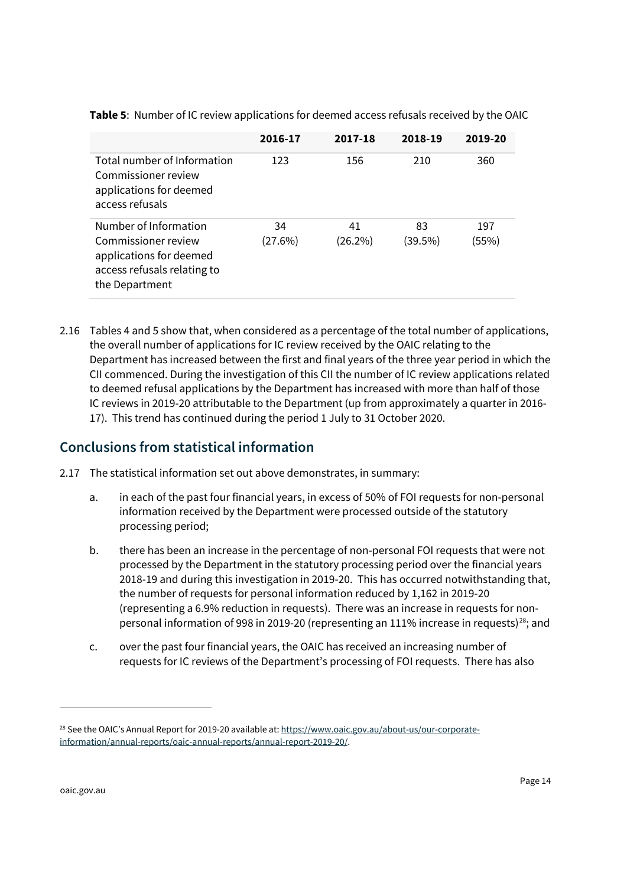**Table 5**: Number of IC review applications for deemed access refusals received by the OAIC

| | 2016-17 | 2017-18 | 2018-19 | 2019-20 |
|---|---|---|---|---|
| Total number of Information Commissioner review applications for deemed access refusals | 123 | 156 | 210 | 360 |
| Number of Information Commissioner review applications for deemed access refusals relating to the Department | 34 (27.6%) | 41 (26.2%) | 83 (39.5%) | 197 (55%) |

2.16 Tables 4 and 5 show that, when considered as a percentage of the total number of applications, the overall number of applications for IC review received by the OAIC relating to the Department has increased between the first and final years of the three year period in which the CII commenced. During the investigation of this CII the number of IC review applications related to deemed refusal applications by the Department has increased with more than half of those IC reviews in 2019-20 attributable to the Department (up from approximately a quarter in 2016-17). This trend has continued during the period 1 July to 31 October 2020.

## Conclusions from statistical information

2.17 The statistical information set out above demonstrates, in summary:

a. in each of the past four financial years, in excess of 50% of FOI requests for non-personal information received by the Department were processed outside of the statutory processing period;

b. there has been an increase in the percentage of non-personal FOI requests that were not processed by the Department in the statutory processing period over the financial years 2018-19 and during this investigation in 2019-20. This has occurred notwithstanding that, the number of requests for personal information reduced by 1,162 in 2019-20 (representing a 6.9% reduction in requests). There was an increase in requests for non-personal information of 998 in 2019-20 (representing an 111% increase in requests)[28]; and

c. over the past four financial years, the OAIC has received an increasing number of requests for IC reviews of the Department's processing of FOI requests. There has also

[28] See the OAIC's Annual Report for 2019-20 available at: https://www.oaic.gov.au/about-us/our-corporate-information/annual-reports/oaic-annual-reports/annual-report-2019-20/.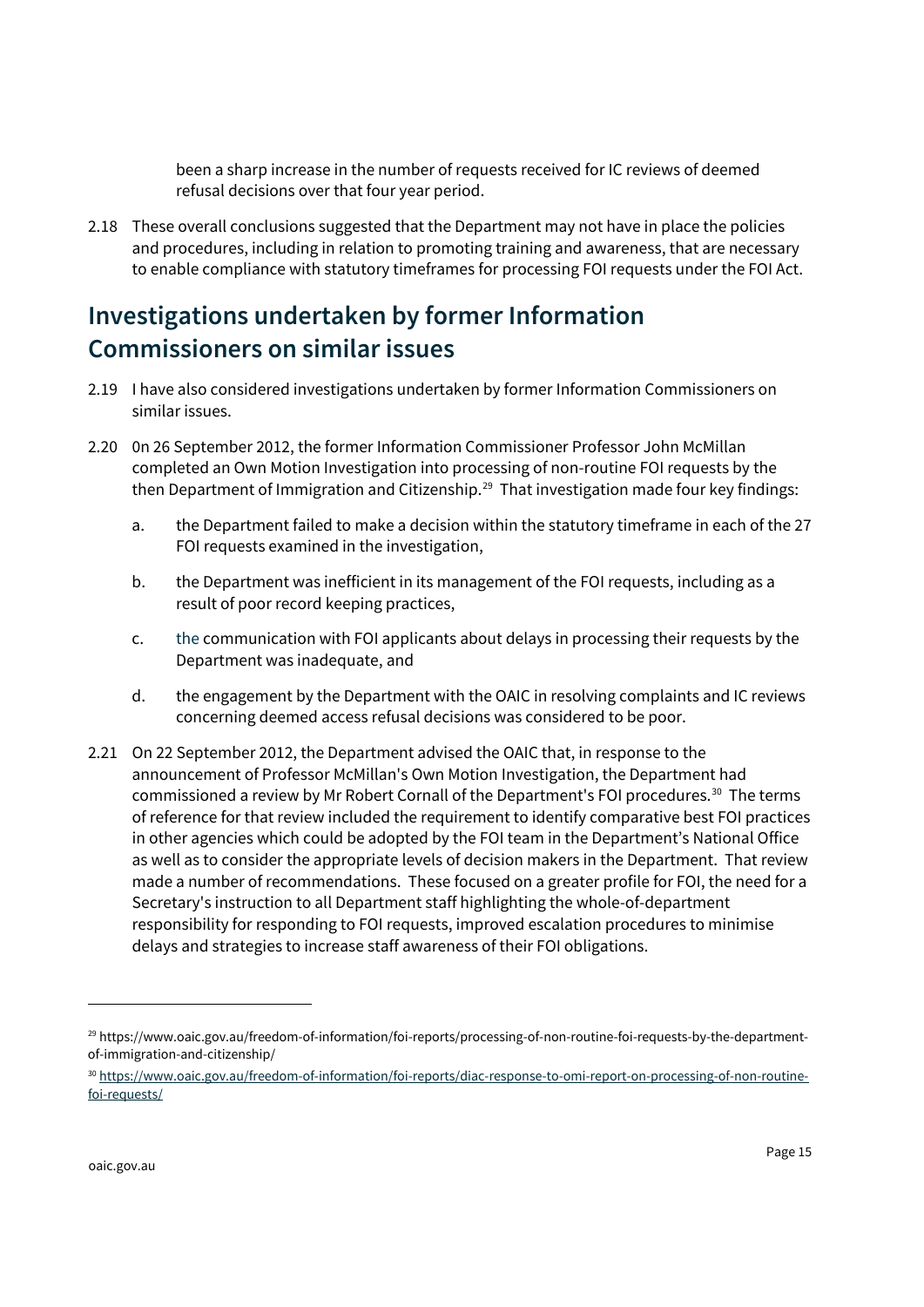been a sharp increase in the number of requests received for IC reviews of deemed refusal decisions over that four year period.

2.18 These overall conclusions suggested that the Department may not have in place the policies and procedures, including in relation to promoting training and awareness, that are necessary to enable compliance with statutory timeframes for processing FOI requests under the FOI Act.

## Investigations undertaken by former Information Commissioners on similar issues

2.19 I have also considered investigations undertaken by former Information Commissioners on similar issues.

2.20 0n 26 September 2012, the former Information Commissioner Professor John McMillan completed an Own Motion Investigation into processing of non-routine FOI requests by the then Department of Immigration and Citizenship.[29] That investigation made four key findings:

a. the Department failed to make a decision within the statutory timeframe in each of the 27 FOI requests examined in the investigation,

b. the Department was inefficient in its management of the FOI requests, including as a result of poor record keeping practices,

c. the communication with FOI applicants about delays in processing their requests by the Department was inadequate, and

d. the engagement by the Department with the OAIC in resolving complaints and IC reviews concerning deemed access refusal decisions was considered to be poor.

2.21 On 22 September 2012, the Department advised the OAIC that, in response to the announcement of Professor McMillan's Own Motion Investigation, the Department had commissioned a review by Mr Robert Cornall of the Department's FOI procedures.[30] The terms of reference for that review included the requirement to identify comparative best FOI practices in other agencies which could be adopted by the FOI team in the Department's National Office as well as to consider the appropriate levels of decision makers in the Department. That review made a number of recommendations. These focused on a greater profile for FOI, the need for a Secretary's instruction to all Department staff highlighting the whole-of-department responsibility for responding to FOI requests, improved escalation procedures to minimise delays and strategies to increase staff awareness of their FOI obligations.

---

[29] https://www.oaic.gov.au/freedom-of-information/foi-reports/processing-of-non-routine-foi-requests-by-the-department-of-immigration-and-citizenship/

[30] https://www.oaic.gov.au/freedom-of-information/foi-reports/diac-response-to-omi-report-on-processing-of-non-routine-foi-requests/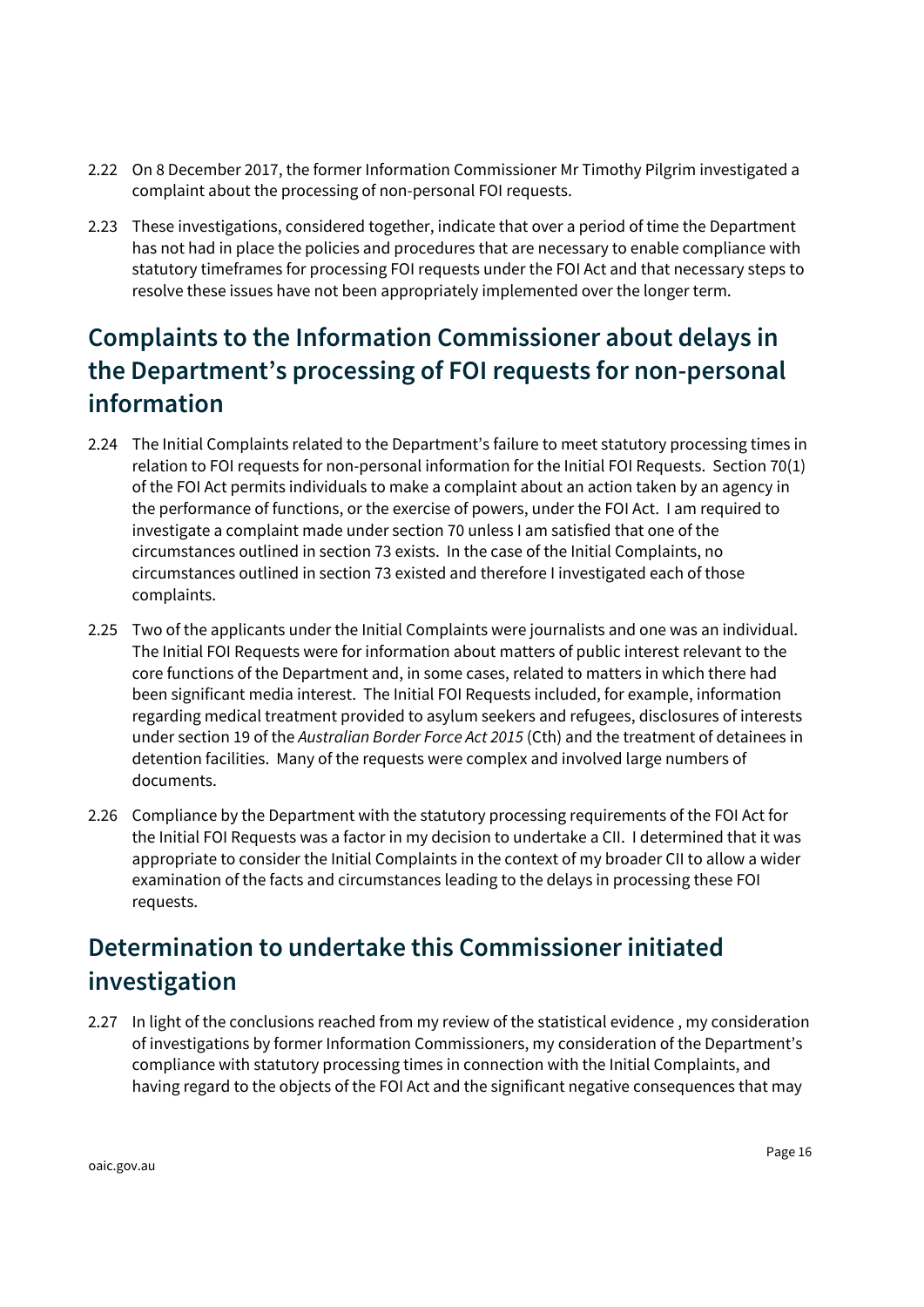2.22 On 8 December 2017, the former Information Commissioner Mr Timothy Pilgrim investigated a complaint about the processing of non-personal FOI requests.

2.23 These investigations, considered together, indicate that over a period of time the Department has not had in place the policies and procedures that are necessary to enable compliance with statutory timeframes for processing FOI requests under the FOI Act and that necessary steps to resolve these issues have not been appropriately implemented over the longer term.

## Complaints to the Information Commissioner about delays in the Department's processing of FOI requests for non-personal information

2.24 The Initial Complaints related to the Department's failure to meet statutory processing times in relation to FOI requests for non-personal information for the Initial FOI Requests. Section 70(1) of the FOI Act permits individuals to make a complaint about an action taken by an agency in the performance of functions, or the exercise of powers, under the FOI Act. I am required to investigate a complaint made under section 70 unless I am satisfied that one of the circumstances outlined in section 73 exists. In the case of the Initial Complaints, no circumstances outlined in section 73 existed and therefore I investigated each of those complaints.

2.25 Two of the applicants under the Initial Complaints were journalists and one was an individual. The Initial FOI Requests were for information about matters of public interest relevant to the core functions of the Department and, in some cases, related to matters in which there had been significant media interest. The Initial FOI Requests included, for example, information regarding medical treatment provided to asylum seekers and refugees, disclosures of interests under section 19 of the *Australian Border Force Act 2015* (Cth) and the treatment of detainees in detention facilities. Many of the requests were complex and involved large numbers of documents.

2.26 Compliance by the Department with the statutory processing requirements of the FOI Act for the Initial FOI Requests was a factor in my decision to undertake a CII. I determined that it was appropriate to consider the Initial Complaints in the context of my broader CII to allow a wider examination of the facts and circumstances leading to the delays in processing these FOI requests.

## Determination to undertake this Commissioner initiated investigation

2.27 In light of the conclusions reached from my review of the statistical evidence , my consideration of investigations by former Information Commissioners, my consideration of the Department's compliance with statutory processing times in connection with the Initial Complaints, and having regard to the objects of the FOI Act and the significant negative consequences that may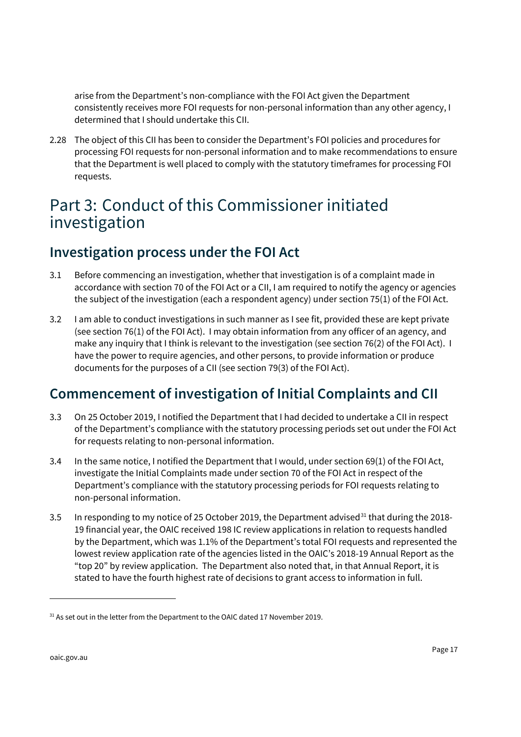arise from the Department's non-compliance with the FOI Act given the Department consistently receives more FOI requests for non-personal information than any other agency, I determined that I should undertake this CII.

2.28 The object of this CII has been to consider the Department's FOI policies and procedures for processing FOI requests for non-personal information and to make recommendations to ensure that the Department is well placed to comply with the statutory timeframes for processing FOI requests.

# Part 3: Conduct of this Commissioner initiated investigation

## Investigation process under the FOI Act

3.1 Before commencing an investigation, whether that investigation is of a complaint made in accordance with section 70 of the FOI Act or a CII, I am required to notify the agency or agencies the subject of the investigation (each a respondent agency) under section 75(1) of the FOI Act.

3.2 I am able to conduct investigations in such manner as I see fit, provided these are kept private (see section 76(1) of the FOI Act). I may obtain information from any officer of an agency, and make any inquiry that I think is relevant to the investigation (see section 76(2) of the FOI Act). I have the power to require agencies, and other persons, to provide information or produce documents for the purposes of a CII (see section 79(3) of the FOI Act).

## Commencement of investigation of Initial Complaints and CII

3.3 On 25 October 2019, I notified the Department that I had decided to undertake a CII in respect of the Department's compliance with the statutory processing periods set out under the FOI Act for requests relating to non-personal information.

3.4 In the same notice, I notified the Department that I would, under section 69(1) of the FOI Act, investigate the Initial Complaints made under section 70 of the FOI Act in respect of the Department's compliance with the statutory processing periods for FOI requests relating to non-personal information.

3.5 In responding to my notice of 25 October 2019, the Department advised[31] that during the 2018-19 financial year, the OAIC received 198 IC review applications in relation to requests handled by the Department, which was 1.1% of the Department's total FOI requests and represented the lowest review application rate of the agencies listed in the OAIC's 2018-19 Annual Report as the "top 20" by review application. The Department also noted that, in that Annual Report, it is stated to have the fourth highest rate of decisions to grant access to information in full.

[31] As set out in the letter from the Department to the OAIC dated 17 November 2019.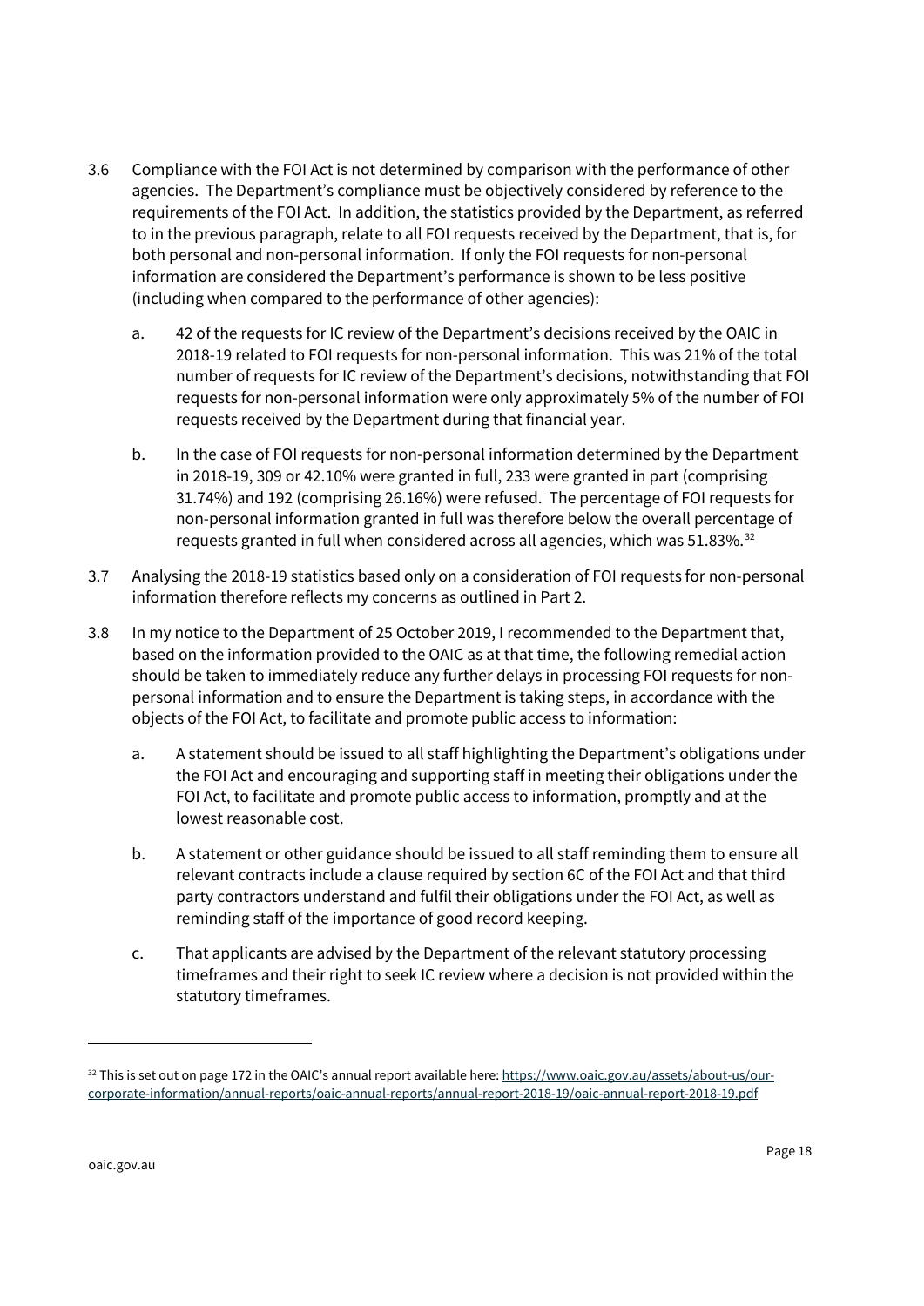3.6 Compliance with the FOI Act is not determined by comparison with the performance of other agencies. The Department's compliance must be objectively considered by reference to the requirements of the FOI Act. In addition, the statistics provided by the Department, as referred to in the previous paragraph, relate to all FOI requests received by the Department, that is, for both personal and non-personal information. If only the FOI requests for non-personal information are considered the Department's performance is shown to be less positive (including when compared to the performance of other agencies):

   a. 42 of the requests for IC review of the Department's decisions received by the OAIC in 2018-19 related to FOI requests for non-personal information. This was 21% of the total number of requests for IC review of the Department's decisions, notwithstanding that FOI requests for non-personal information were only approximately 5% of the number of FOI requests received by the Department during that financial year.

   b. In the case of FOI requests for non-personal information determined by the Department in 2018-19, 309 or 42.10% were granted in full, 233 were granted in part (comprising 31.74%) and 192 (comprising 26.16%) were refused. The percentage of FOI requests for non-personal information granted in full was therefore below the overall percentage of requests granted in full when considered across all agencies, which was 51.83%.[32]

3.7 Analysing the 2018-19 statistics based only on a consideration of FOI requests for non-personal information therefore reflects my concerns as outlined in Part 2.

3.8 In my notice to the Department of 25 October 2019, I recommended to the Department that, based on the information provided to the OAIC as at that time, the following remedial action should be taken to immediately reduce any further delays in processing FOI requests for non-personal information and to ensure the Department is taking steps, in accordance with the objects of the FOI Act, to facilitate and promote public access to information:

   a. A statement should be issued to all staff highlighting the Department's obligations under the FOI Act and encouraging and supporting staff in meeting their obligations under the FOI Act, to facilitate and promote public access to information, promptly and at the lowest reasonable cost.

   b. A statement or other guidance should be issued to all staff reminding them to ensure all relevant contracts include a clause required by section 6C of the FOI Act and that third party contractors understand and fulfil their obligations under the FOI Act, as well as reminding staff of the importance of good record keeping.

   c. That applicants are advised by the Department of the relevant statutory processing timeframes and their right to seek IC review where a decision is not provided within the statutory timeframes.

---

[32] This is set out on page 172 in the OAIC's annual report available here: https://www.oaic.gov.au/assets/about-us/our-corporate-information/annual-reports/oaic-annual-reports/annual-report-2018-19/oaic-annual-report-2018-19.pdf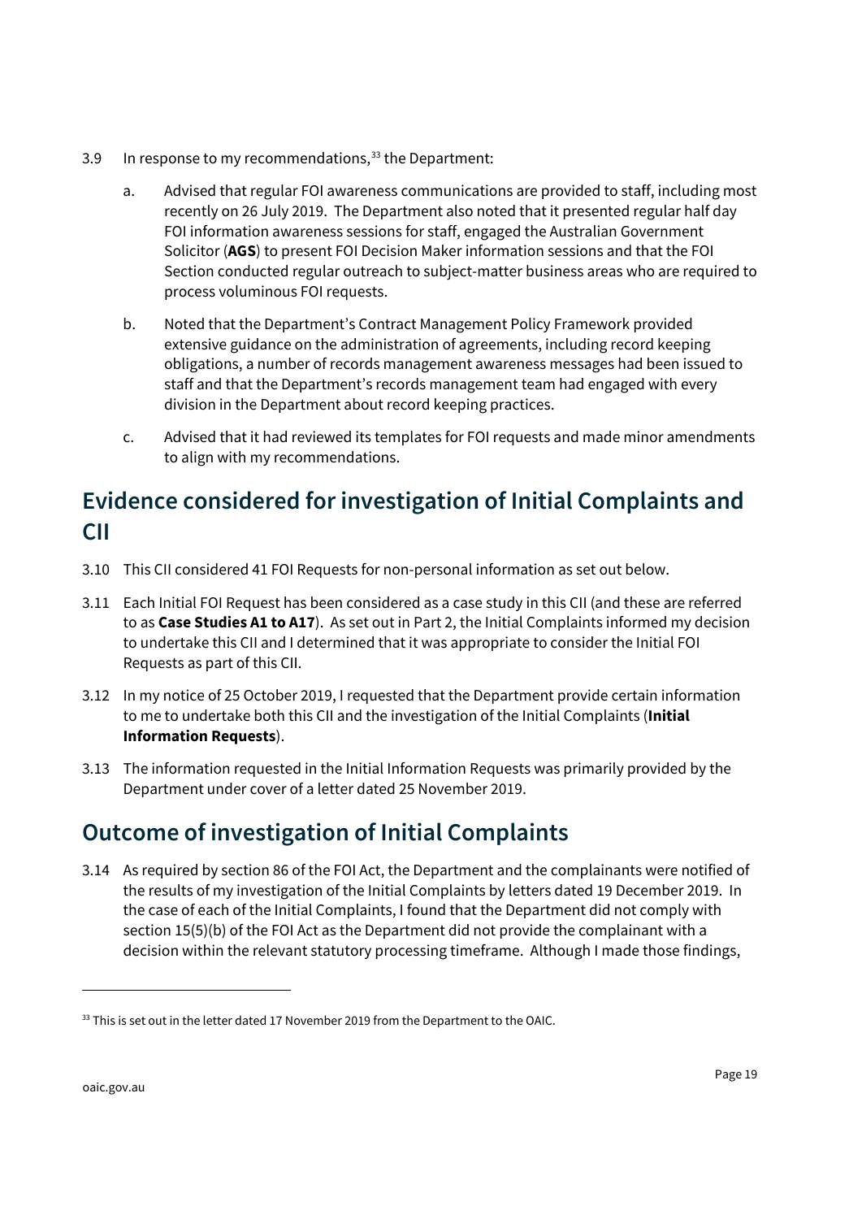3.9 In response to my recommendations,[33] the Department:

a. Advised that regular FOI awareness communications are provided to staff, including most recently on 26 July 2019. The Department also noted that it presented regular half day FOI information awareness sessions for staff, engaged the Australian Government Solicitor (**AGS**) to present FOI Decision Maker information sessions and that the FOI Section conducted regular outreach to subject-matter business areas who are required to process voluminous FOI requests.

b. Noted that the Department's Contract Management Policy Framework provided extensive guidance on the administration of agreements, including record keeping obligations, a number of records management awareness messages had been issued to staff and that the Department's records management team had engaged with every division in the Department about record keeping practices.

c. Advised that it had reviewed its templates for FOI requests and made minor amendments to align with my recommendations.

## Evidence considered for investigation of Initial Complaints and CII

3.10 This CII considered 41 FOI Requests for non-personal information as set out below.

3.11 Each Initial FOI Request has been considered as a case study in this CII (and these are referred to as **Case Studies A1 to A17**). As set out in Part 2, the Initial Complaints informed my decision to undertake this CII and I determined that it was appropriate to consider the Initial FOI Requests as part of this CII.

3.12 In my notice of 25 October 2019, I requested that the Department provide certain information to me to undertake both this CII and the investigation of the Initial Complaints (**Initial Information Requests**).

3.13 The information requested in the Initial Information Requests was primarily provided by the Department under cover of a letter dated 25 November 2019.

## Outcome of investigation of Initial Complaints

3.14 As required by section 86 of the FOI Act, the Department and the complainants were notified of the results of my investigation of the Initial Complaints by letters dated 19 December 2019. In the case of each of the Initial Complaints, I found that the Department did not comply with section 15(5)(b) of the FOI Act as the Department did not provide the complainant with a decision within the relevant statutory processing timeframe. Although I made those findings,

[33] This is set out in the letter dated 17 November 2019 from the Department to the OAIC.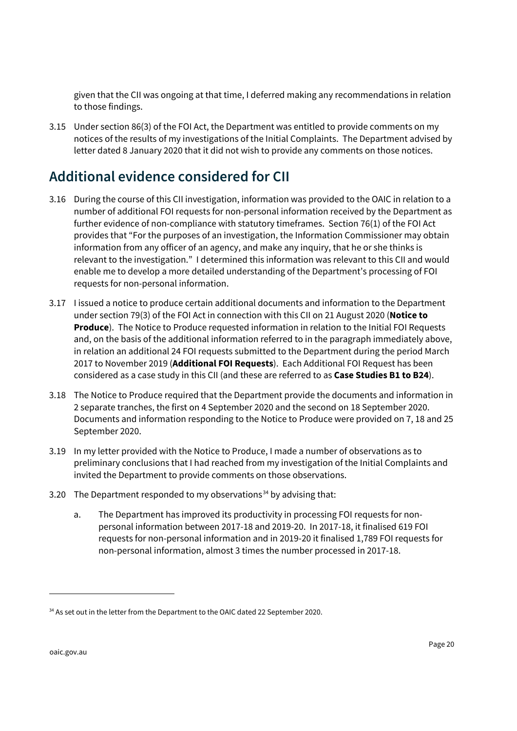given that the CII was ongoing at that time, I deferred making any recommendations in relation to those findings.

3.15 Under section 86(3) of the FOI Act, the Department was entitled to provide comments on my notices of the results of my investigations of the Initial Complaints. The Department advised by letter dated 8 January 2020 that it did not wish to provide any comments on those notices.

## Additional evidence considered for CII

3.16 During the course of this CII investigation, information was provided to the OAIC in relation to a number of additional FOI requests for non-personal information received by the Department as further evidence of non-compliance with statutory timeframes. Section 76(1) of the FOI Act provides that "For the purposes of an investigation, the Information Commissioner may obtain information from any officer of an agency, and make any inquiry, that he or she thinks is relevant to the investigation." I determined this information was relevant to this CII and would enable me to develop a more detailed understanding of the Department's processing of FOI requests for non-personal information.

3.17 I issued a notice to produce certain additional documents and information to the Department under section 79(3) of the FOI Act in connection with this CII on 21 August 2020 (**Notice to Produce**). The Notice to Produce requested information in relation to the Initial FOI Requests and, on the basis of the additional information referred to in the paragraph immediately above, in relation an additional 24 FOI requests submitted to the Department during the period March 2017 to November 2019 (**Additional FOI Requests**). Each Additional FOI Request has been considered as a case study in this CII (and these are referred to as **Case Studies B1 to B24**).

3.18 The Notice to Produce required that the Department provide the documents and information in 2 separate tranches, the first on 4 September 2020 and the second on 18 September 2020. Documents and information responding to the Notice to Produce were provided on 7, 18 and 25 September 2020.

3.19 In my letter provided with the Notice to Produce, I made a number of observations as to preliminary conclusions that I had reached from my investigation of the Initial Complaints and invited the Department to provide comments on those observations.

3.20 The Department responded to my observations[34] by advising that:

a. The Department has improved its productivity in processing FOI requests for non-personal information between 2017-18 and 2019-20. In 2017-18, it finalised 619 FOI requests for non-personal information and in 2019-20 it finalised 1,789 FOI requests for non-personal information, almost 3 times the number processed in 2017-18.

[34] As set out in the letter from the Department to the OAIC dated 22 September 2020.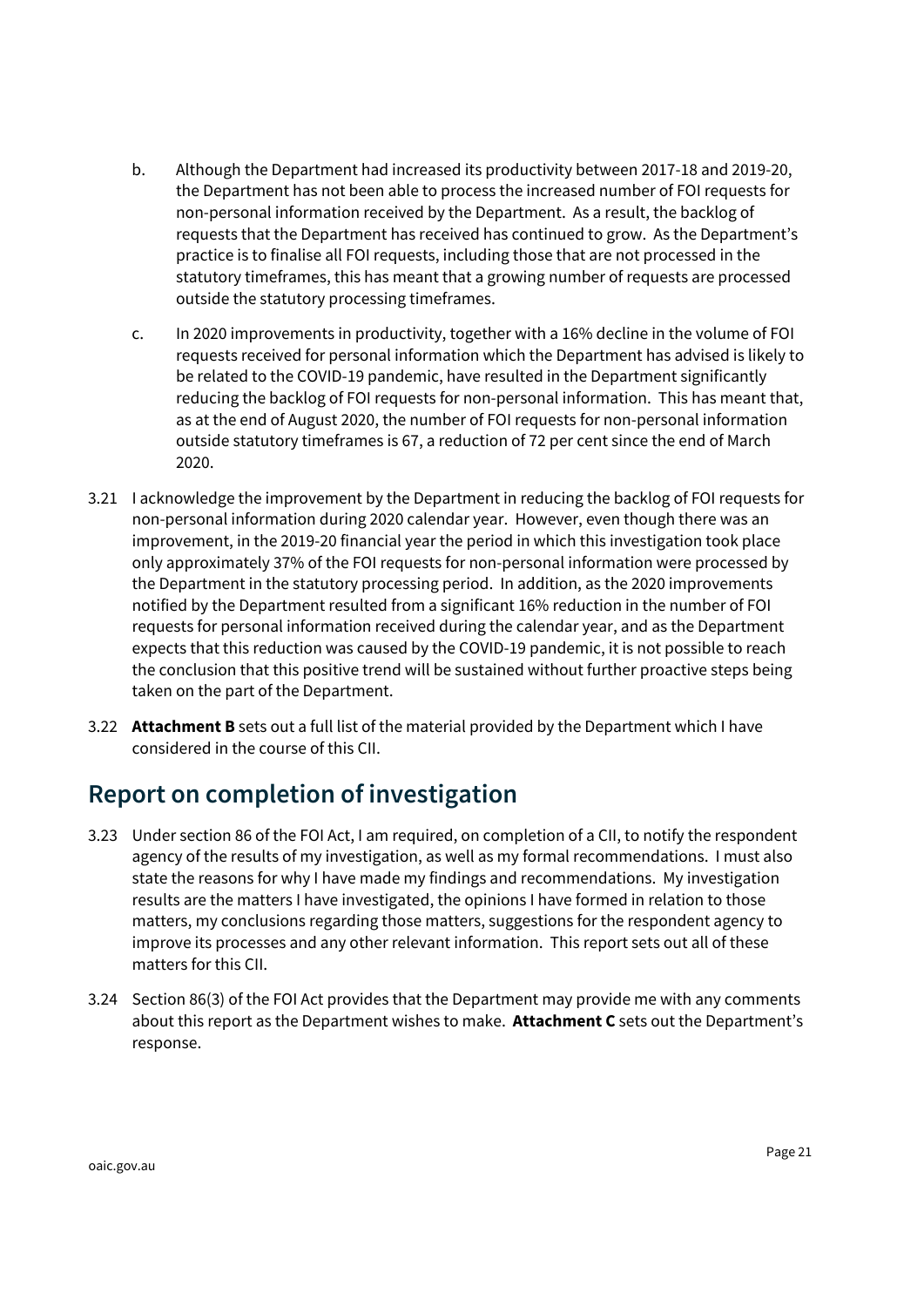b. Although the Department had increased its productivity between 2017-18 and 2019-20, the Department has not been able to process the increased number of FOI requests for non-personal information received by the Department. As a result, the backlog of requests that the Department has received has continued to grow. As the Department's practice is to finalise all FOI requests, including those that are not processed in the statutory timeframes, this has meant that a growing number of requests are processed outside the statutory processing timeframes.

c. In 2020 improvements in productivity, together with a 16% decline in the volume of FOI requests received for personal information which the Department has advised is likely to be related to the COVID-19 pandemic, have resulted in the Department significantly reducing the backlog of FOI requests for non-personal information. This has meant that, as at the end of August 2020, the number of FOI requests for non-personal information outside statutory timeframes is 67, a reduction of 72 per cent since the end of March 2020.

3.21 I acknowledge the improvement by the Department in reducing the backlog of FOI requests for non-personal information during 2020 calendar year. However, even though there was an improvement, in the 2019-20 financial year the period in which this investigation took place only approximately 37% of the FOI requests for non-personal information were processed by the Department in the statutory processing period. In addition, as the 2020 improvements notified by the Department resulted from a significant 16% reduction in the number of FOI requests for personal information received during the calendar year, and as the Department expects that this reduction was caused by the COVID-19 pandemic, it is not possible to reach the conclusion that this positive trend will be sustained without further proactive steps being taken on the part of the Department.

3.22 **Attachment B** sets out a full list of the material provided by the Department which I have considered in the course of this CII.

## Report on completion of investigation

3.23 Under section 86 of the FOI Act, I am required, on completion of a CII, to notify the respondent agency of the results of my investigation, as well as my formal recommendations. I must also state the reasons for why I have made my findings and recommendations. My investigation results are the matters I have investigated, the opinions I have formed in relation to those matters, my conclusions regarding those matters, suggestions for the respondent agency to improve its processes and any other relevant information. This report sets out all of these matters for this CII.

3.24 Section 86(3) of the FOI Act provides that the Department may provide me with any comments about this report as the Department wishes to make. **Attachment C** sets out the Department's response.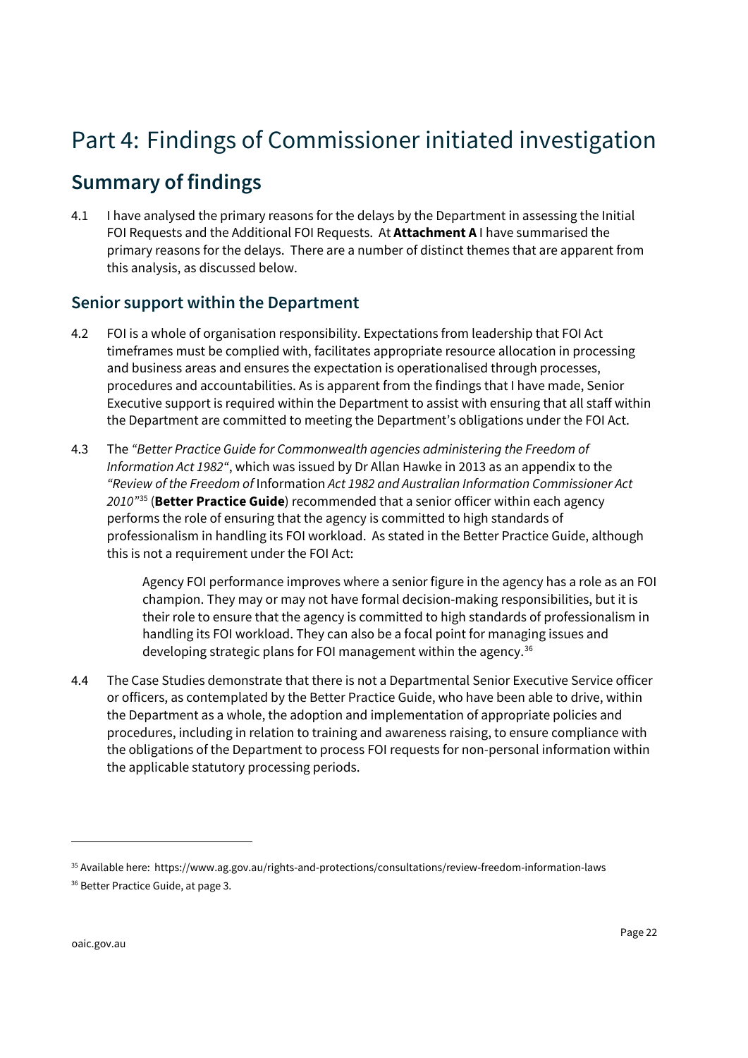# Part 4: Findings of Commissioner initiated investigation

## Summary of findings

4.1 I have analysed the primary reasons for the delays by the Department in assessing the Initial FOI Requests and the Additional FOI Requests. At **Attachment A** I have summarised the primary reasons for the delays. There are a number of distinct themes that are apparent from this analysis, as discussed below.

### Senior support within the Department

4.2 FOI is a whole of organisation responsibility. Expectations from leadership that FOI Act timeframes must be complied with, facilitates appropriate resource allocation in processing and business areas and ensures the expectation is operationalised through processes, procedures and accountabilities. As is apparent from the findings that I have made, Senior Executive support is required within the Department to assist with ensuring that all staff within the Department are committed to meeting the Department's obligations under the FOI Act.

4.3 The *"Better Practice Guide for Commonwealth agencies administering the Freedom of Information Act 1982"*, which was issued by Dr Allan Hawke in 2013 as an appendix to the *"Review of the Freedom of* Information *Act 1982 and Australian Information Commissioner Act 2010"*[35] (**Better Practice Guide**) recommended that a senior officer within each agency performs the role of ensuring that the agency is committed to high standards of professionalism in handling its FOI workload. As stated in the Better Practice Guide, although this is not a requirement under the FOI Act:

> Agency FOI performance improves where a senior figure in the agency has a role as an FOI champion. They may or may not have formal decision-making responsibilities, but it is their role to ensure that the agency is committed to high standards of professionalism in handling its FOI workload. They can also be a focal point for managing issues and developing strategic plans for FOI management within the agency.[36]

4.4 The Case Studies demonstrate that there is not a Departmental Senior Executive Service officer or officers, as contemplated by the Better Practice Guide, who have been able to drive, within the Department as a whole, the adoption and implementation of appropriate policies and procedures, including in relation to training and awareness raising, to ensure compliance with the obligations of the Department to process FOI requests for non-personal information within the applicable statutory processing periods.

---

[35] Available here: https://www.ag.gov.au/rights-and-protections/consultations/review-freedom-information-laws

[36] Better Practice Guide, at page 3.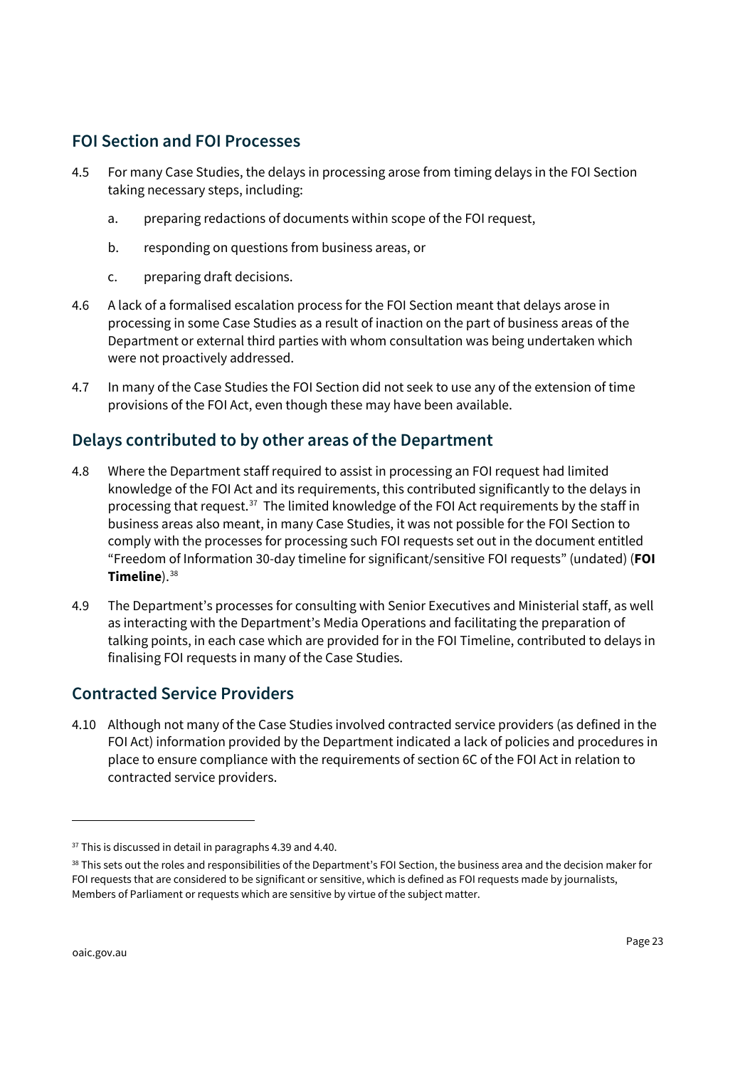## FOI Section and FOI Processes

4.5 For many Case Studies, the delays in processing arose from timing delays in the FOI Section taking necessary steps, including:

a. preparing redactions of documents within scope of the FOI request,

b. responding on questions from business areas, or

c. preparing draft decisions.

4.6 A lack of a formalised escalation process for the FOI Section meant that delays arose in processing in some Case Studies as a result of inaction on the part of business areas of the Department or external third parties with whom consultation was being undertaken which were not proactively addressed.

4.7 In many of the Case Studies the FOI Section did not seek to use any of the extension of time provisions of the FOI Act, even though these may have been available.

## Delays contributed to by other areas of the Department

4.8 Where the Department staff required to assist in processing an FOI request had limited knowledge of the FOI Act and its requirements, this contributed significantly to the delays in processing that request.[37] The limited knowledge of the FOI Act requirements by the staff in business areas also meant, in many Case Studies, it was not possible for the FOI Section to comply with the processes for processing such FOI requests set out in the document entitled "Freedom of Information 30-day timeline for significant/sensitive FOI requests" (undated) (**FOI Timeline**).[38]

4.9 The Department's processes for consulting with Senior Executives and Ministerial staff, as well as interacting with the Department's Media Operations and facilitating the preparation of talking points, in each case which are provided for in the FOI Timeline, contributed to delays in finalising FOI requests in many of the Case Studies.

## Contracted Service Providers

4.10 Although not many of the Case Studies involved contracted service providers (as defined in the FOI Act) information provided by the Department indicated a lack of policies and procedures in place to ensure compliance with the requirements of section 6C of the FOI Act in relation to contracted service providers.

---

[37] This is discussed in detail in paragraphs 4.39 and 4.40.

[38] This sets out the roles and responsibilities of the Department's FOI Section, the business area and the decision maker for FOI requests that are considered to be significant or sensitive, which is defined as FOI requests made by journalists, Members of Parliament or requests which are sensitive by virtue of the subject matter.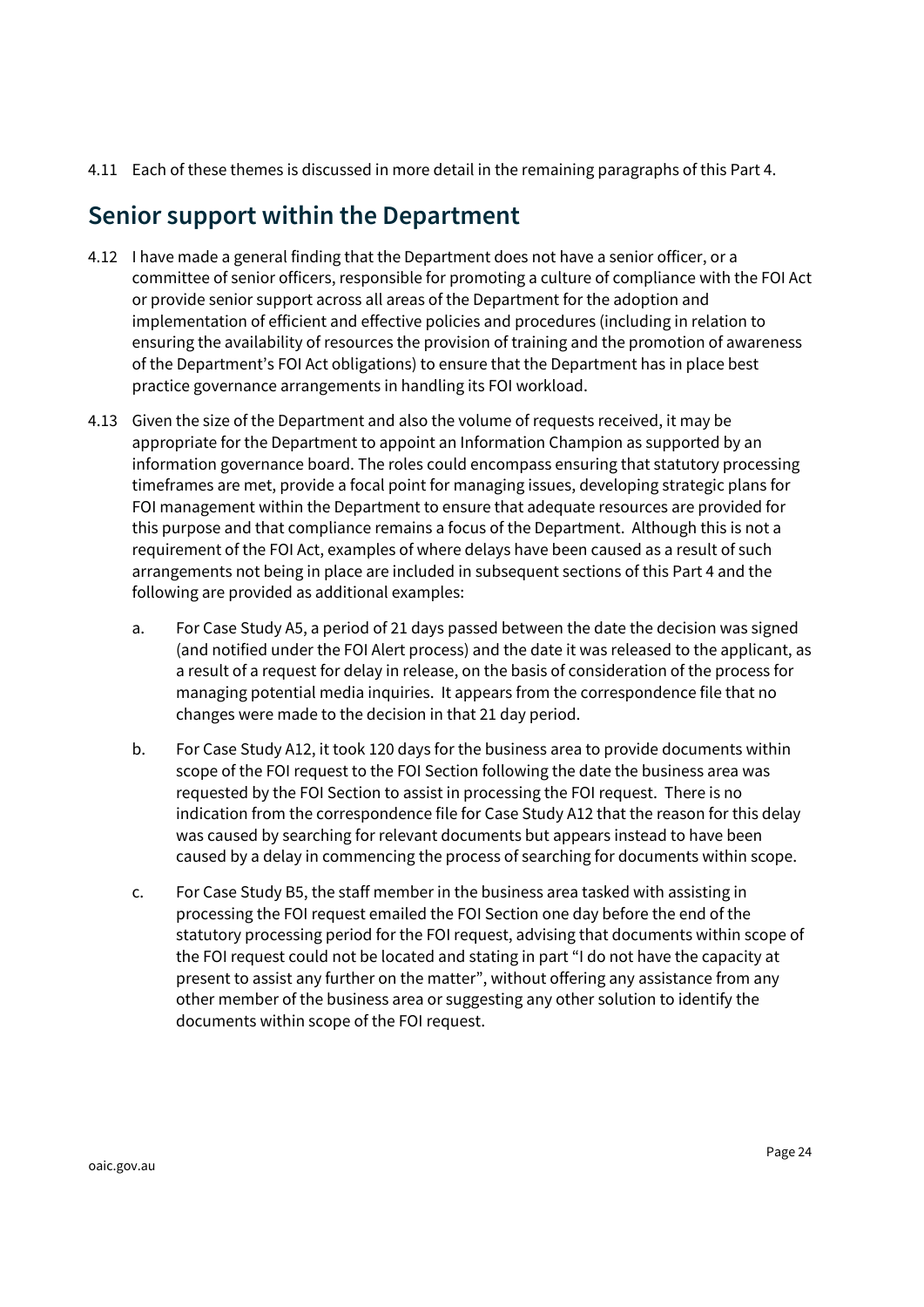4.11 Each of these themes is discussed in more detail in the remaining paragraphs of this Part 4.

## Senior support within the Department

4.12 I have made a general finding that the Department does not have a senior officer, or a committee of senior officers, responsible for promoting a culture of compliance with the FOI Act or provide senior support across all areas of the Department for the adoption and implementation of efficient and effective policies and procedures (including in relation to ensuring the availability of resources the provision of training and the promotion of awareness of the Department's FOI Act obligations) to ensure that the Department has in place best practice governance arrangements in handling its FOI workload.

4.13 Given the size of the Department and also the volume of requests received, it may be appropriate for the Department to appoint an Information Champion as supported by an information governance board. The roles could encompass ensuring that statutory processing timeframes are met, provide a focal point for managing issues, developing strategic plans for FOI management within the Department to ensure that adequate resources are provided for this purpose and that compliance remains a focus of the Department. Although this is not a requirement of the FOI Act, examples of where delays have been caused as a result of such arrangements not being in place are included in subsequent sections of this Part 4 and the following are provided as additional examples:

a. For Case Study A5, a period of 21 days passed between the date the decision was signed (and notified under the FOI Alert process) and the date it was released to the applicant, as a result of a request for delay in release, on the basis of consideration of the process for managing potential media inquiries. It appears from the correspondence file that no changes were made to the decision in that 21 day period.

b. For Case Study A12, it took 120 days for the business area to provide documents within scope of the FOI request to the FOI Section following the date the business area was requested by the FOI Section to assist in processing the FOI request. There is no indication from the correspondence file for Case Study A12 that the reason for this delay was caused by searching for relevant documents but appears instead to have been caused by a delay in commencing the process of searching for documents within scope.

c. For Case Study B5, the staff member in the business area tasked with assisting in processing the FOI request emailed the FOI Section one day before the end of the statutory processing period for the FOI request, advising that documents within scope of the FOI request could not be located and stating in part "I do not have the capacity at present to assist any further on the matter", without offering any assistance from any other member of the business area or suggesting any other solution to identify the documents within scope of the FOI request.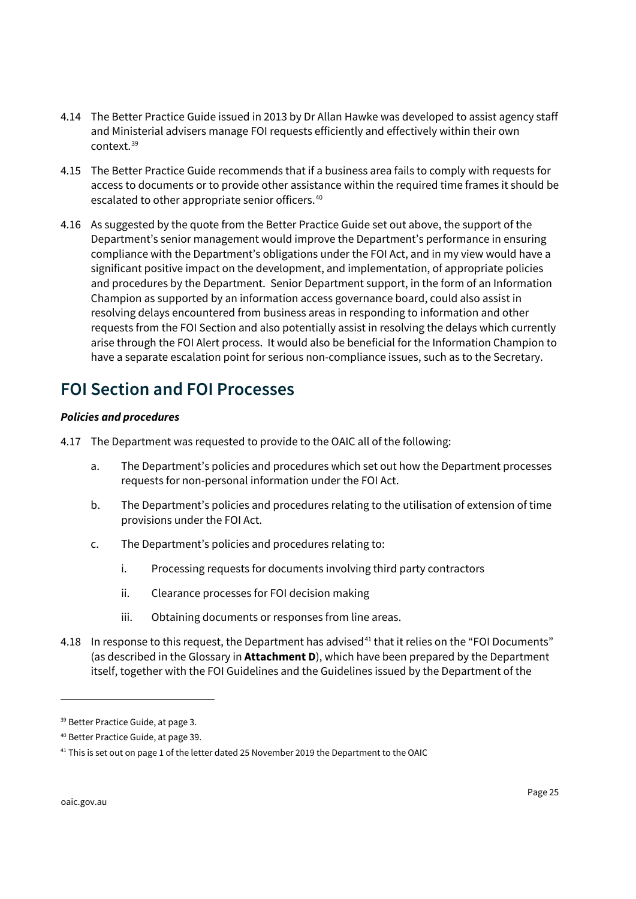4.14 The Better Practice Guide issued in 2013 by Dr Allan Hawke was developed to assist agency staff and Ministerial advisers manage FOI requests efficiently and effectively within their own context.[39]

4.15 The Better Practice Guide recommends that if a business area fails to comply with requests for access to documents or to provide other assistance within the required time frames it should be escalated to other appropriate senior officers.[40]

4.16 As suggested by the quote from the Better Practice Guide set out above, the support of the Department's senior management would improve the Department's performance in ensuring compliance with the Department's obligations under the FOI Act, and in my view would have a significant positive impact on the development, and implementation, of appropriate policies and procedures by the Department. Senior Department support, in the form of an Information Champion as supported by an information access governance board, could also assist in resolving delays encountered from business areas in responding to information and other requests from the FOI Section and also potentially assist in resolving the delays which currently arise through the FOI Alert process. It would also be beneficial for the Information Champion to have a separate escalation point for serious non-compliance issues, such as to the Secretary.

## FOI Section and FOI Processes

***Policies and procedures***

4.17 The Department was requested to provide to the OAIC all of the following:

a. The Department's policies and procedures which set out how the Department processes requests for non-personal information under the FOI Act.

b. The Department's policies and procedures relating to the utilisation of extension of time provisions under the FOI Act.

c. The Department's policies and procedures relating to:

i. Processing requests for documents involving third party contractors

ii. Clearance processes for FOI decision making

iii. Obtaining documents or responses from line areas.

4.18 In response to this request, the Department has advised[41] that it relies on the "FOI Documents" (as described in the Glossary in **Attachment D**), which have been prepared by the Department itself, together with the FOI Guidelines and the Guidelines issued by the Department of the

---

[39] Better Practice Guide, at page 3.

[40] Better Practice Guide, at page 39.

[41] This is set out on page 1 of the letter dated 25 November 2019 the Department to the OAIC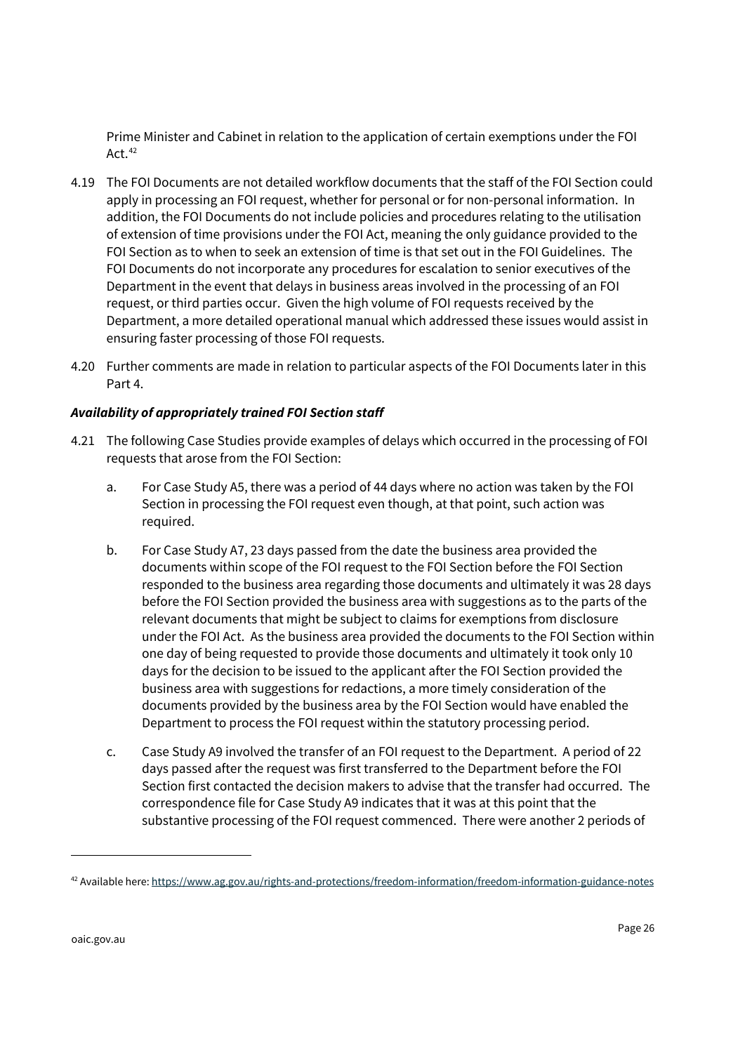Prime Minister and Cabinet in relation to the application of certain exemptions under the FOI Act.[42]

4.19 The FOI Documents are not detailed workflow documents that the staff of the FOI Section could apply in processing an FOI request, whether for personal or for non-personal information. In addition, the FOI Documents do not include policies and procedures relating to the utilisation of extension of time provisions under the FOI Act, meaning the only guidance provided to the FOI Section as to when to seek an extension of time is that set out in the FOI Guidelines. The FOI Documents do not incorporate any procedures for escalation to senior executives of the Department in the event that delays in business areas involved in the processing of an FOI request, or third parties occur. Given the high volume of FOI requests received by the Department, a more detailed operational manual which addressed these issues would assist in ensuring faster processing of those FOI requests.

4.20 Further comments are made in relation to particular aspects of the FOI Documents later in this Part 4.

***Availability of appropriately trained FOI Section staff***

4.21 The following Case Studies provide examples of delays which occurred in the processing of FOI requests that arose from the FOI Section:

a. For Case Study A5, there was a period of 44 days where no action was taken by the FOI Section in processing the FOI request even though, at that point, such action was required.

b. For Case Study A7, 23 days passed from the date the business area provided the documents within scope of the FOI request to the FOI Section before the FOI Section responded to the business area regarding those documents and ultimately it was 28 days before the FOI Section provided the business area with suggestions as to the parts of the relevant documents that might be subject to claims for exemptions from disclosure under the FOI Act. As the business area provided the documents to the FOI Section within one day of being requested to provide those documents and ultimately it took only 10 days for the decision to be issued to the applicant after the FOI Section provided the business area with suggestions for redactions, a more timely consideration of the documents provided by the business area by the FOI Section would have enabled the Department to process the FOI request within the statutory processing period.

c. Case Study A9 involved the transfer of an FOI request to the Department. A period of 22 days passed after the request was first transferred to the Department before the FOI Section first contacted the decision makers to advise that the transfer had occurred. The correspondence file for Case Study A9 indicates that it was at this point that the substantive processing of the FOI request commenced. There were another 2 periods of

[42] Available here: https://www.ag.gov.au/rights-and-protections/freedom-information/freedom-information-guidance-notes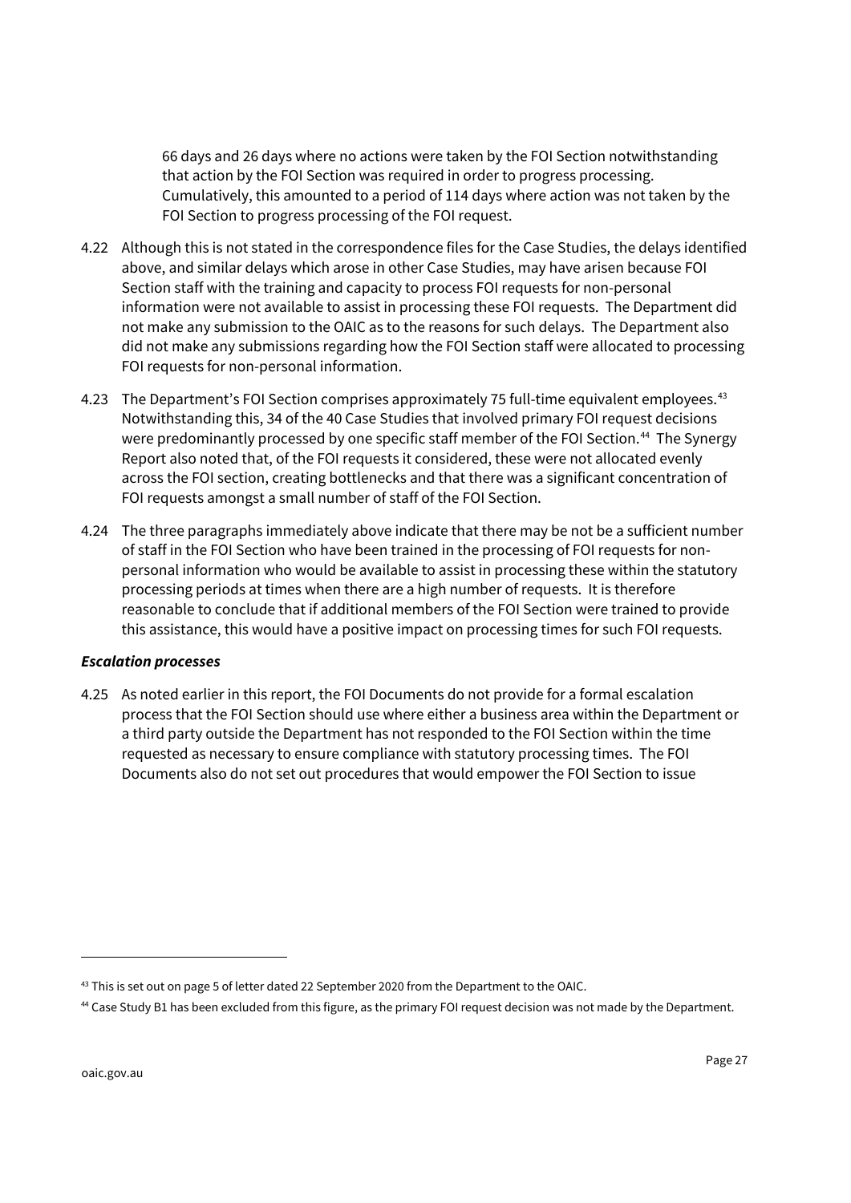66 days and 26 days where no actions were taken by the FOI Section notwithstanding that action by the FOI Section was required in order to progress processing. Cumulatively, this amounted to a period of 114 days where action was not taken by the FOI Section to progress processing of the FOI request.

4.22 Although this is not stated in the correspondence files for the Case Studies, the delays identified above, and similar delays which arose in other Case Studies, may have arisen because FOI Section staff with the training and capacity to process FOI requests for non-personal information were not available to assist in processing these FOI requests. The Department did not make any submission to the OAIC as to the reasons for such delays. The Department also did not make any submissions regarding how the FOI Section staff were allocated to processing FOI requests for non-personal information.

4.23 The Department's FOI Section comprises approximately 75 full-time equivalent employees.[43] Notwithstanding this, 34 of the 40 Case Studies that involved primary FOI request decisions were predominantly processed by one specific staff member of the FOI Section.[44] The Synergy Report also noted that, of the FOI requests it considered, these were not allocated evenly across the FOI section, creating bottlenecks and that there was a significant concentration of FOI requests amongst a small number of staff of the FOI Section.

4.24 The three paragraphs immediately above indicate that there may be not be a sufficient number of staff in the FOI Section who have been trained in the processing of FOI requests for non-personal information who would be available to assist in processing these within the statutory processing periods at times when there are a high number of requests. It is therefore reasonable to conclude that if additional members of the FOI Section were trained to provide this assistance, this would have a positive impact on processing times for such FOI requests.

***Escalation processes***

4.25 As noted earlier in this report, the FOI Documents do not provide for a formal escalation process that the FOI Section should use where either a business area within the Department or a third party outside the Department has not responded to the FOI Section within the time requested as necessary to ensure compliance with statutory processing times. The FOI Documents also do not set out procedures that would empower the FOI Section to issue

[43] This is set out on page 5 of letter dated 22 September 2020 from the Department to the OAIC.

[44] Case Study B1 has been excluded from this figure, as the primary FOI request decision was not made by the Department.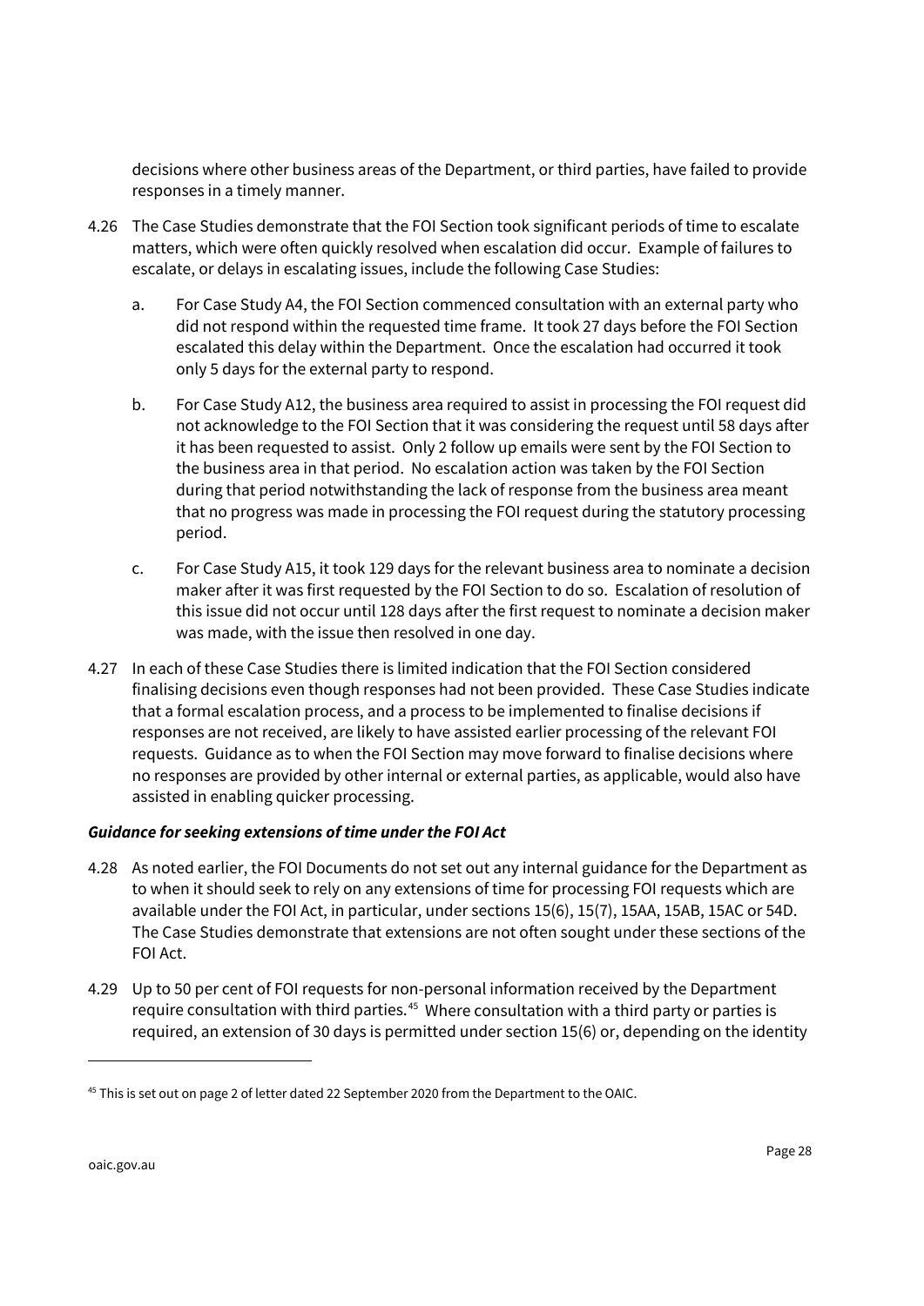decisions where other business areas of the Department, or third parties, have failed to provide responses in a timely manner.

4.26 The Case Studies demonstrate that the FOI Section took significant periods of time to escalate matters, which were often quickly resolved when escalation did occur. Example of failures to escalate, or delays in escalating issues, include the following Case Studies:

a. For Case Study A4, the FOI Section commenced consultation with an external party who did not respond within the requested time frame. It took 27 days before the FOI Section escalated this delay within the Department. Once the escalation had occurred it took only 5 days for the external party to respond.

b. For Case Study A12, the business area required to assist in processing the FOI request did not acknowledge to the FOI Section that it was considering the request until 58 days after it has been requested to assist. Only 2 follow up emails were sent by the FOI Section to the business area in that period. No escalation action was taken by the FOI Section during that period notwithstanding the lack of response from the business area meant that no progress was made in processing the FOI request during the statutory processing period.

c. For Case Study A15, it took 129 days for the relevant business area to nominate a decision maker after it was first requested by the FOI Section to do so. Escalation of resolution of this issue did not occur until 128 days after the first request to nominate a decision maker was made, with the issue then resolved in one day.

4.27 In each of these Case Studies there is limited indication that the FOI Section considered finalising decisions even though responses had not been provided. These Case Studies indicate that a formal escalation process, and a process to be implemented to finalise decisions if responses are not received, are likely to have assisted earlier processing of the relevant FOI requests. Guidance as to when the FOI Section may move forward to finalise decisions where no responses are provided by other internal or external parties, as applicable, would also have assisted in enabling quicker processing.

***Guidance for seeking extensions of time under the FOI Act***

4.28 As noted earlier, the FOI Documents do not set out any internal guidance for the Department as to when it should seek to rely on any extensions of time for processing FOI requests which are available under the FOI Act, in particular, under sections 15(6), 15(7), 15AA, 15AB, 15AC or 54D. The Case Studies demonstrate that extensions are not often sought under these sections of the FOI Act.

4.29 Up to 50 per cent of FOI requests for non-personal information received by the Department require consultation with third parties.[45] Where consultation with a third party or parties is required, an extension of 30 days is permitted under section 15(6) or, depending on the identity

[45] This is set out on page 2 of letter dated 22 September 2020 from the Department to the OAIC.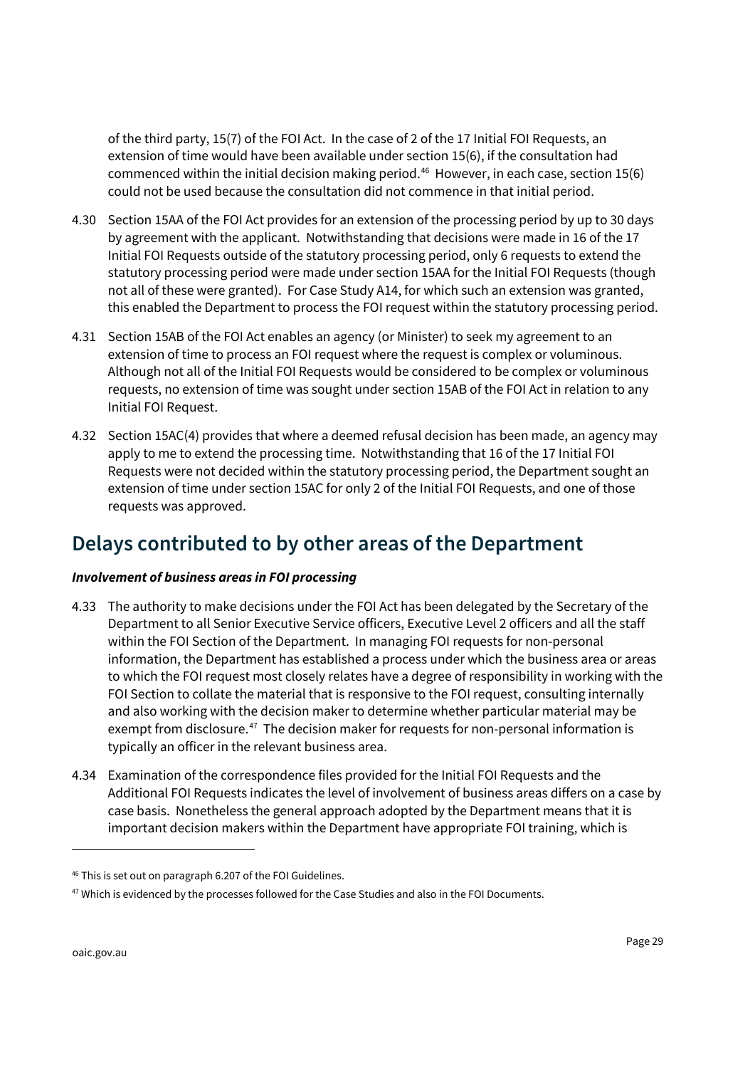of the third party, 15(7) of the FOI Act. In the case of 2 of the 17 Initial FOI Requests, an extension of time would have been available under section 15(6), if the consultation had commenced within the initial decision making period.[46] However, in each case, section 15(6) could not be used because the consultation did not commence in that initial period.

4.30 Section 15AA of the FOI Act provides for an extension of the processing period by up to 30 days by agreement with the applicant. Notwithstanding that decisions were made in 16 of the 17 Initial FOI Requests outside of the statutory processing period, only 6 requests to extend the statutory processing period were made under section 15AA for the Initial FOI Requests (though not all of these were granted). For Case Study A14, for which such an extension was granted, this enabled the Department to process the FOI request within the statutory processing period.

4.31 Section 15AB of the FOI Act enables an agency (or Minister) to seek my agreement to an extension of time to process an FOI request where the request is complex or voluminous. Although not all of the Initial FOI Requests would be considered to be complex or voluminous requests, no extension of time was sought under section 15AB of the FOI Act in relation to any Initial FOI Request.

4.32 Section 15AC(4) provides that where a deemed refusal decision has been made, an agency may apply to me to extend the processing time. Notwithstanding that 16 of the 17 Initial FOI Requests were not decided within the statutory processing period, the Department sought an extension of time under section 15AC for only 2 of the Initial FOI Requests, and one of those requests was approved.

## Delays contributed to by other areas of the Department

### *Involvement of business areas in FOI processing*

4.33 The authority to make decisions under the FOI Act has been delegated by the Secretary of the Department to all Senior Executive Service officers, Executive Level 2 officers and all the staff within the FOI Section of the Department. In managing FOI requests for non-personal information, the Department has established a process under which the business area or areas to which the FOI request most closely relates have a degree of responsibility in working with the FOI Section to collate the material that is responsive to the FOI request, consulting internally and also working with the decision maker to determine whether particular material may be exempt from disclosure.[47] The decision maker for requests for non-personal information is typically an officer in the relevant business area.

4.34 Examination of the correspondence files provided for the Initial FOI Requests and the Additional FOI Requests indicates the level of involvement of business areas differs on a case by case basis. Nonetheless the general approach adopted by the Department means that it is important decision makers within the Department have appropriate FOI training, which is

[46] This is set out on paragraph 6.207 of the FOI Guidelines.

[47] Which is evidenced by the processes followed for the Case Studies and also in the FOI Documents.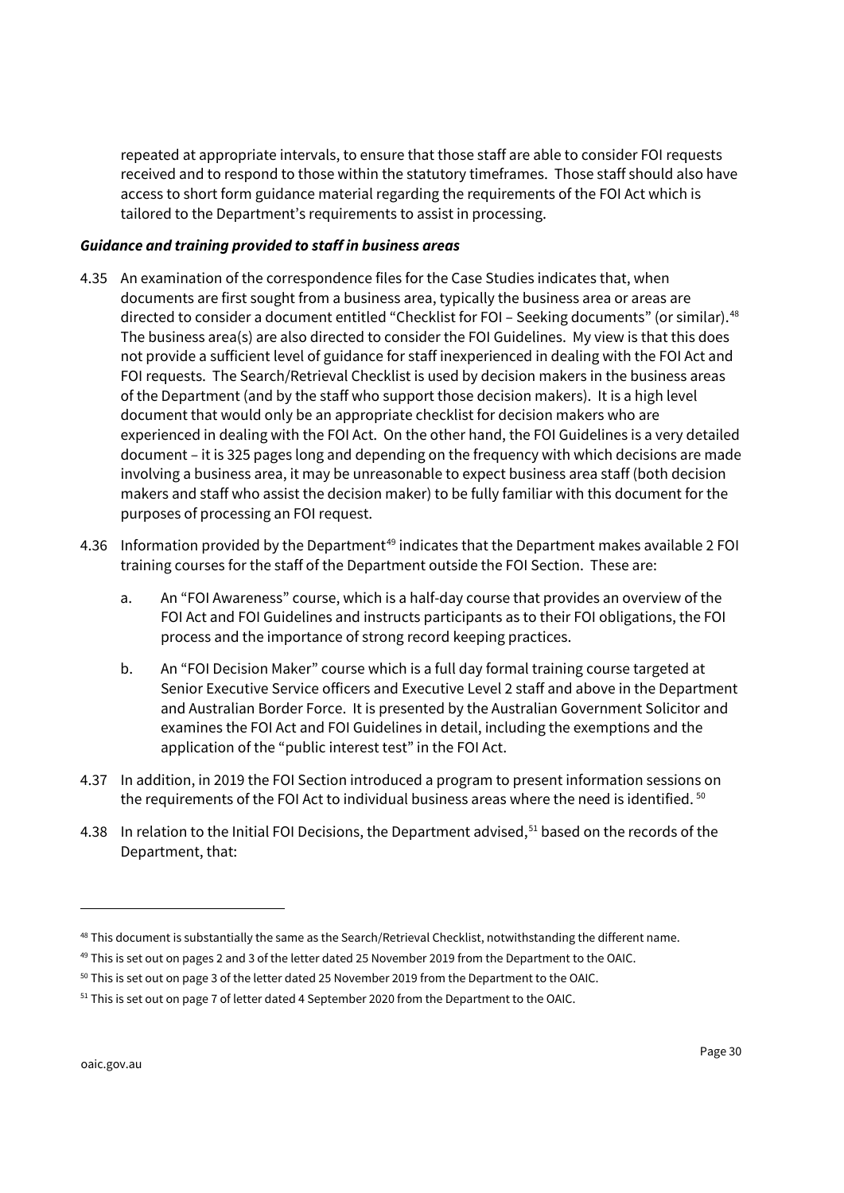repeated at appropriate intervals, to ensure that those staff are able to consider FOI requests received and to respond to those within the statutory timeframes. Those staff should also have access to short form guidance material regarding the requirements of the FOI Act which is tailored to the Department's requirements to assist in processing.

***Guidance and training provided to staff in business areas***

4.35 An examination of the correspondence files for the Case Studies indicates that, when documents are first sought from a business area, typically the business area or areas are directed to consider a document entitled "Checklist for FOI – Seeking documents" (or similar).[48] The business area(s) are also directed to consider the FOI Guidelines. My view is that this does not provide a sufficient level of guidance for staff inexperienced in dealing with the FOI Act and FOI requests. The Search/Retrieval Checklist is used by decision makers in the business areas of the Department (and by the staff who support those decision makers). It is a high level document that would only be an appropriate checklist for decision makers who are experienced in dealing with the FOI Act. On the other hand, the FOI Guidelines is a very detailed document – it is 325 pages long and depending on the frequency with which decisions are made involving a business area, it may be unreasonable to expect business area staff (both decision makers and staff who assist the decision maker) to be fully familiar with this document for the purposes of processing an FOI request.

4.36 Information provided by the Department[49] indicates that the Department makes available 2 FOI training courses for the staff of the Department outside the FOI Section. These are:

a. An "FOI Awareness" course, which is a half-day course that provides an overview of the FOI Act and FOI Guidelines and instructs participants as to their FOI obligations, the FOI process and the importance of strong record keeping practices.

b. An "FOI Decision Maker" course which is a full day formal training course targeted at Senior Executive Service officers and Executive Level 2 staff and above in the Department and Australian Border Force. It is presented by the Australian Government Solicitor and examines the FOI Act and FOI Guidelines in detail, including the exemptions and the application of the "public interest test" in the FOI Act.

4.37 In addition, in 2019 the FOI Section introduced a program to present information sessions on the requirements of the FOI Act to individual business areas where the need is identified.[50]

4.38 In relation to the Initial FOI Decisions, the Department advised,[51] based on the records of the Department, that:

---

[48] This document is substantially the same as the Search/Retrieval Checklist, notwithstanding the different name.

[49] This is set out on pages 2 and 3 of the letter dated 25 November 2019 from the Department to the OAIC.

[50] This is set out on page 3 of the letter dated 25 November 2019 from the Department to the OAIC.

[51] This is set out on page 7 of letter dated 4 September 2020 from the Department to the OAIC.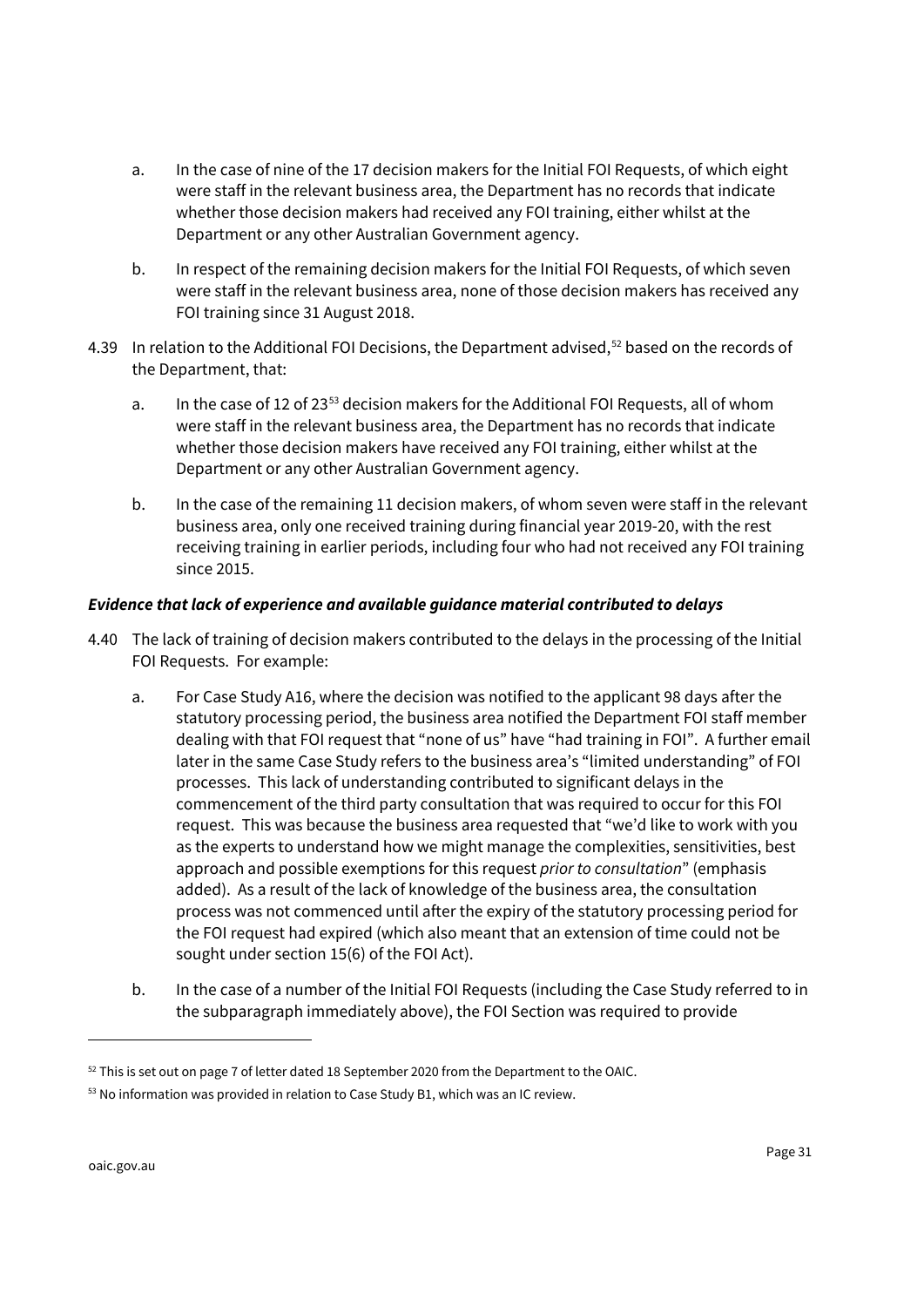a. In the case of nine of the 17 decision makers for the Initial FOI Requests, of which eight were staff in the relevant business area, the Department has no records that indicate whether those decision makers had received any FOI training, either whilst at the Department or any other Australian Government agency.

b. In respect of the remaining decision makers for the Initial FOI Requests, of which seven were staff in the relevant business area, none of those decision makers has received any FOI training since 31 August 2018.

4.39 In relation to the Additional FOI Decisions, the Department advised,[52] based on the records of the Department, that:

a. In the case of 12 of 23[53] decision makers for the Additional FOI Requests, all of whom were staff in the relevant business area, the Department has no records that indicate whether those decision makers have received any FOI training, either whilst at the Department or any other Australian Government agency.

b. In the case of the remaining 11 decision makers, of whom seven were staff in the relevant business area, only one received training during financial year 2019-20, with the rest receiving training in earlier periods, including four who had not received any FOI training since 2015.

***Evidence that lack of experience and available guidance material contributed to delays***

4.40 The lack of training of decision makers contributed to the delays in the processing of the Initial FOI Requests. For example:

a. For Case Study A16, where the decision was notified to the applicant 98 days after the statutory processing period, the business area notified the Department FOI staff member dealing with that FOI request that "none of us" have "had training in FOI". A further email later in the same Case Study refers to the business area's "limited understanding" of FOI processes. This lack of understanding contributed to significant delays in the commencement of the third party consultation that was required to occur for this FOI request. This was because the business area requested that "we'd like to work with you as the experts to understand how we might manage the complexities, sensitivities, best approach and possible exemptions for this request *prior to consultation*" (emphasis added). As a result of the lack of knowledge of the business area, the consultation process was not commenced until after the expiry of the statutory processing period for the FOI request had expired (which also meant that an extension of time could not be sought under section 15(6) of the FOI Act).

b. In the case of a number of the Initial FOI Requests (including the Case Study referred to in the subparagraph immediately above), the FOI Section was required to provide

---

[52] This is set out on page 7 of letter dated 18 September 2020 from the Department to the OAIC.

[53] No information was provided in relation to Case Study B1, which was an IC review.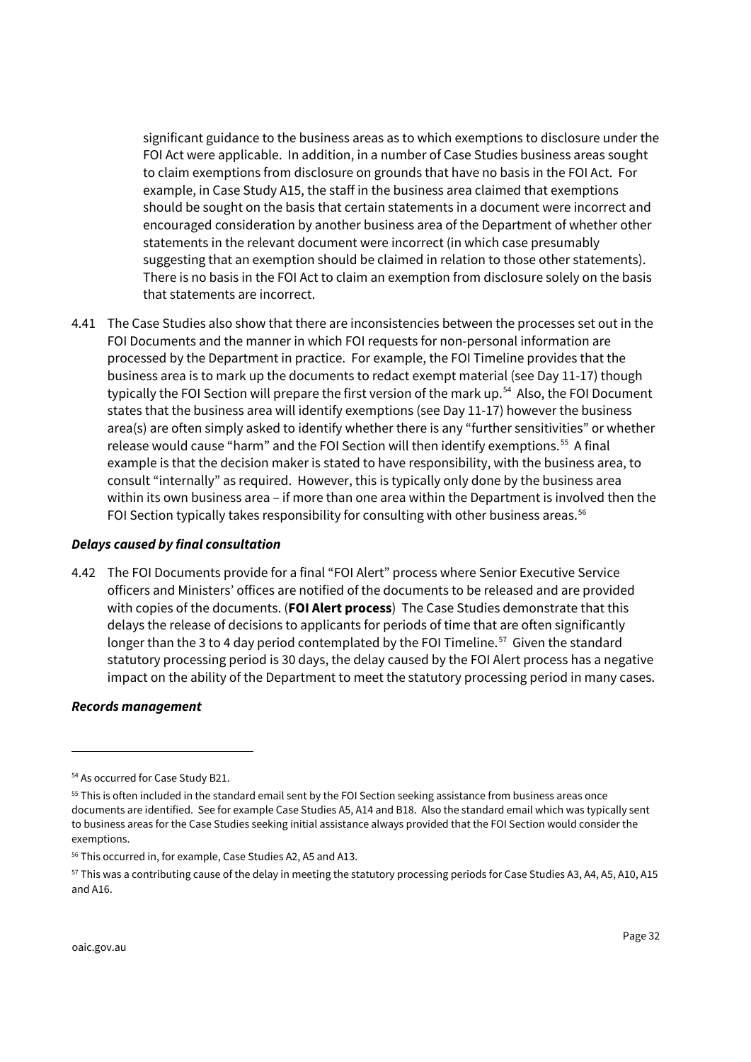significant guidance to the business areas as to which exemptions to disclosure under the FOI Act were applicable. In addition, in a number of Case Studies business areas sought to claim exemptions from disclosure on grounds that have no basis in the FOI Act. For example, in Case Study A15, the staff in the business area claimed that exemptions should be sought on the basis that certain statements in a document were incorrect and encouraged consideration by another business area of the Department of whether other statements in the relevant document were incorrect (in which case presumably suggesting that an exemption should be claimed in relation to those other statements). There is no basis in the FOI Act to claim an exemption from disclosure solely on the basis that statements are incorrect.

4.41 The Case Studies also show that there are inconsistencies between the processes set out in the FOI Documents and the manner in which FOI requests for non-personal information are processed by the Department in practice. For example, the FOI Timeline provides that the business area is to mark up the documents to redact exempt material (see Day 11-17) though typically the FOI Section will prepare the first version of the mark up.[54] Also, the FOI Document states that the business area will identify exemptions (see Day 11-17) however the business area(s) are often simply asked to identify whether there is any "further sensitivities" or whether release would cause "harm" and the FOI Section will then identify exemptions.[55] A final example is that the decision maker is stated to have responsibility, with the business area, to consult "internally" as required. However, this is typically only done by the business area within its own business area – if more than one area within the Department is involved then the FOI Section typically takes responsibility for consulting with other business areas.[56]

***Delays caused by final consultation***

4.42 The FOI Documents provide for a final "FOI Alert" process where Senior Executive Service officers and Ministers' offices are notified of the documents to be released and are provided with copies of the documents. (**FOI Alert process**) The Case Studies demonstrate that this delays the release of decisions to applicants for periods of time that are often significantly longer than the 3 to 4 day period contemplated by the FOI Timeline.[57] Given the standard statutory processing period is 30 days, the delay caused by the FOI Alert process has a negative impact on the ability of the Department to meet the statutory processing period in many cases.

***Records management***

---

[54] As occurred for Case Study B21.

[55] This is often included in the standard email sent by the FOI Section seeking assistance from business areas once documents are identified. See for example Case Studies A5, A14 and B18. Also the standard email which was typically sent to business areas for the Case Studies seeking initial assistance always provided that the FOI Section would consider the exemptions.

[56] This occurred in, for example, Case Studies A2, A5 and A13.

[57] This was a contributing cause of the delay in meeting the statutory processing periods for Case Studies A3, A4, A5, A10, A15 and A16.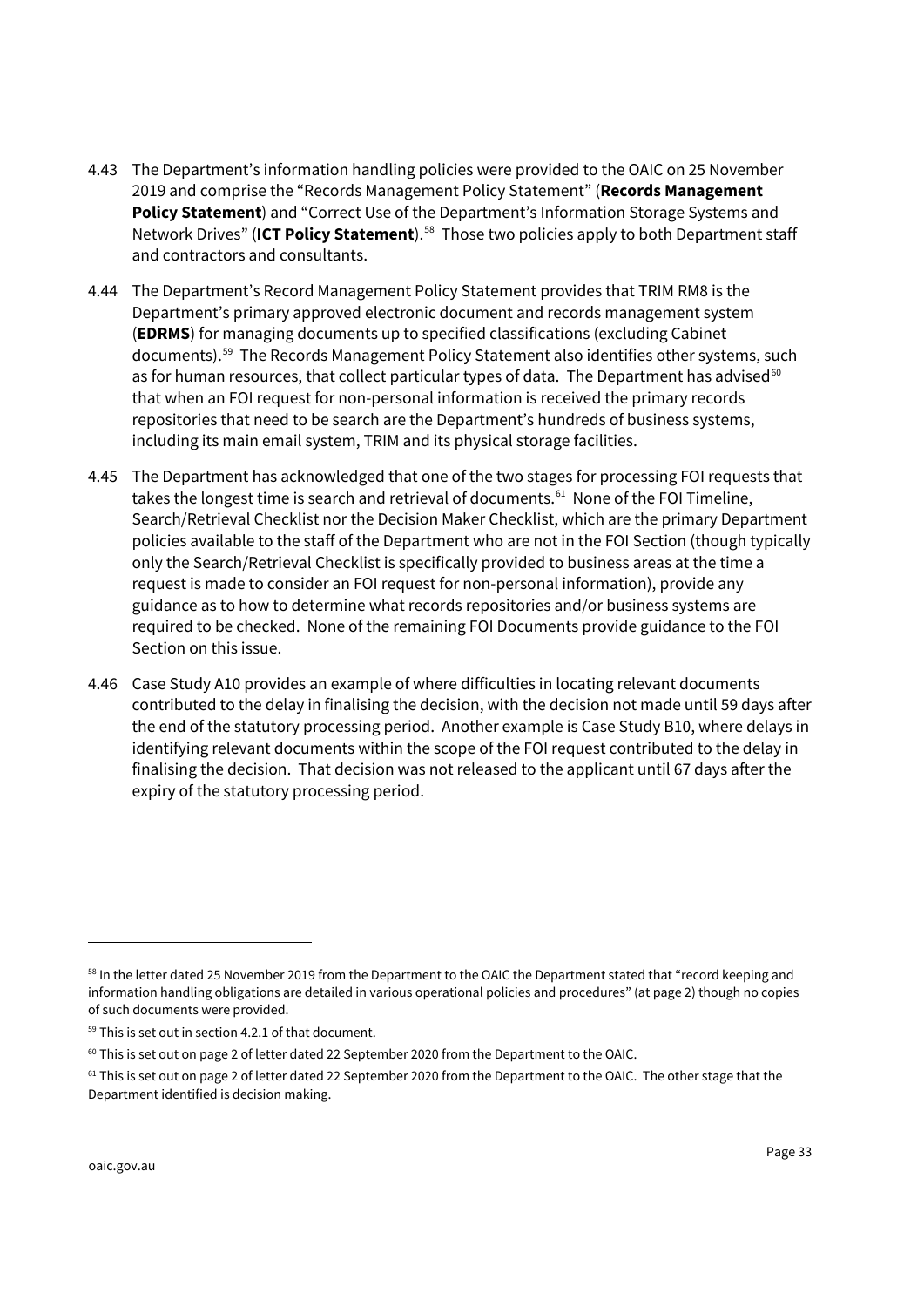4.43 The Department's information handling policies were provided to the OAIC on 25 November 2019 and comprise the "Records Management Policy Statement" (**Records Management Policy Statement**) and "Correct Use of the Department's Information Storage Systems and Network Drives" (**ICT Policy Statement**).[58] Those two policies apply to both Department staff and contractors and consultants.

4.44 The Department's Record Management Policy Statement provides that TRIM RM8 is the Department's primary approved electronic document and records management system (**EDRMS**) for managing documents up to specified classifications (excluding Cabinet documents).[59] The Records Management Policy Statement also identifies other systems, such as for human resources, that collect particular types of data. The Department has advised[60] that when an FOI request for non-personal information is received the primary records repositories that need to be search are the Department's hundreds of business systems, including its main email system, TRIM and its physical storage facilities.

4.45 The Department has acknowledged that one of the two stages for processing FOI requests that takes the longest time is search and retrieval of documents.[61] None of the FOI Timeline, Search/Retrieval Checklist nor the Decision Maker Checklist, which are the primary Department policies available to the staff of the Department who are not in the FOI Section (though typically only the Search/Retrieval Checklist is specifically provided to business areas at the time a request is made to consider an FOI request for non-personal information), provide any guidance as to how to determine what records repositories and/or business systems are required to be checked. None of the remaining FOI Documents provide guidance to the FOI Section on this issue.

4.46 Case Study A10 provides an example of where difficulties in locating relevant documents contributed to the delay in finalising the decision, with the decision not made until 59 days after the end of the statutory processing period. Another example is Case Study B10, where delays in identifying relevant documents within the scope of the FOI request contributed to the delay in finalising the decision. That decision was not released to the applicant until 67 days after the expiry of the statutory processing period.

---

[58] In the letter dated 25 November 2019 from the Department to the OAIC the Department stated that "record keeping and information handling obligations are detailed in various operational policies and procedures" (at page 2) though no copies of such documents were provided.

[59] This is set out in section 4.2.1 of that document.

[60] This is set out on page 2 of letter dated 22 September 2020 from the Department to the OAIC.

[61] This is set out on page 2 of letter dated 22 September 2020 from the Department to the OAIC. The other stage that the Department identified is decision making.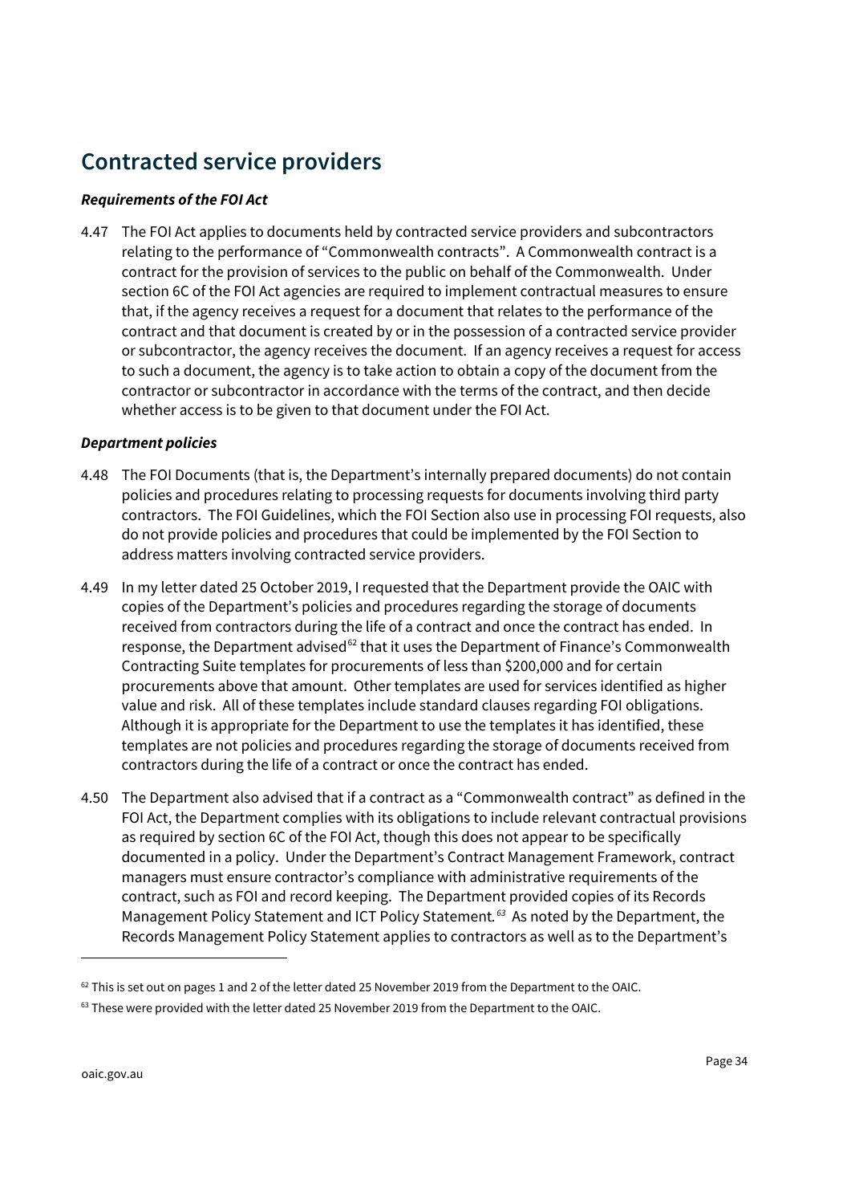## Contracted service providers

***Requirements of the FOI Act***

4.47 The FOI Act applies to documents held by contracted service providers and subcontractors relating to the performance of "Commonwealth contracts". A Commonwealth contract is a contract for the provision of services to the public on behalf of the Commonwealth. Under section 6C of the FOI Act agencies are required to implement contractual measures to ensure that, if the agency receives a request for a document that relates to the performance of the contract and that document is created by or in the possession of a contracted service provider or subcontractor, the agency receives the document. If an agency receives a request for access to such a document, the agency is to take action to obtain a copy of the document from the contractor or subcontractor in accordance with the terms of the contract, and then decide whether access is to be given to that document under the FOI Act.

***Department policies***

4.48 The FOI Documents (that is, the Department's internally prepared documents) do not contain policies and procedures relating to processing requests for documents involving third party contractors. The FOI Guidelines, which the FOI Section also use in processing FOI requests, also do not provide policies and procedures that could be implemented by the FOI Section to address matters involving contracted service providers.

4.49 In my letter dated 25 October 2019, I requested that the Department provide the OAIC with copies of the Department's policies and procedures regarding the storage of documents received from contractors during the life of a contract and once the contract has ended. In response, the Department advised[62] that it uses the Department of Finance's Commonwealth Contracting Suite templates for procurements of less than $200,000 and for certain procurements above that amount. Other templates are used for services identified as higher value and risk. All of these templates include standard clauses regarding FOI obligations. Although it is appropriate for the Department to use the templates it has identified, these templates are not policies and procedures regarding the storage of documents received from contractors during the life of a contract or once the contract has ended.

4.50 The Department also advised that if a contract as a "Commonwealth contract" as defined in the FOI Act, the Department complies with its obligations to include relevant contractual provisions as required by section 6C of the FOI Act, though this does not appear to be specifically documented in a policy. Under the Department's Contract Management Framework, contract managers must ensure contractor's compliance with administrative requirements of the contract, such as FOI and record keeping. The Department provided copies of its Records Management Policy Statement and ICT Policy Statement.[63] As noted by the Department, the Records Management Policy Statement applies to contractors as well as to the Department's

---

[62] This is set out on pages 1 and 2 of the letter dated 25 November 2019 from the Department to the OAIC.

[63] These were provided with the letter dated 25 November 2019 from the Department to the OAIC.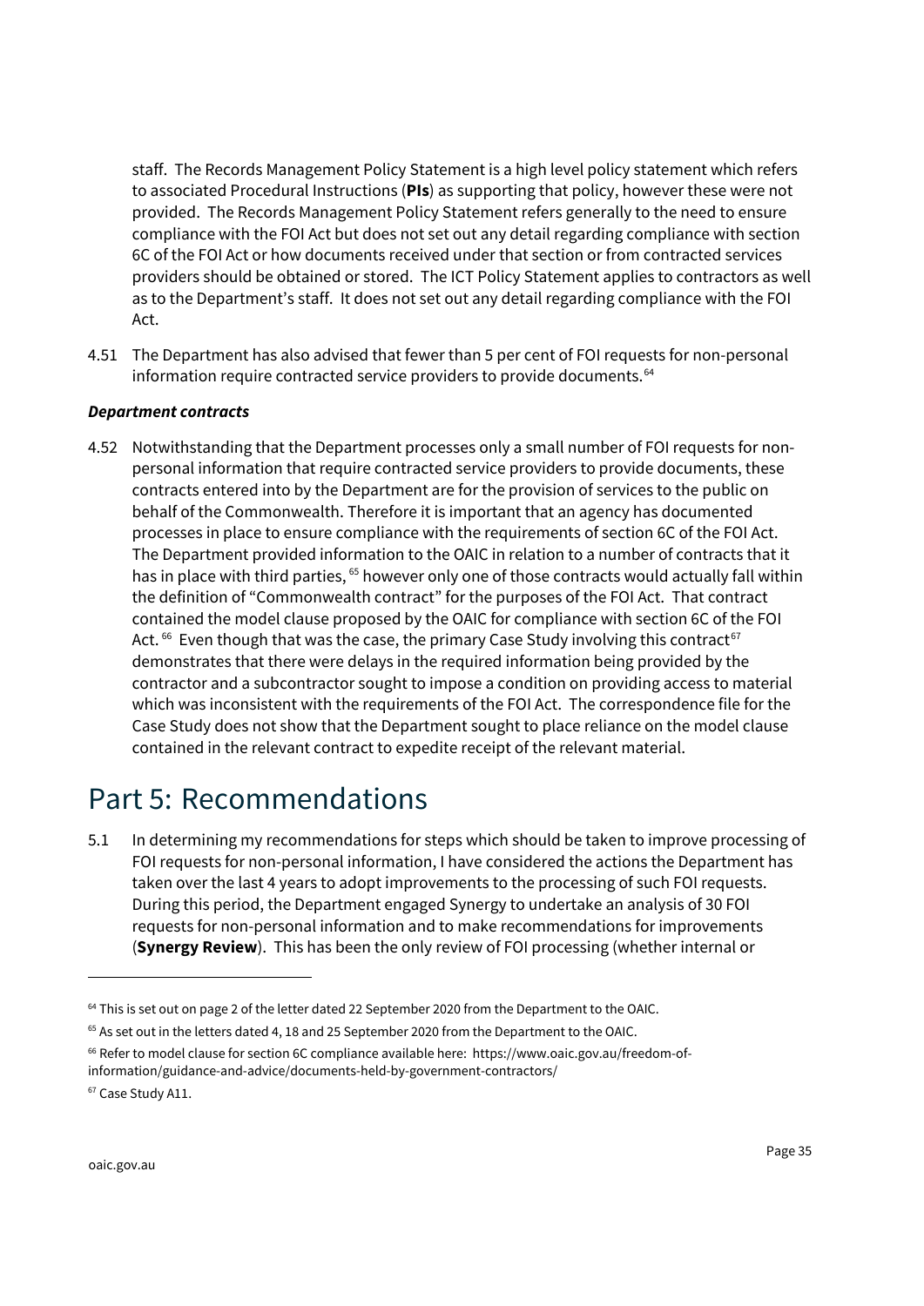staff. The Records Management Policy Statement is a high level policy statement which refers to associated Procedural Instructions (**PIs**) as supporting that policy, however these were not provided. The Records Management Policy Statement refers generally to the need to ensure compliance with the FOI Act but does not set out any detail regarding compliance with section 6C of the FOI Act or how documents received under that section or from contracted services providers should be obtained or stored. The ICT Policy Statement applies to contractors as well as to the Department's staff. It does not set out any detail regarding compliance with the FOI Act.

4.51 The Department has also advised that fewer than 5 per cent of FOI requests for non-personal information require contracted service providers to provide documents.[64]

***Department contracts***

4.52 Notwithstanding that the Department processes only a small number of FOI requests for non-personal information that require contracted service providers to provide documents, these contracts entered into by the Department are for the provision of services to the public on behalf of the Commonwealth. Therefore it is important that an agency has documented processes in place to ensure compliance with the requirements of section 6C of the FOI Act. The Department provided information to the OAIC in relation to a number of contracts that it has in place with third parties, [65] however only one of those contracts would actually fall within the definition of "Commonwealth contract" for the purposes of the FOI Act. That contract contained the model clause proposed by the OAIC for compliance with section 6C of the FOI Act. [66] Even though that was the case, the primary Case Study involving this contract[67] demonstrates that there were delays in the required information being provided by the contractor and a subcontractor sought to impose a condition on providing access to material which was inconsistent with the requirements of the FOI Act. The correspondence file for the Case Study does not show that the Department sought to place reliance on the model clause contained in the relevant contract to expedite receipt of the relevant material.

# Part 5: Recommendations

5.1 In determining my recommendations for steps which should be taken to improve processing of FOI requests for non-personal information, I have considered the actions the Department has taken over the last 4 years to adopt improvements to the processing of such FOI requests. During this period, the Department engaged Synergy to undertake an analysis of 30 FOI requests for non-personal information and to make recommendations for improvements (**Synergy Review**). This has been the only review of FOI processing (whether internal or

---

[64] This is set out on page 2 of the letter dated 22 September 2020 from the Department to the OAIC.

[65] As set out in the letters dated 4, 18 and 25 September 2020 from the Department to the OAIC.

[66] Refer to model clause for section 6C compliance available here: https://www.oaic.gov.au/freedom-of-information/guidance-and-advice/documents-held-by-government-contractors/

[67] Case Study A11.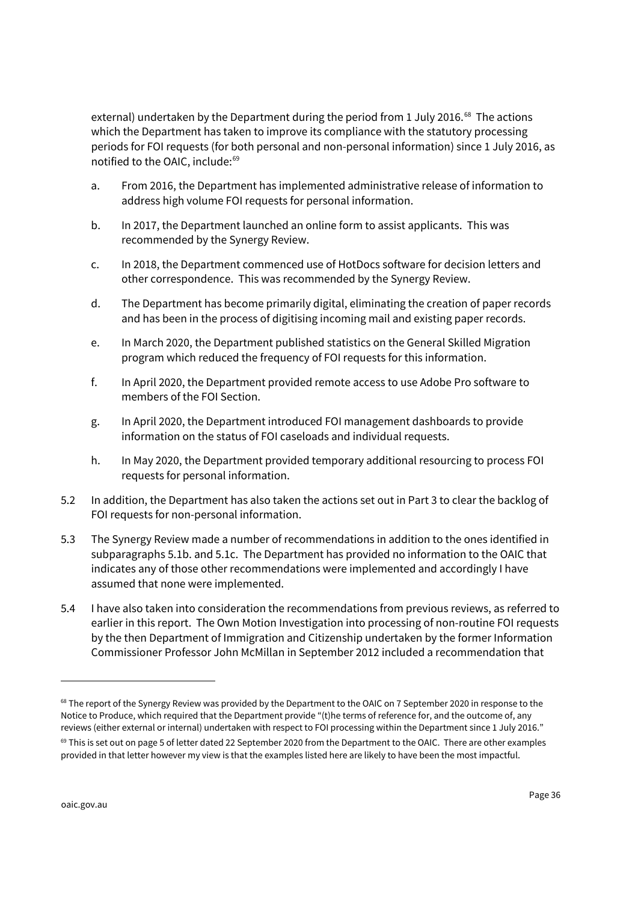external) undertaken by the Department during the period from 1 July 2016.[68] The actions which the Department has taken to improve its compliance with the statutory processing periods for FOI requests (for both personal and non-personal information) since 1 July 2016, as notified to the OAIC, include:[69]

a. From 2016, the Department has implemented administrative release of information to address high volume FOI requests for personal information.

b. In 2017, the Department launched an online form to assist applicants. This was recommended by the Synergy Review.

c. In 2018, the Department commenced use of HotDocs software for decision letters and other correspondence. This was recommended by the Synergy Review.

d. The Department has become primarily digital, eliminating the creation of paper records and has been in the process of digitising incoming mail and existing paper records.

e. In March 2020, the Department published statistics on the General Skilled Migration program which reduced the frequency of FOI requests for this information.

f. In April 2020, the Department provided remote access to use Adobe Pro software to members of the FOI Section.

g. In April 2020, the Department introduced FOI management dashboards to provide information on the status of FOI caseloads and individual requests.

h. In May 2020, the Department provided temporary additional resourcing to process FOI requests for personal information.

5.2 In addition, the Department has also taken the actions set out in Part 3 to clear the backlog of FOI requests for non-personal information.

5.3 The Synergy Review made a number of recommendations in addition to the ones identified in subparagraphs 5.1b. and 5.1c. The Department has provided no information to the OAIC that indicates any of those other recommendations were implemented and accordingly I have assumed that none were implemented.

5.4 I have also taken into consideration the recommendations from previous reviews, as referred to earlier in this report. The Own Motion Investigation into processing of non-routine FOI requests by the then Department of Immigration and Citizenship undertaken by the former Information Commissioner Professor John McMillan in September 2012 included a recommendation that

---

[68] The report of the Synergy Review was provided by the Department to the OAIC on 7 September 2020 in response to the Notice to Produce, which required that the Department provide "(t)he terms of reference for, and the outcome of, any reviews (either external or internal) undertaken with respect to FOI processing within the Department since 1 July 2016."

[69] This is set out on page 5 of letter dated 22 September 2020 from the Department to the OAIC. There are other examples provided in that letter however my view is that the examples listed here are likely to have been the most impactful.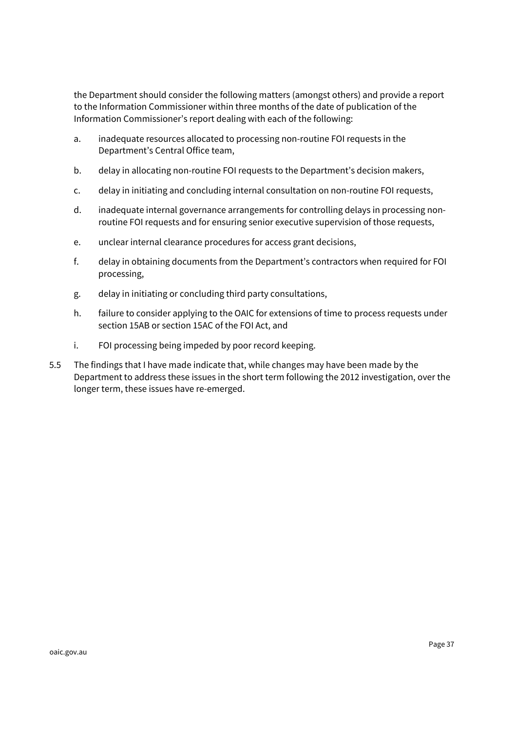the Department should consider the following matters (amongst others) and provide a report to the Information Commissioner within three months of the date of publication of the Information Commissioner's report dealing with each of the following:

a. inadequate resources allocated to processing non-routine FOI requests in the Department's Central Office team,

b. delay in allocating non-routine FOI requests to the Department's decision makers,

c. delay in initiating and concluding internal consultation on non-routine FOI requests,

d. inadequate internal governance arrangements for controlling delays in processing non-routine FOI requests and for ensuring senior executive supervision of those requests,

e. unclear internal clearance procedures for access grant decisions,

f. delay in obtaining documents from the Department's contractors when required for FOI processing,

g. delay in initiating or concluding third party consultations,

h. failure to consider applying to the OAIC for extensions of time to process requests under section 15AB or section 15AC of the FOI Act, and

i. FOI processing being impeded by poor record keeping.

5.5 The findings that I have made indicate that, while changes may have been made by the Department to address these issues in the short term following the 2012 investigation, over the longer term, these issues have re-emerged.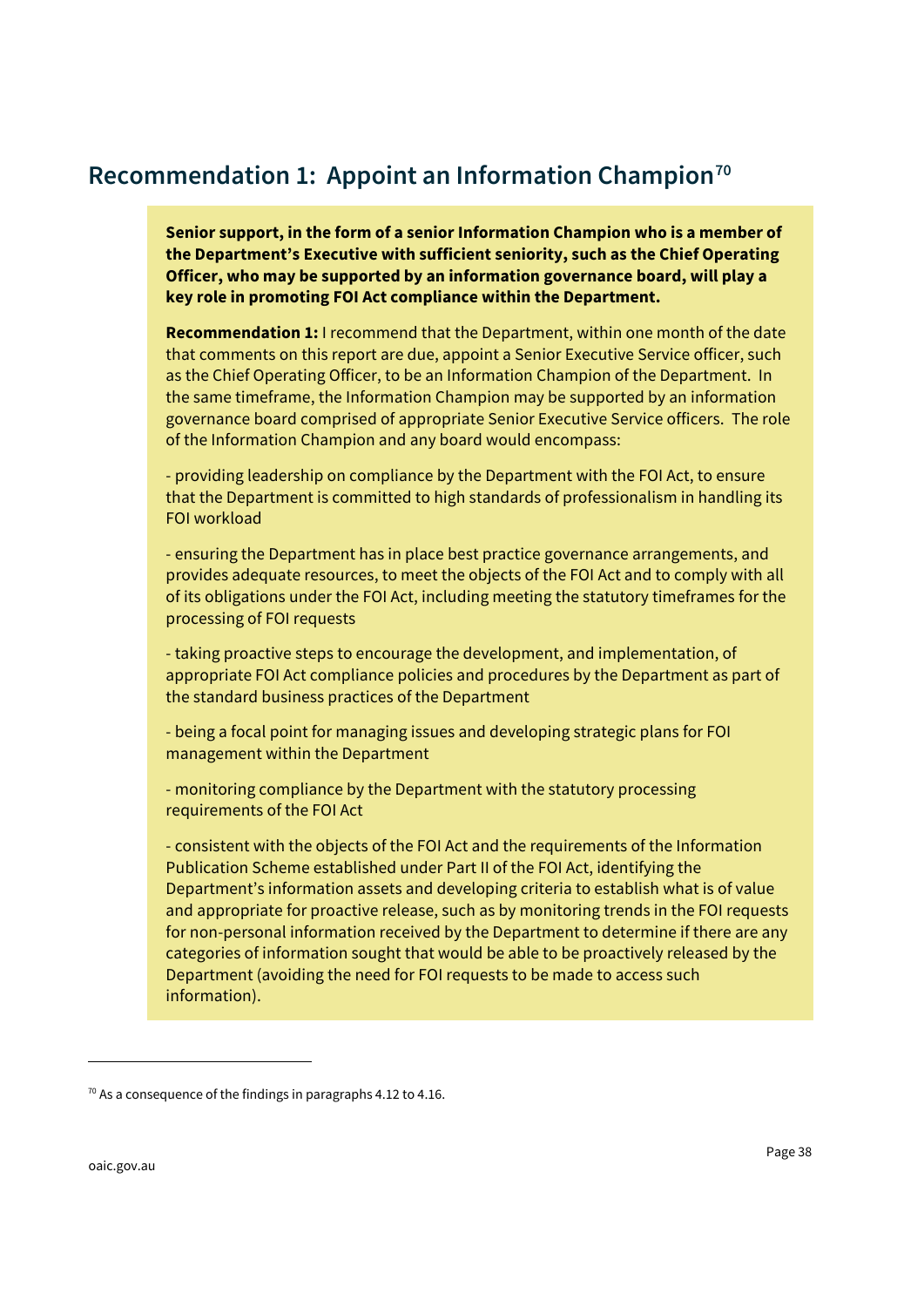## Recommendation 1: Appoint an Information Champion[70]

**Senior support, in the form of a senior Information Champion who is a member of the Department's Executive with sufficient seniority, such as the Chief Operating Officer, who may be supported by an information governance board, will play a key role in promoting FOI Act compliance within the Department.**

**Recommendation 1:** I recommend that the Department, within one month of the date that comments on this report are due, appoint a Senior Executive Service officer, such as the Chief Operating Officer, to be an Information Champion of the Department. In the same timeframe, the Information Champion may be supported by an information governance board comprised of appropriate Senior Executive Service officers. The role of the Information Champion and any board would encompass:

- providing leadership on compliance by the Department with the FOI Act, to ensure that the Department is committed to high standards of professionalism in handling its FOI workload

- ensuring the Department has in place best practice governance arrangements, and provides adequate resources, to meet the objects of the FOI Act and to comply with all of its obligations under the FOI Act, including meeting the statutory timeframes for the processing of FOI requests

- taking proactive steps to encourage the development, and implementation, of appropriate FOI Act compliance policies and procedures by the Department as part of the standard business practices of the Department

- being a focal point for managing issues and developing strategic plans for FOI management within the Department

- monitoring compliance by the Department with the statutory processing requirements of the FOI Act

- consistent with the objects of the FOI Act and the requirements of the Information Publication Scheme established under Part II of the FOI Act, identifying the Department's information assets and developing criteria to establish what is of value and appropriate for proactive release, such as by monitoring trends in the FOI requests for non-personal information received by the Department to determine if there are any categories of information sought that would be able to be proactively released by the Department (avoiding the need for FOI requests to be made to access such information).

---

[70] As a consequence of the findings in paragraphs 4.12 to 4.16.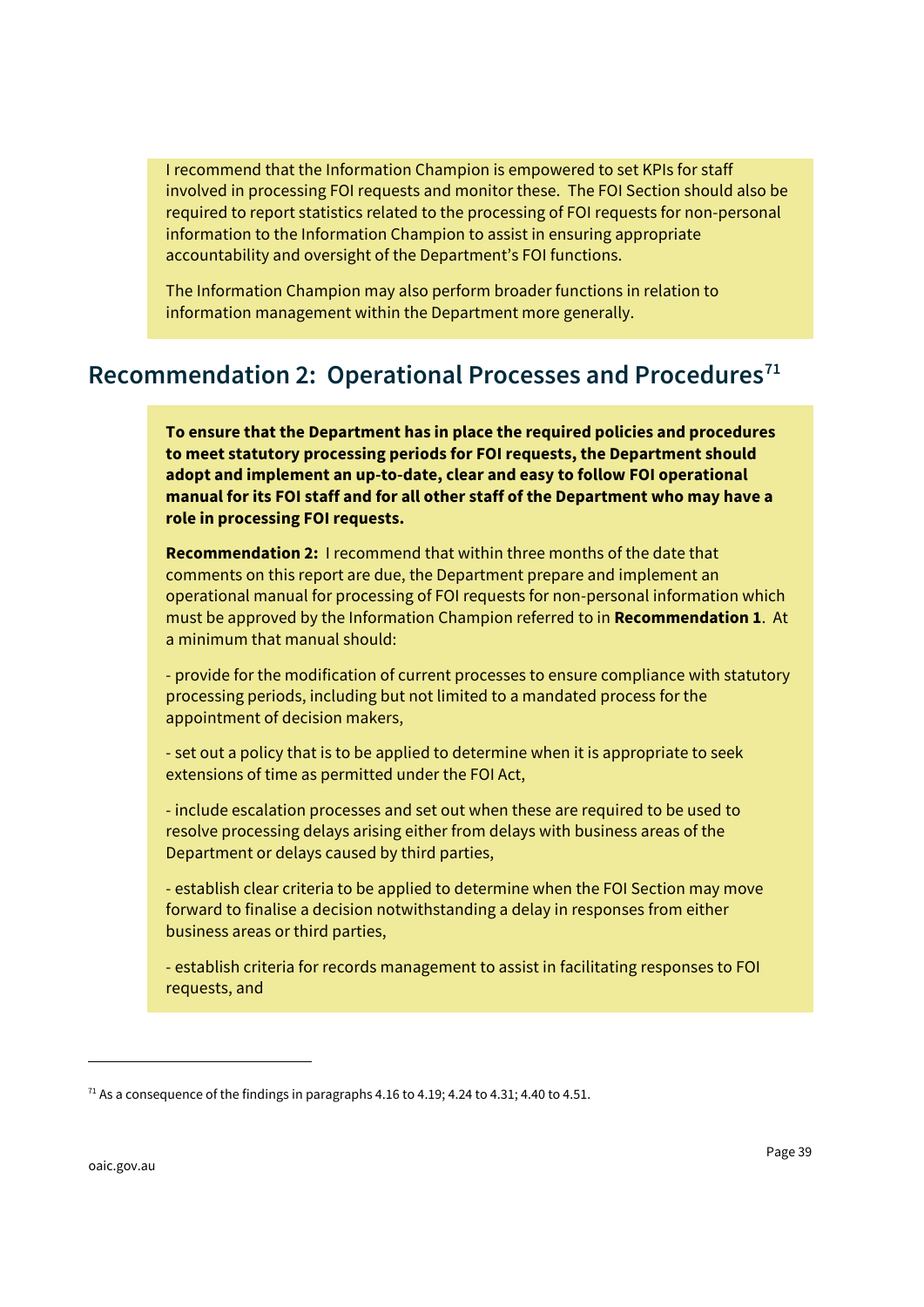I recommend that the Information Champion is empowered to set KPIs for staff involved in processing FOI requests and monitor these. The FOI Section should also be required to report statistics related to the processing of FOI requests for non-personal information to the Information Champion to assist in ensuring appropriate accountability and oversight of the Department's FOI functions.

The Information Champion may also perform broader functions in relation to information management within the Department more generally.

## Recommendation 2: Operational Processes and Procedures[71]

**To ensure that the Department has in place the required policies and procedures to meet statutory processing periods for FOI requests, the Department should adopt and implement an up-to-date, clear and easy to follow FOI operational manual for its FOI staff and for all other staff of the Department who may have a role in processing FOI requests.**

**Recommendation 2:** I recommend that within three months of the date that comments on this report are due, the Department prepare and implement an operational manual for processing of FOI requests for non-personal information which must be approved by the Information Champion referred to in **Recommendation 1**. At a minimum that manual should:

- provide for the modification of current processes to ensure compliance with statutory processing periods, including but not limited to a mandated process for the appointment of decision makers,

- set out a policy that is to be applied to determine when it is appropriate to seek extensions of time as permitted under the FOI Act,

- include escalation processes and set out when these are required to be used to resolve processing delays arising either from delays with business areas of the Department or delays caused by third parties,

- establish clear criteria to be applied to determine when the FOI Section may move forward to finalise a decision notwithstanding a delay in responses from either business areas or third parties,

- establish criteria for records management to assist in facilitating responses to FOI requests, and

[71] As a consequence of the findings in paragraphs 4.16 to 4.19; 4.24 to 4.31; 4.40 to 4.51.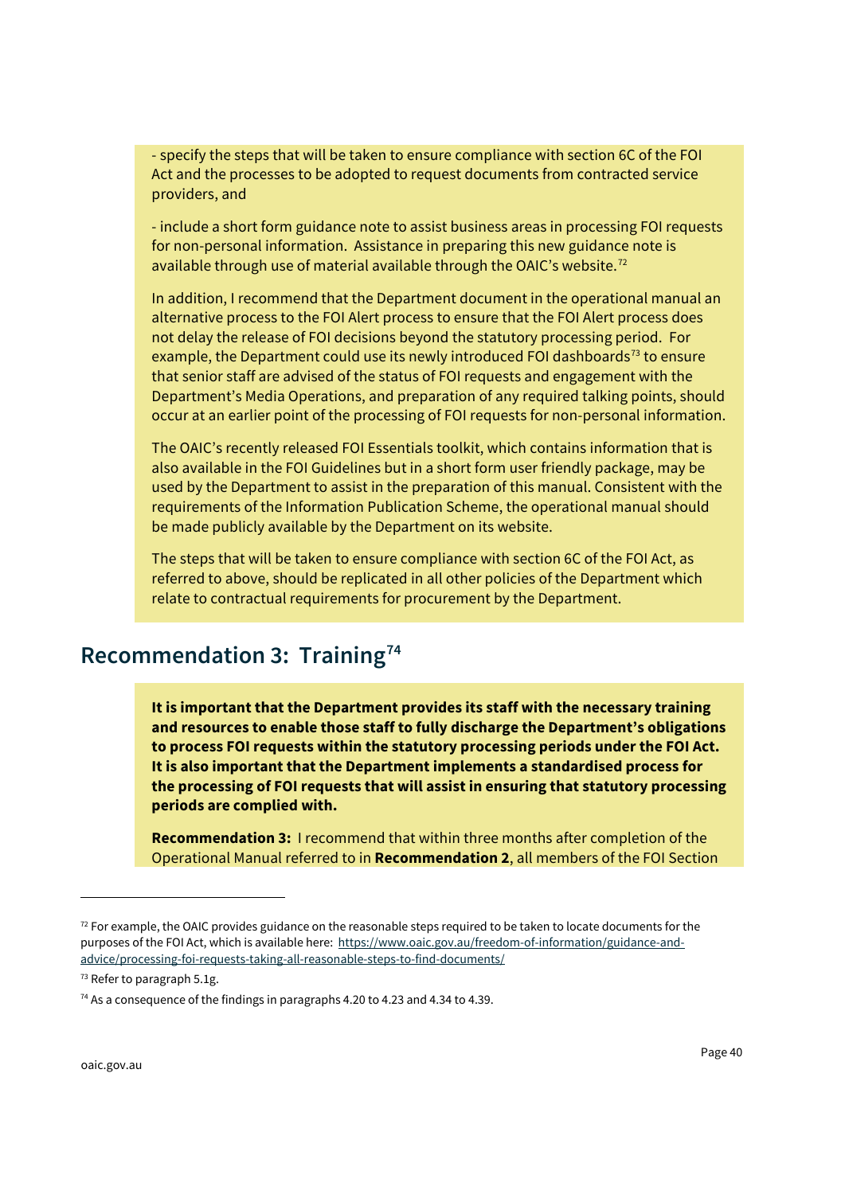- specify the steps that will be taken to ensure compliance with section 6C of the FOI Act and the processes to be adopted to request documents from contracted service providers, and

- include a short form guidance note to assist business areas in processing FOI requests for non-personal information. Assistance in preparing this new guidance note is available through use of material available through the OAIC's website.[72]

In addition, I recommend that the Department document in the operational manual an alternative process to the FOI Alert process to ensure that the FOI Alert process does not delay the release of FOI decisions beyond the statutory processing period. For example, the Department could use its newly introduced FOI dashboards[73] to ensure that senior staff are advised of the status of FOI requests and engagement with the Department's Media Operations, and preparation of any required talking points, should occur at an earlier point of the processing of FOI requests for non-personal information.

The OAIC's recently released FOI Essentials toolkit, which contains information that is also available in the FOI Guidelines but in a short form user friendly package, may be used by the Department to assist in the preparation of this manual. Consistent with the requirements of the Information Publication Scheme, the operational manual should be made publicly available by the Department on its website.

The steps that will be taken to ensure compliance with section 6C of the FOI Act, as referred to above, should be replicated in all other policies of the Department which relate to contractual requirements for procurement by the Department.

## Recommendation 3: Training[74]

**It is important that the Department provides its staff with the necessary training and resources to enable those staff to fully discharge the Department's obligations to process FOI requests within the statutory processing periods under the FOI Act. It is also important that the Department implements a standardised process for the processing of FOI requests that will assist in ensuring that statutory processing periods are complied with.**

**Recommendation 3:** I recommend that within three months after completion of the Operational Manual referred to in **Recommendation 2**, all members of the FOI Section

---

[72] For example, the OAIC provides guidance on the reasonable steps required to be taken to locate documents for the purposes of the FOI Act, which is available here: https://www.oaic.gov.au/freedom-of-information/guidance-and-advice/processing-foi-requests-taking-all-reasonable-steps-to-find-documents/

[73] Refer to paragraph 5.1g.

[74] As a consequence of the findings in paragraphs 4.20 to 4.23 and 4.34 to 4.39.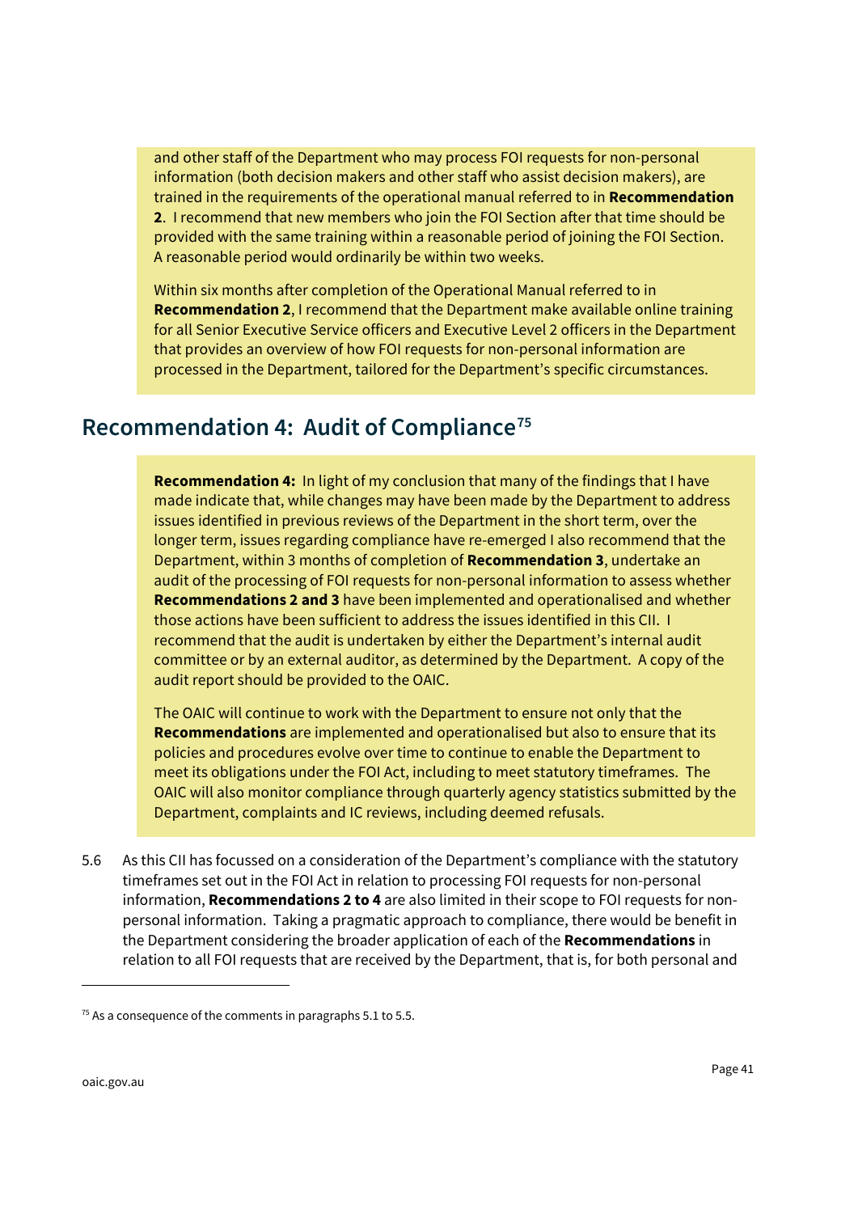and other staff of the Department who may process FOI requests for non-personal information (both decision makers and other staff who assist decision makers), are trained in the requirements of the operational manual referred to in **Recommendation 2**. I recommend that new members who join the FOI Section after that time should be provided with the same training within a reasonable period of joining the FOI Section. A reasonable period would ordinarily be within two weeks.

Within six months after completion of the Operational Manual referred to in **Recommendation 2**, I recommend that the Department make available online training for all Senior Executive Service officers and Executive Level 2 officers in the Department that provides an overview of how FOI requests for non-personal information are processed in the Department, tailored for the Department's specific circumstances.

## Recommendation 4: Audit of Compliance[75]

**Recommendation 4:** In light of my conclusion that many of the findings that I have made indicate that, while changes may have been made by the Department to address issues identified in previous reviews of the Department in the short term, over the longer term, issues regarding compliance have re-emerged I also recommend that the Department, within 3 months of completion of **Recommendation 3**, undertake an audit of the processing of FOI requests for non-personal information to assess whether **Recommendations 2 and 3** have been implemented and operationalised and whether those actions have been sufficient to address the issues identified in this CII. I recommend that the audit is undertaken by either the Department's internal audit committee or by an external auditor, as determined by the Department. A copy of the audit report should be provided to the OAIC.

The OAIC will continue to work with the Department to ensure not only that the **Recommendations** are implemented and operationalised but also to ensure that its policies and procedures evolve over time to continue to enable the Department to meet its obligations under the FOI Act, including to meet statutory timeframes. The OAIC will also monitor compliance through quarterly agency statistics submitted by the Department, complaints and IC reviews, including deemed refusals.

5.6 As this CII has focussed on a consideration of the Department's compliance with the statutory timeframes set out in the FOI Act in relation to processing FOI requests for non-personal information, **Recommendations 2 to 4** are also limited in their scope to FOI requests for non-personal information. Taking a pragmatic approach to compliance, there would be benefit in the Department considering the broader application of each of the **Recommendations** in relation to all FOI requests that are received by the Department, that is, for both personal and

---

[75] As a consequence of the comments in paragraphs 5.1 to 5.5.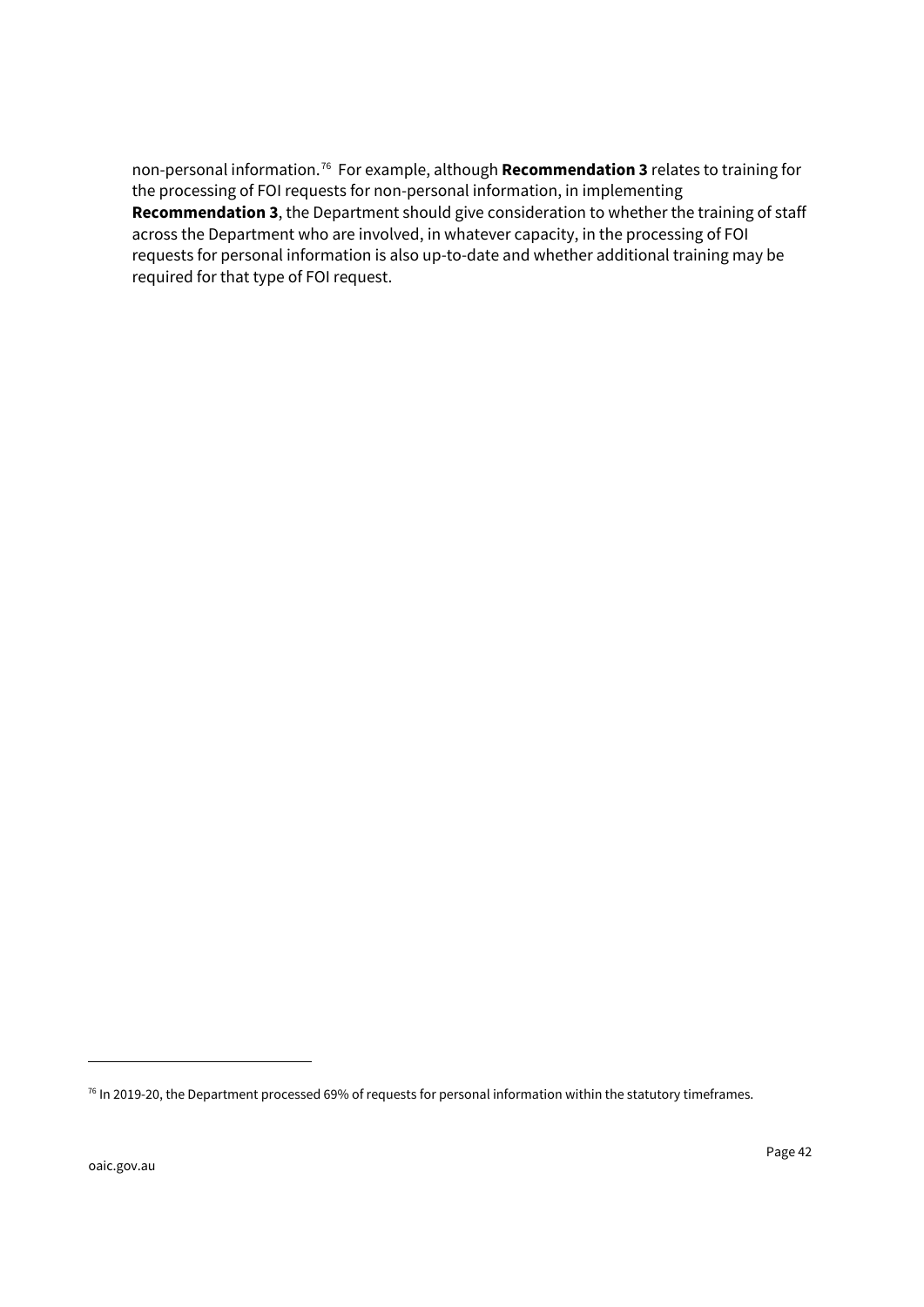non-personal information.[76] For example, although **Recommendation 3** relates to training for the processing of FOI requests for non-personal information, in implementing **Recommendation 3**, the Department should give consideration to whether the training of staff across the Department who are involved, in whatever capacity, in the processing of FOI requests for personal information is also up-to-date and whether additional training may be required for that type of FOI request.

[76] In 2019-20, the Department processed 69% of requests for personal information within the statutory timeframes.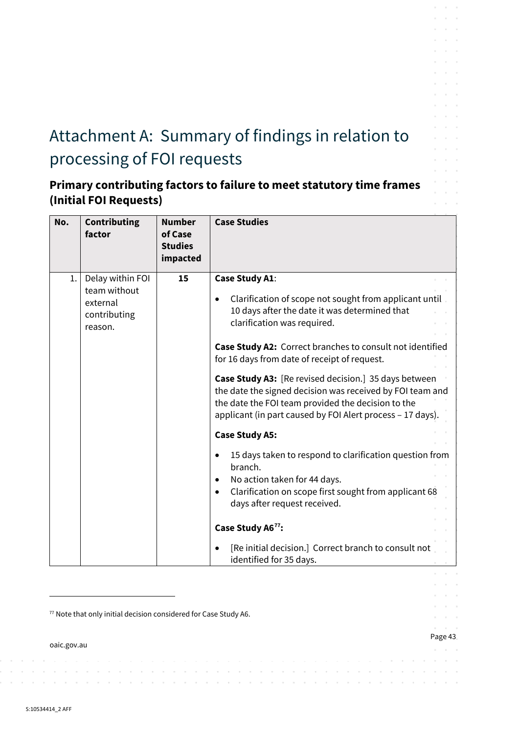# Attachment A: Summary of findings in relation to processing of FOI requests

## Primary contributing factors to failure to meet statutory time frames (Initial FOI Requests)

| No. | Contributing factor | Number of Case Studies impacted | Case Studies |
|---|---|---|---|
| 1. | Delay within FOI team without external contributing reason. | 15 | **Case Study A1**:<br><br>• Clarification of scope not sought from applicant until 10 days after the date it was determined that clarification was required.<br><br>**Case Study A2:** Correct branches to consult not identified for 16 days from date of receipt of request.<br><br>**Case Study A3:** [Re revised decision.] 35 days between the date the signed decision was received by FOI team and the date the FOI team provided the decision to the applicant (in part caused by FOI Alert process – 17 days).<br><br>**Case Study A5:**<br><br>• 15 days taken to respond to clarification question from branch.<br>• No action taken for 44 days.<br>• Clarification on scope first sought from applicant 68 days after request received.<br><br>**Case Study A6[77]:**<br><br>• [Re initial decision.] Correct branch to consult not identified for 35 days. |

[77] Note that only initial decision considered for Case Study A6.

oaic.gov.au

S:10534414_2 AFF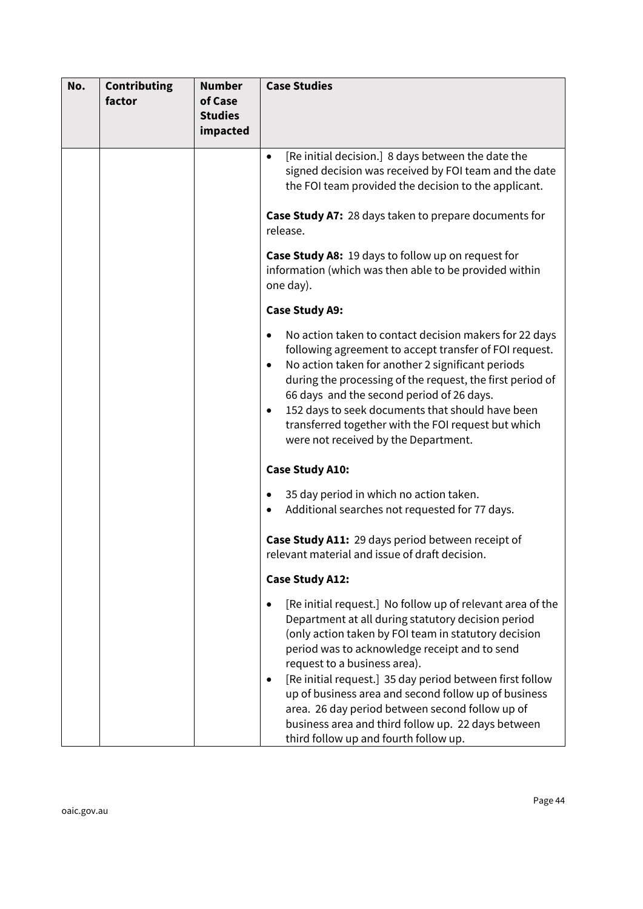| No. | Contributing factor | Number of Case Studies impacted | Case Studies |
|---|---|---|---|
| | | | • [Re initial decision.] 8 days between the date the signed decision was received by FOI team and the date the FOI team provided the decision to the applicant.<br><br>**Case Study A7:** 28 days taken to prepare documents for release.<br><br>**Case Study A8:** 19 days to follow up on request for information (which was then able to be provided within one day).<br><br>**Case Study A9:**<br><br>• No action taken to contact decision makers for 22 days following agreement to accept transfer of FOI request.<br>• No action taken for another 2 significant periods during the processing of the request, the first period of 66 days and the second period of 26 days.<br>• 152 days to seek documents that should have been transferred together with the FOI request but which were not received by the Department.<br><br>**Case Study A10:**<br><br>• 35 day period in which no action taken.<br>• Additional searches not requested for 77 days.<br><br>**Case Study A11:** 29 days period between receipt of relevant material and issue of draft decision.<br><br>**Case Study A12:**<br><br>• [Re initial request.] No follow up of relevant area of the Department at all during statutory decision period (only action taken by FOI team in statutory decision period was to acknowledge receipt and to send request to a business area).<br>• [Re initial request.] 35 day period between first follow up of business area and second follow up of business area. 26 day period between second follow up of business area and third follow up. 22 days between third follow up and fourth follow up. |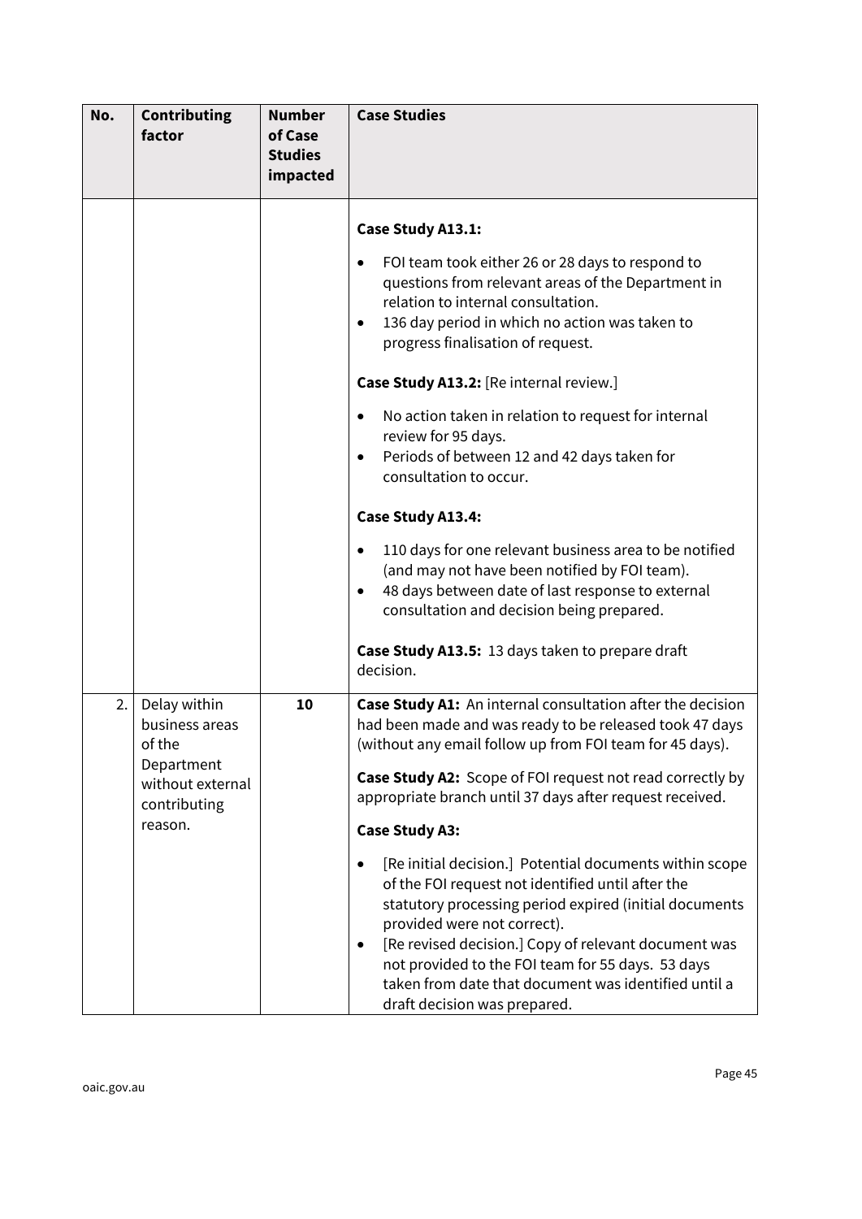| No. | Contributing factor | Number of Case Studies impacted | Case Studies |
|---|---|---|---|
| | | | **Case Study A13.1:**<br>• FOI team took either 26 or 28 days to respond to questions from relevant areas of the Department in relation to internal consultation.<br>• 136 day period in which no action was taken to progress finalisation of request.<br><br>**Case Study A13.2:** [Re internal review.]<br>• No action taken in relation to request for internal review for 95 days.<br>• Periods of between 12 and 42 days taken for consultation to occur.<br><br>**Case Study A13.4:**<br>• 110 days for one relevant business area to be notified (and may not have been notified by FOI team).<br>• 48 days between date of last response to external consultation and decision being prepared.<br><br>**Case Study A13.5:** 13 days taken to prepare draft decision. |
| 2. | Delay within business areas of the Department without external contributing reason. | **10** | **Case Study A1:** An internal consultation after the decision had been made and was ready to be released took 47 days (without any email follow up from FOI team for 45 days).<br><br>**Case Study A2:** Scope of FOI request not read correctly by appropriate branch until 37 days after request received.<br><br>**Case Study A3:**<br>• [Re initial decision.] Potential documents within scope of the FOI request not identified until after the statutory processing period expired (initial documents provided were not correct).<br>• [Re revised decision.] Copy of relevant document was not provided to the FOI team for 55 days. 53 days taken from date that document was identified until a draft decision was prepared. |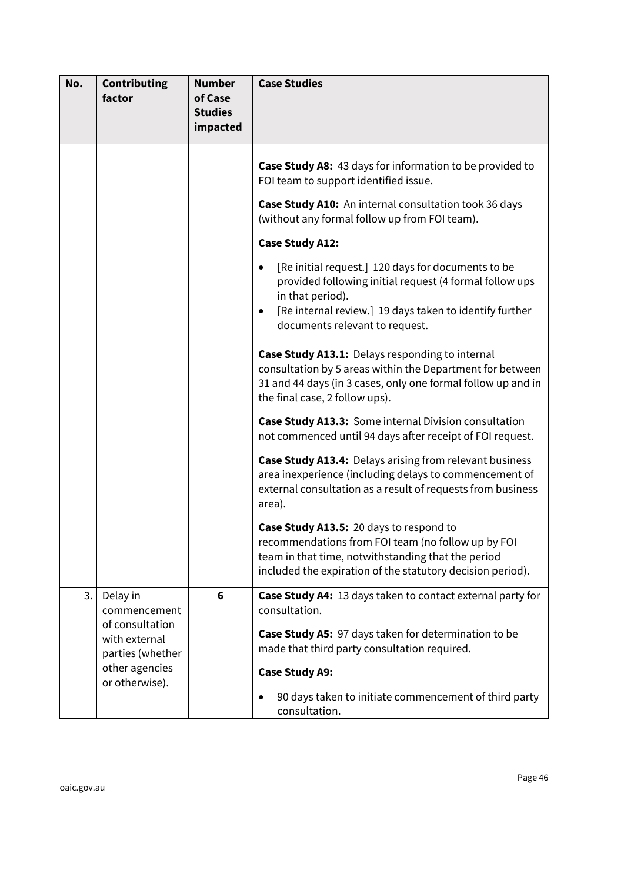| No. | Contributing factor | Number of Case Studies impacted | Case Studies |
|---|---|---|---|
| | | | **Case Study A8:** 43 days for information to be provided to FOI team to support identified issue.<br><br>**Case Study A10:** An internal consultation took 36 days (without any formal follow up from FOI team).<br><br>**Case Study A12:**<br><br>• [Re initial request.] 120 days for documents to be provided following initial request (4 formal follow ups in that period).<br>• [Re internal review.] 19 days taken to identify further documents relevant to request.<br><br>**Case Study A13.1:** Delays responding to internal consultation by 5 areas within the Department for between 31 and 44 days (in 3 cases, only one formal follow up and in the final case, 2 follow ups).<br><br>**Case Study A13.3:** Some internal Division consultation not commenced until 94 days after receipt of FOI request.<br><br>**Case Study A13.4:** Delays arising from relevant business area inexperience (including delays to commencement of external consultation as a result of requests from business area).<br><br>**Case Study A13.5:** 20 days to respond to recommendations from FOI team (no follow up by FOI team in that time, notwithstanding that the period included the expiration of the statutory decision period). |
| 3. | Delay in commencement of consultation with external parties (whether other agencies or otherwise). | **6** | **Case Study A4:** 13 days taken to contact external party for consultation.<br><br>**Case Study A5:** 97 days taken for determination to be made that third party consultation required.<br><br>**Case Study A9:**<br><br>• 90 days taken to initiate commencement of third party consultation. |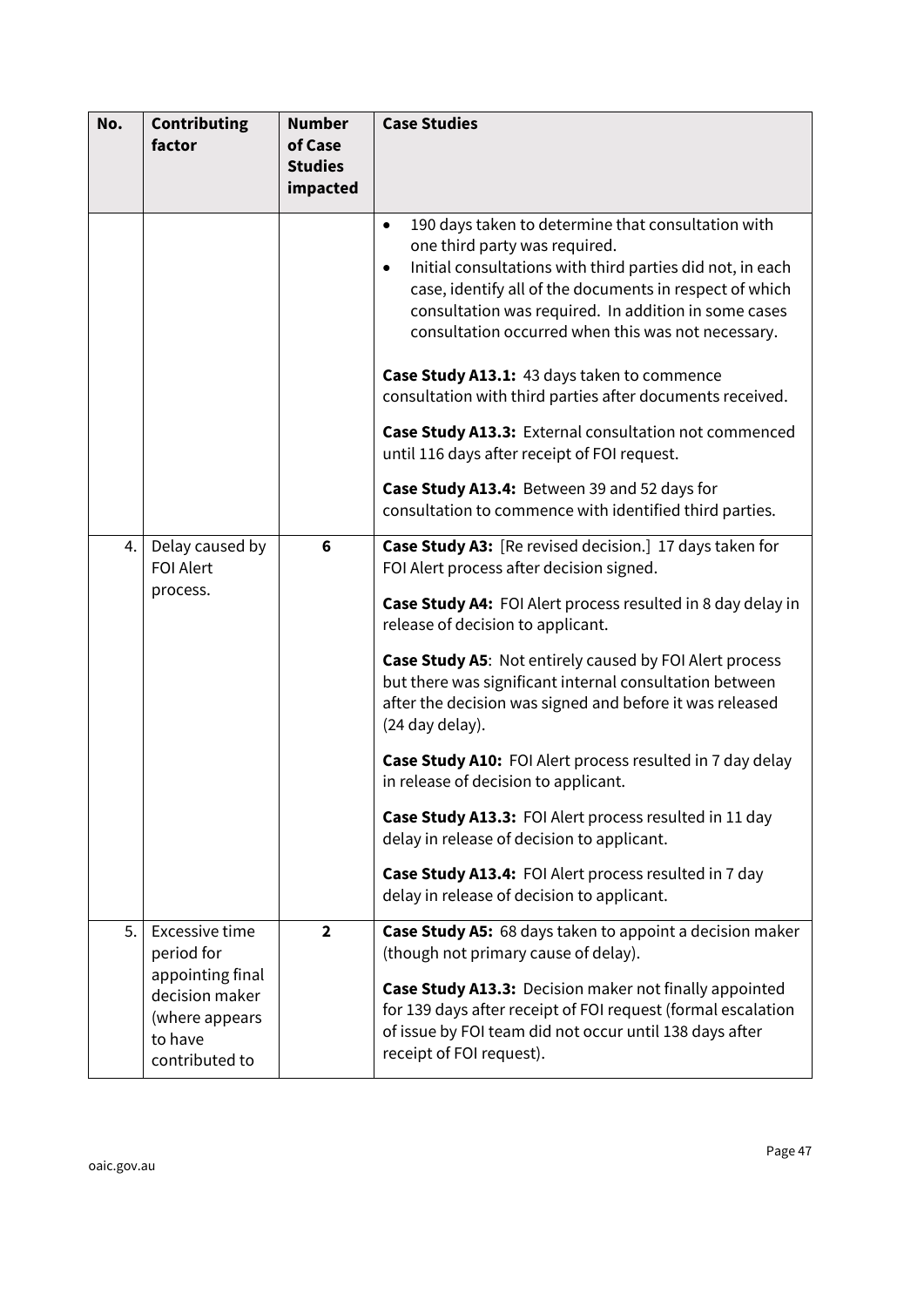| No. | Contributing factor | Number of Case Studies impacted | Case Studies |
|---|---|---|---|
| | | | • 190 days taken to determine that consultation with one third party was required.<br>• Initial consultations with third parties did not, in each case, identify all of the documents in respect of which consultation was required. In addition in some cases consultation occurred when this was not necessary.<br><br>**Case Study A13.1:** 43 days taken to commence consultation with third parties after documents received.<br><br>**Case Study A13.3:** External consultation not commenced until 116 days after receipt of FOI request.<br><br>**Case Study A13.4:** Between 39 and 52 days for consultation to commence with identified third parties. |
| 4. | Delay caused by FOI Alert process. | **6** | **Case Study A3:** [Re revised decision.] 17 days taken for FOI Alert process after decision signed.<br><br>**Case Study A4:** FOI Alert process resulted in 8 day delay in release of decision to applicant.<br><br>**Case Study A5**: Not entirely caused by FOI Alert process but there was significant internal consultation between after the decision was signed and before it was released (24 day delay).<br><br>**Case Study A10:** FOI Alert process resulted in 7 day delay in release of decision to applicant.<br><br>**Case Study A13.3:** FOI Alert process resulted in 11 day delay in release of decision to applicant.<br><br>**Case Study A13.4:** FOI Alert process resulted in 7 day delay in release of decision to applicant. |
| 5. | Excessive time period for appointing final decision maker (where appears to have contributed to | **2** | **Case Study A5:** 68 days taken to appoint a decision maker (though not primary cause of delay).<br><br>**Case Study A13.3:** Decision maker not finally appointed for 139 days after receipt of FOI request (formal escalation of issue by FOI team did not occur until 138 days after receipt of FOI request). |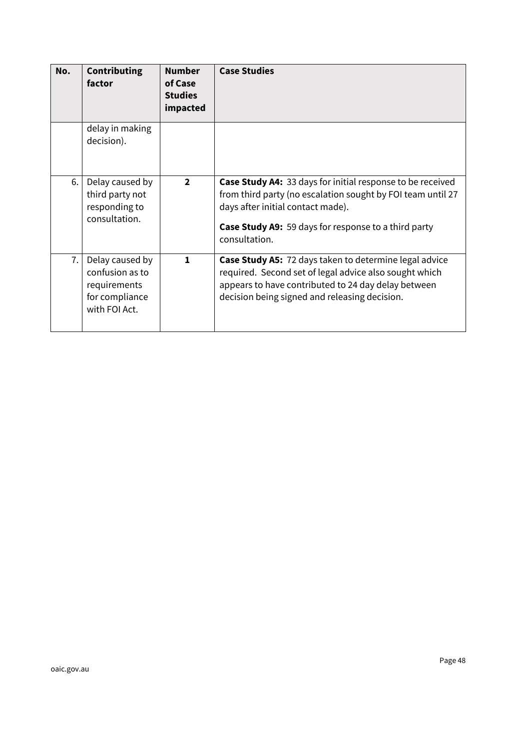| No. | Contributing factor | Number of Case Studies impacted | Case Studies |
|---|---|---|---|
| | delay in making decision). | | |
| 6. | Delay caused by third party not responding to consultation. | **2** | **Case Study A4:** 33 days for initial response to be received from third party (no escalation sought by FOI team until 27 days after initial contact made).<br><br>**Case Study A9:** 59 days for response to a third party consultation. |
| 7. | Delay caused by confusion as to requirements for compliance with FOI Act. | **1** | **Case Study A5:** 72 days taken to determine legal advice required. Second set of legal advice also sought which appears to have contributed to 24 day delay between decision being signed and releasing decision. |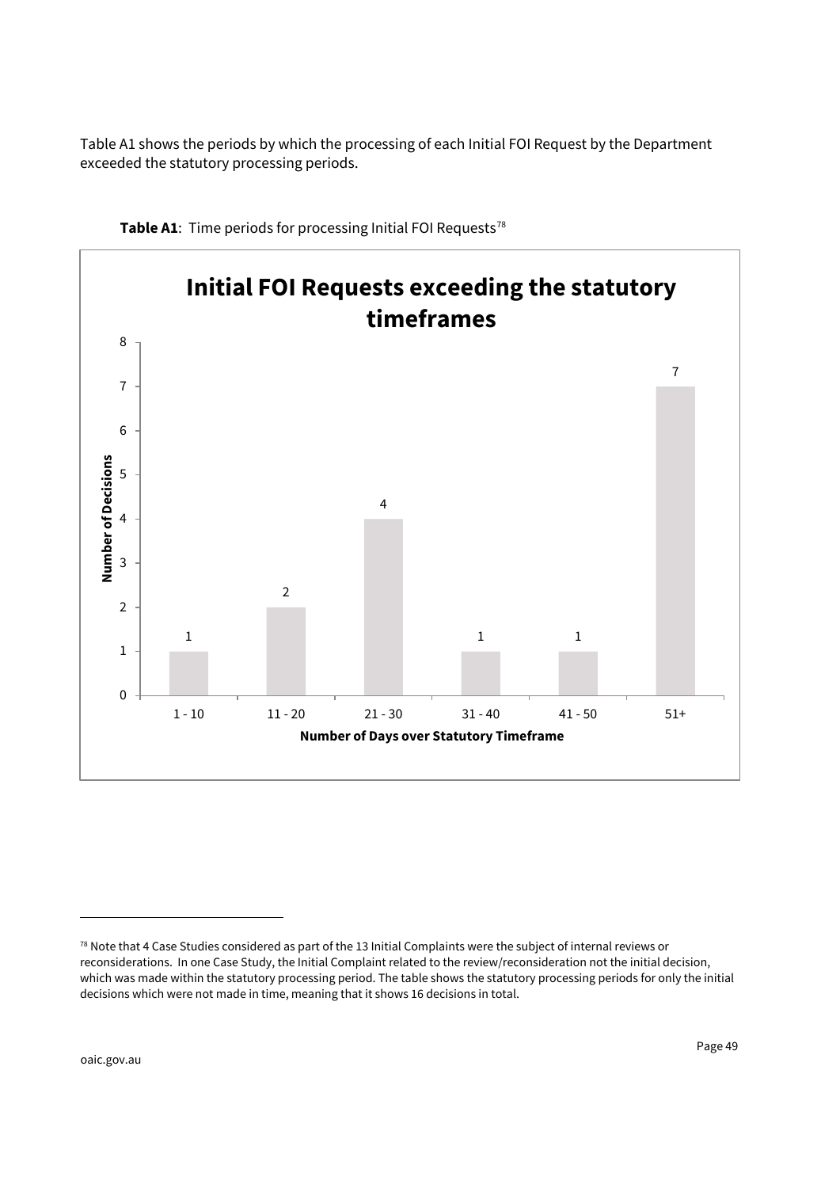Table A1 shows the periods by which the processing of each Initial FOI Request by the Department exceeded the statutory processing periods.

**Table A1**: Time periods for processing Initial FOI Requests[78]

**Initial FOI Requests exceeding the statutory timeframes**

| Number of Days over Statutory Timeframe | Number of Decisions |
|---|---|
| 1 - 10 | 1 |
| 11 - 20 | 2 |
| 21 - 30 | 4 |
| 31 - 40 | 1 |
| 41 - 50 | 1 |
| 51+ | 7 |

[78] Note that 4 Case Studies considered as part of the 13 Initial Complaints were the subject of internal reviews or reconsiderations. In one Case Study, the Initial Complaint related to the review/reconsideration not the initial decision, which was made within the statutory processing period. The table shows the statutory processing periods for only the initial decisions which were not made in time, meaning that it shows 16 decisions in total.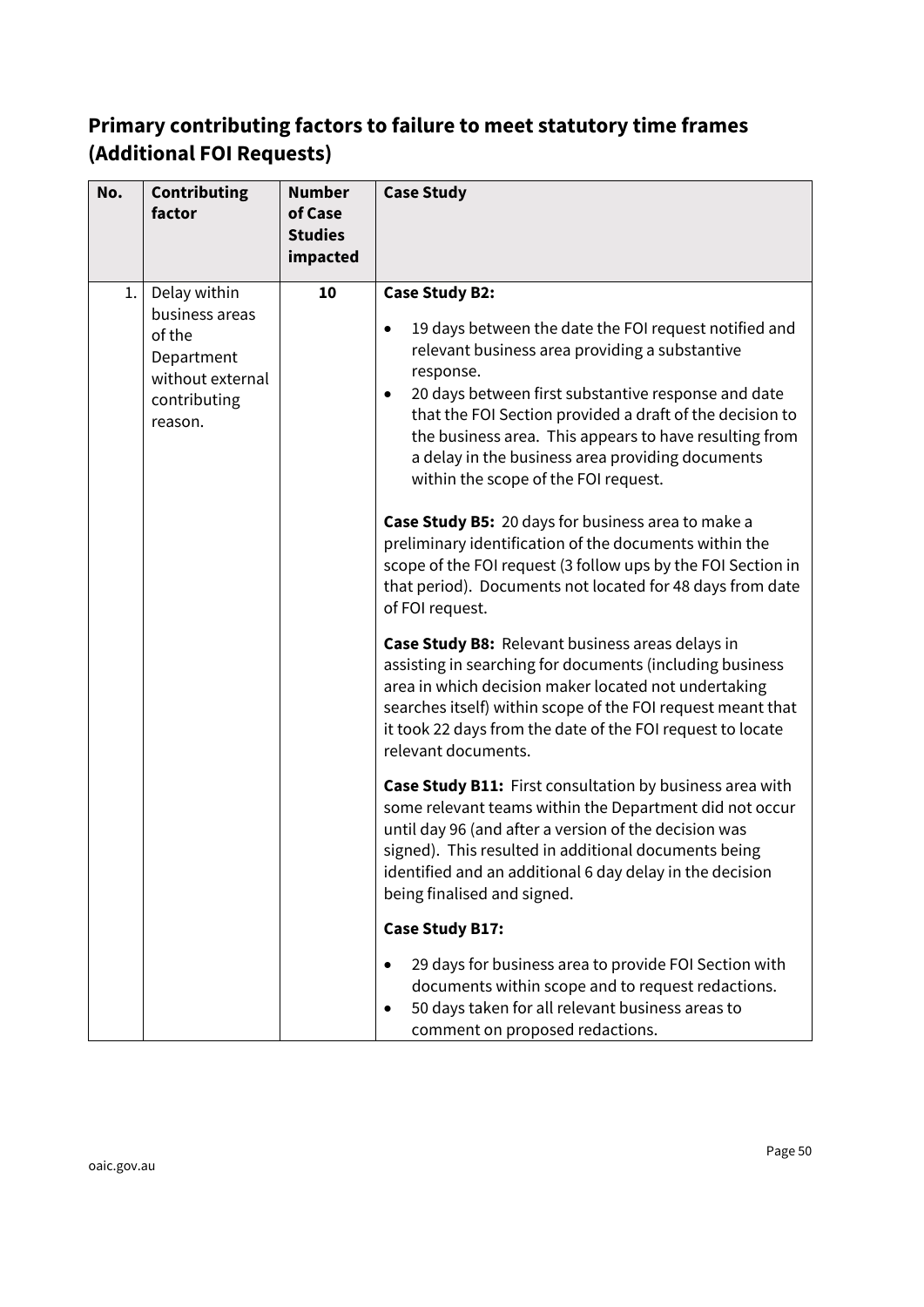## Primary contributing factors to failure to meet statutory time frames (Additional FOI Requests)

| No. | Contributing factor | Number of Case Studies impacted | Case Study |
|---|---|---|---|
| 1. | Delay within business areas of the Department without external contributing reason. | **10** | **Case Study B2:**<br>• 19 days between the date the FOI request notified and relevant business area providing a substantive response.<br>• 20 days between first substantive response and date that the FOI Section provided a draft of the decision to the business area. This appears to have resulting from a delay in the business area providing documents within the scope of the FOI request.<br><br>**Case Study B5:** 20 days for business area to make a preliminary identification of the documents within the scope of the FOI request (3 follow ups by the FOI Section in that period). Documents not located for 48 days from date of FOI request.<br><br>**Case Study B8:** Relevant business areas delays in assisting in searching for documents (including business area in which decision maker located not undertaking searches itself) within scope of the FOI request meant that it took 22 days from the date of the FOI request to locate relevant documents.<br><br>**Case Study B11:** First consultation by business area with some relevant teams within the Department did not occur until day 96 (and after a version of the decision was signed). This resulted in additional documents being identified and an additional 6 day delay in the decision being finalised and signed.<br><br>**Case Study B17:**<br>• 29 days for business area to provide FOI Section with documents within scope and to request redactions.<br>• 50 days taken for all relevant business areas to comment on proposed redactions. |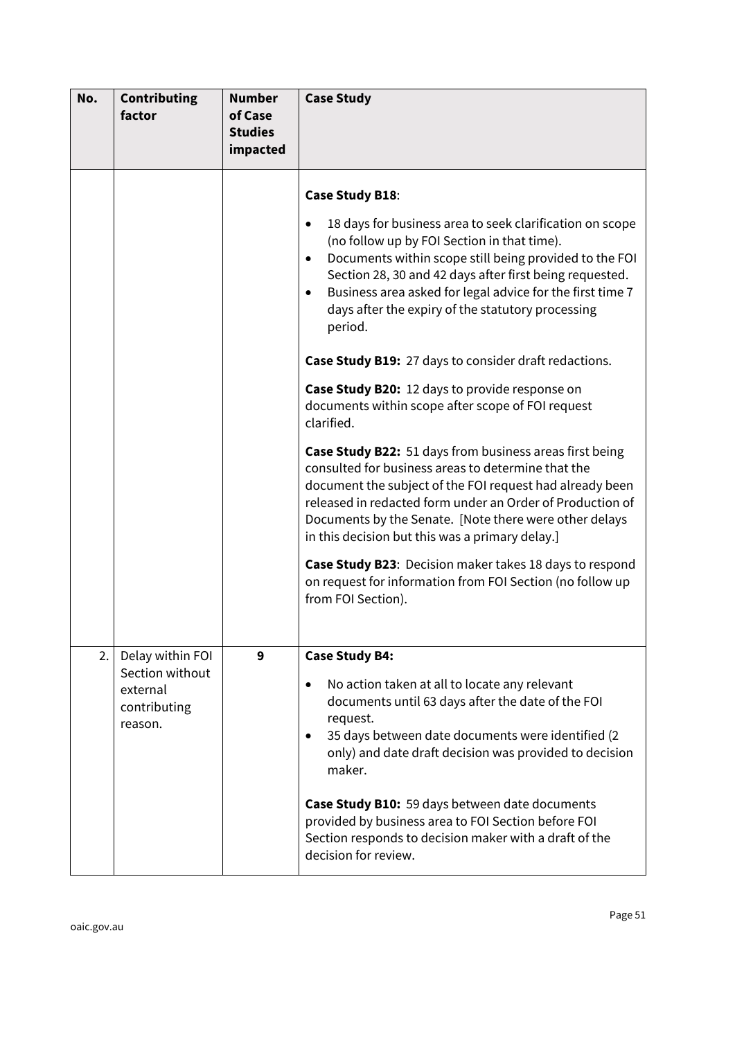| No. | Contributing factor | Number of Case Studies impacted | Case Study |
|---|---|---|---|
| | | | **Case Study B18**:<br>• 18 days for business area to seek clarification on scope (no follow up by FOI Section in that time).<br>• Documents within scope still being provided to the FOI Section 28, 30 and 42 days after first being requested.<br>• Business area asked for legal advice for the first time 7 days after the expiry of the statutory processing period.<br><br>**Case Study B19:** 27 days to consider draft redactions.<br><br>**Case Study B20:** 12 days to provide response on documents within scope after scope of FOI request clarified.<br><br>**Case Study B22:** 51 days from business areas first being consulted for business areas to determine that the document the subject of the FOI request had already been released in redacted form under an Order of Production of Documents by the Senate. [Note there were other delays in this decision but this was a primary delay.]<br><br>**Case Study B23**: Decision maker takes 18 days to respond on request for information from FOI Section (no follow up from FOI Section). |
| 2. | Delay within FOI Section without external contributing reason. | **9** | **Case Study B4:**<br>• No action taken at all to locate any relevant documents until 63 days after the date of the FOI request.<br>• 35 days between date documents were identified (2 only) and date draft decision was provided to decision maker.<br><br>**Case Study B10:** 59 days between date documents provided by business area to FOI Section before FOI Section responds to decision maker with a draft of the decision for review. |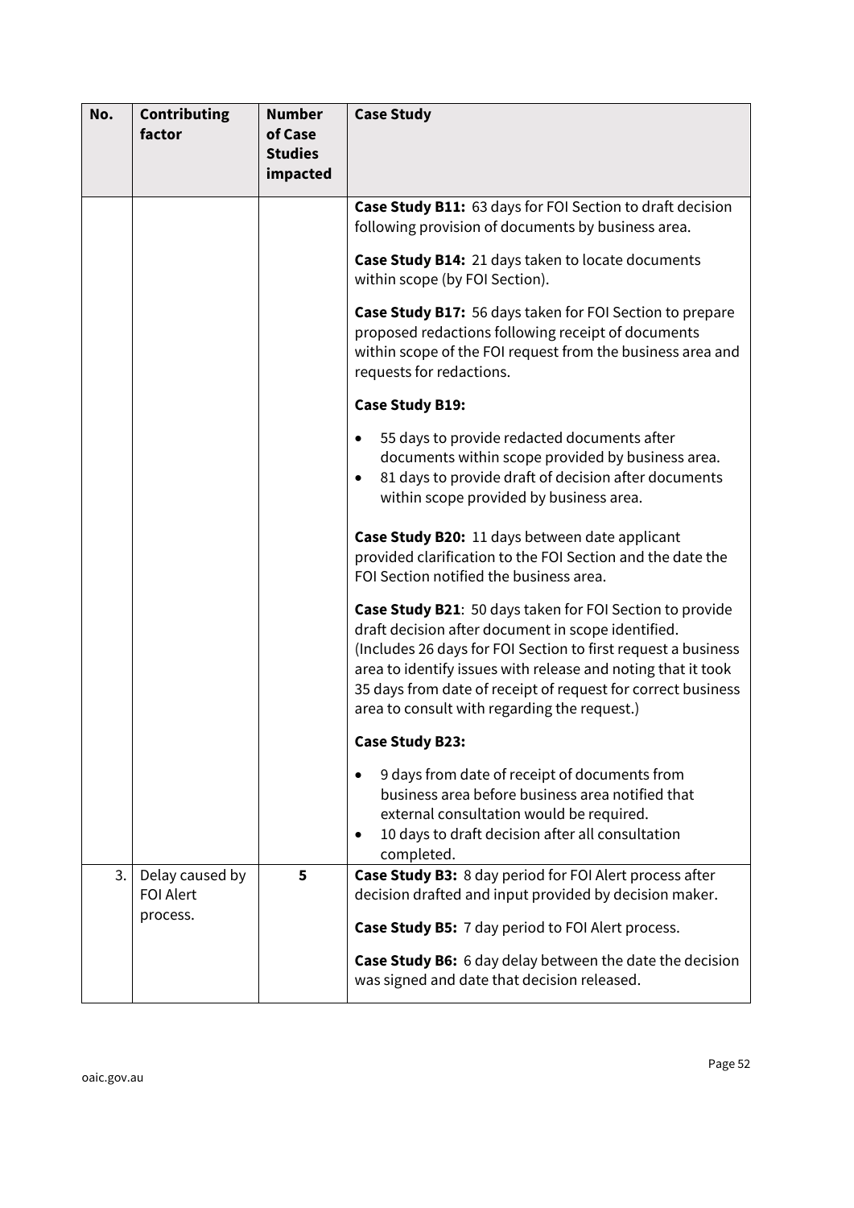| No. | Contributing factor | Number of Case Studies impacted | Case Study |
| --- | --- | --- | --- |
| | | | **Case Study B11:** 63 days for FOI Section to draft decision following provision of documents by business area.<br><br>**Case Study B14:** 21 days taken to locate documents within scope (by FOI Section).<br><br>**Case Study B17:** 56 days taken for FOI Section to prepare proposed redactions following receipt of documents within scope of the FOI request from the business area and requests for redactions.<br><br>**Case Study B19:**<br>• 55 days to provide redacted documents after documents within scope provided by business area.<br>• 81 days to provide draft of decision after documents within scope provided by business area.<br><br>**Case Study B20:** 11 days between date applicant provided clarification to the FOI Section and the date the FOI Section notified the business area.<br><br>**Case Study B21**: 50 days taken for FOI Section to provide draft decision after document in scope identified. (Includes 26 days for FOI Section to first request a business area to identify issues with release and noting that it took 35 days from date of receipt of request for correct business area to consult with regarding the request.)<br><br>**Case Study B23:**<br>• 9 days from date of receipt of documents from business area before business area notified that external consultation would be required.<br>• 10 days to draft decision after all consultation completed. |
| 3. | Delay caused by FOI Alert process. | **5** | **Case Study B3:** 8 day period for FOI Alert process after decision drafted and input provided by decision maker.<br><br>**Case Study B5:** 7 day period to FOI Alert process.<br><br>**Case Study B6:** 6 day delay between the date the decision was signed and date that decision released. |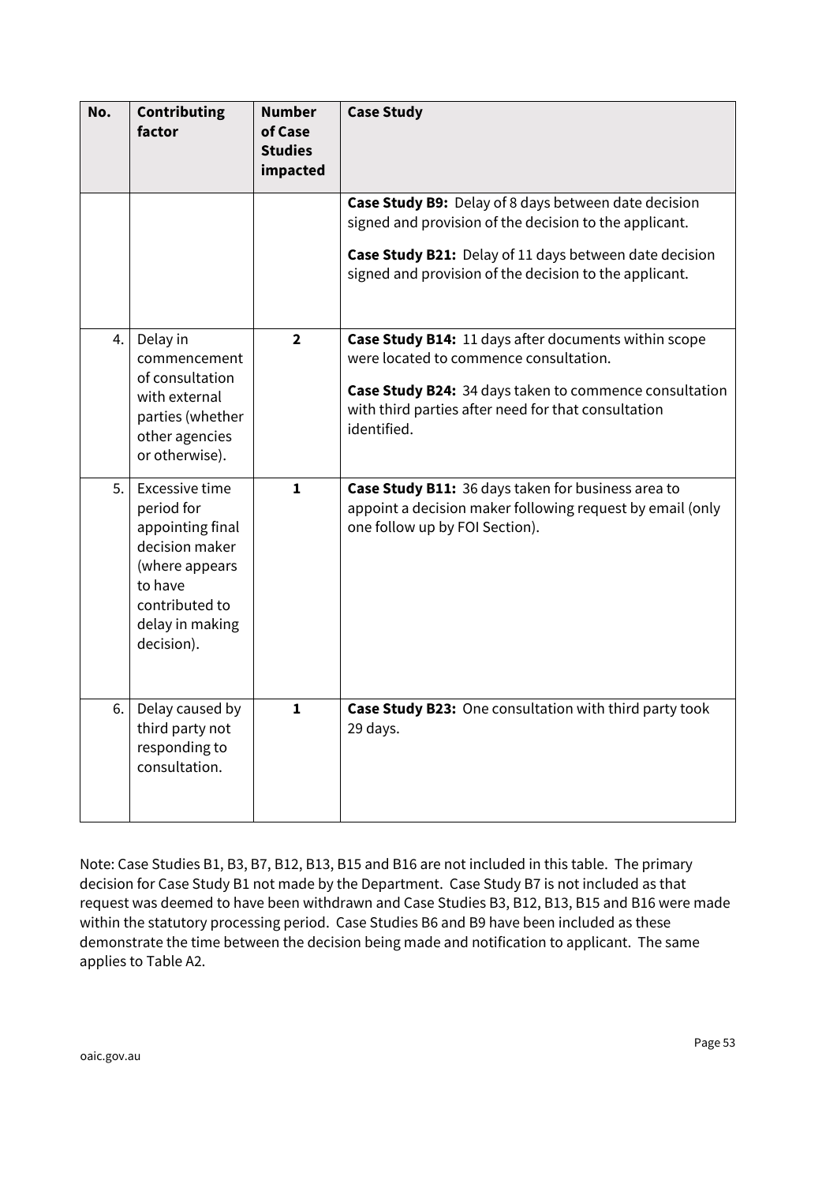| No. | Contributing factor | Number of Case Studies impacted | Case Study |
|---|---|---|---|
| | | | **Case Study B9:** Delay of 8 days between date decision signed and provision of the decision to the applicant.<br><br>**Case Study B21:** Delay of 11 days between date decision signed and provision of the decision to the applicant. |
| 4. | Delay in commencement of consultation with external parties (whether other agencies or otherwise). | **2** | **Case Study B14:** 11 days after documents within scope were located to commence consultation.<br><br>**Case Study B24:** 34 days taken to commence consultation with third parties after need for that consultation identified. |
| 5. | Excessive time period for appointing final decision maker (where appears to have contributed to delay in making decision). | **1** | **Case Study B11:** 36 days taken for business area to appoint a decision maker following request by email (only one follow up by FOI Section). |
| 6. | Delay caused by third party not responding to consultation. | **1** | **Case Study B23:** One consultation with third party took 29 days. |

Note: Case Studies B1, B3, B7, B12, B13, B15 and B16 are not included in this table. The primary decision for Case Study B1 not made by the Department. Case Study B7 is not included as that request was deemed to have been withdrawn and Case Studies B3, B12, B13, B15 and B16 were made within the statutory processing period. Case Studies B6 and B9 have been included as these demonstrate the time between the decision being made and notification to applicant. The same applies to Table A2.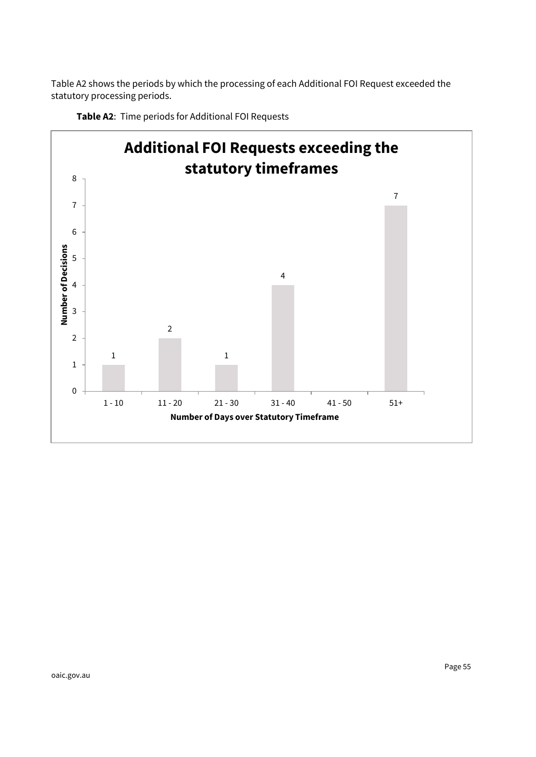Table A2 shows the periods by which the processing of each Additional FOI Request exceeded the statutory processing periods.

**Table A2**: Time periods for Additional FOI Requests

**Additional FOI Requests exceeding the statutory timeframes**

| Number of Days over Statutory Timeframe | Number of Decisions |
|---|---|
| 1 - 10 | 1 |
| 11 - 20 | 2 |
| 21 - 30 | 1 |
| 31 - 40 | 4 |
| 41 - 50 | |
| 51+ | 7 |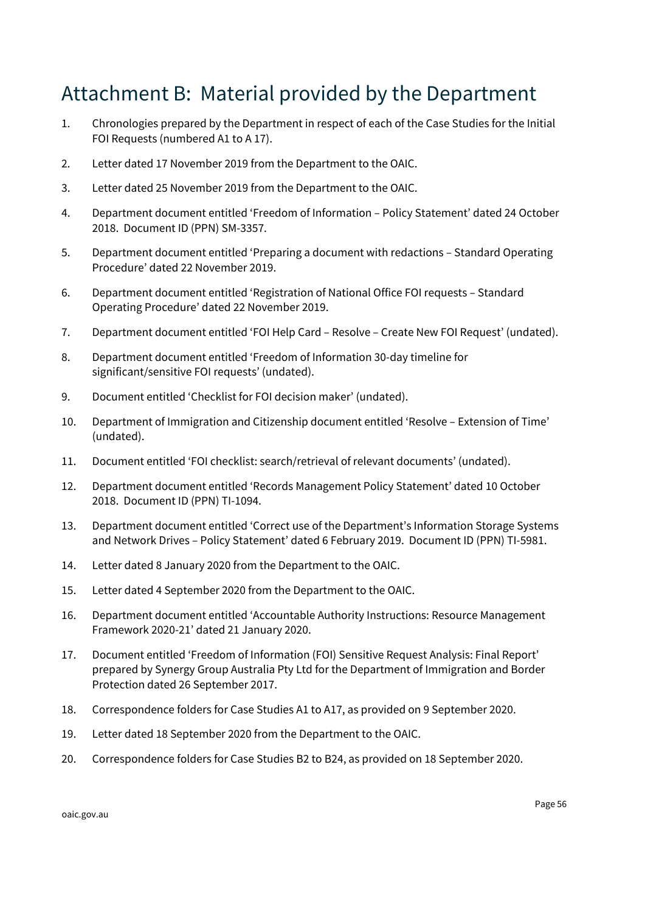# Attachment B: Material provided by the Department

1. Chronologies prepared by the Department in respect of each of the Case Studies for the Initial FOI Requests (numbered A1 to A 17).
2. Letter dated 17 November 2019 from the Department to the OAIC.
3. Letter dated 25 November 2019 from the Department to the OAIC.
4. Department document entitled 'Freedom of Information – Policy Statement' dated 24 October 2018. Document ID (PPN) SM-3357.
5. Department document entitled 'Preparing a document with redactions – Standard Operating Procedure' dated 22 November 2019.
6. Department document entitled 'Registration of National Office FOI requests – Standard Operating Procedure' dated 22 November 2019.
7. Department document entitled 'FOI Help Card – Resolve – Create New FOI Request' (undated).
8. Department document entitled 'Freedom of Information 30-day timeline for significant/sensitive FOI requests' (undated).
9. Document entitled 'Checklist for FOI decision maker' (undated).
10. Department of Immigration and Citizenship document entitled 'Resolve – Extension of Time' (undated).
11. Document entitled 'FOI checklist: search/retrieval of relevant documents' (undated).
12. Department document entitled 'Records Management Policy Statement' dated 10 October 2018. Document ID (PPN) TI-1094.
13. Department document entitled 'Correct use of the Department's Information Storage Systems and Network Drives – Policy Statement' dated 6 February 2019. Document ID (PPN) TI-5981.
14. Letter dated 8 January 2020 from the Department to the OAIC.
15. Letter dated 4 September 2020 from the Department to the OAIC.
16. Department document entitled 'Accountable Authority Instructions: Resource Management Framework 2020-21' dated 21 January 2020.
17. Document entitled 'Freedom of Information (FOI) Sensitive Request Analysis: Final Report' prepared by Synergy Group Australia Pty Ltd for the Department of Immigration and Border Protection dated 26 September 2017.
18. Correspondence folders for Case Studies A1 to A17, as provided on 9 September 2020.
19. Letter dated 18 September 2020 from the Department to the OAIC.
20. Correspondence folders for Case Studies B2 to B24, as provided on 18 September 2020.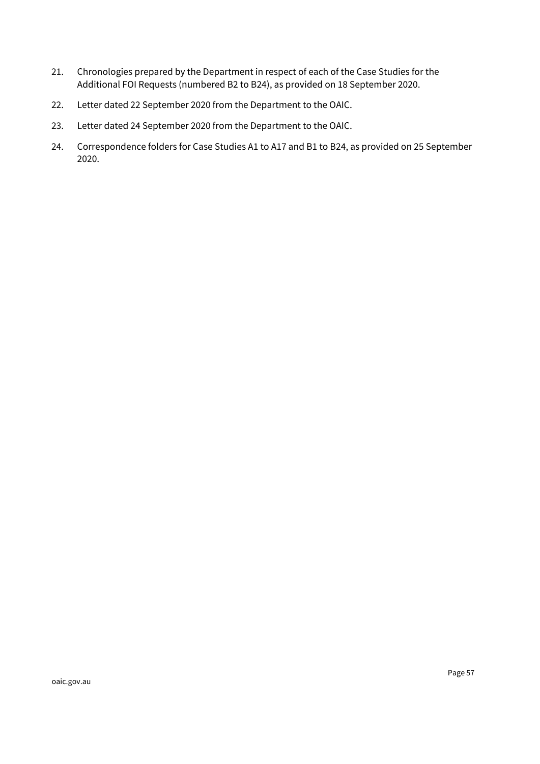21. Chronologies prepared by the Department in respect of each of the Case Studies for the Additional FOI Requests (numbered B2 to B24), as provided on 18 September 2020.
22. Letter dated 22 September 2020 from the Department to the OAIC.
23. Letter dated 24 September 2020 from the Department to the OAIC.
24. Correspondence folders for Case Studies A1 to A17 and B1 to B24, as provided on 25 September 2020.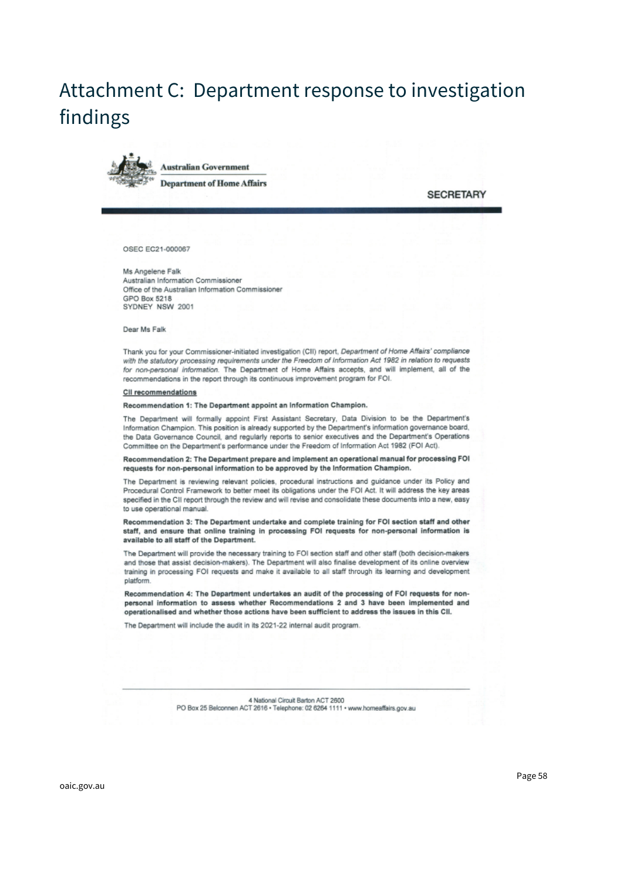# Attachment C: Department response to investigation findings

Australian Government

Department of Home Affairs

SECRETARY

OSEC EC21-000067

Ms Angelene Falk
Australian Information Commissioner
Office of the Australian Information Commissioner
GPO Box 5218
SYDNEY NSW 2001

Dear Ms Falk

Thank you for your Commissioner-initiated investigation (CII) report, *Department of Home Affairs' compliance with the statutory processing requirements under the Freedom of Information Act 1982 in relation to requests for non-personal information*. The Department of Home Affairs accepts, and will implement, all of the recommendations in the report through its continuous improvement program for FOI.

**CII recommendations**

**Recommendation 1: The Department appoint an Information Champion.**

The Department will formally appoint First Assistant Secretary, Data Division to be the Department's Information Champion. This position is already supported by the Department's information governance board, the Data Governance Council, and regularly reports to senior executives and the Department's Operations Committee on the Department's performance under the Freedom of Information Act 1982 (FOI Act).

**Recommendation 2: The Department prepare and implement an operational manual for processing FOI requests for non-personal information to be approved by the Information Champion.**

The Department is reviewing relevant policies, procedural instructions and guidance under its Policy and Procedural Control Framework to better meet its obligations under the FOI Act. It will address the key areas specified in the CII report through the review and will revise and consolidate these documents into a new, easy to use operational manual.

**Recommendation 3: The Department undertake and complete training for FOI section staff and other staff, and ensure that online training in processing FOI requests for non-personal information is available to all staff of the Department.**

The Department will provide the necessary training to FOI section staff and other staff (both decision-makers and those that assist decision-makers). The Department will also finalise development of its online overview training in processing FOI requests and make it available to all staff through its learning and development platform.

**Recommendation 4: The Department undertakes an audit of the processing of FOI requests for non-personal information to assess whether Recommendations 2 and 3 have been implemented and operationalised and whether those actions have been sufficient to address the issues in this CII.**

The Department will include the audit in its 2021-22 internal audit program.

4 National Circuit Barton ACT 2600
PO Box 25 Belconnen ACT 2616 • Telephone: 02 6264 1111 • www.homeaffairs.gov.au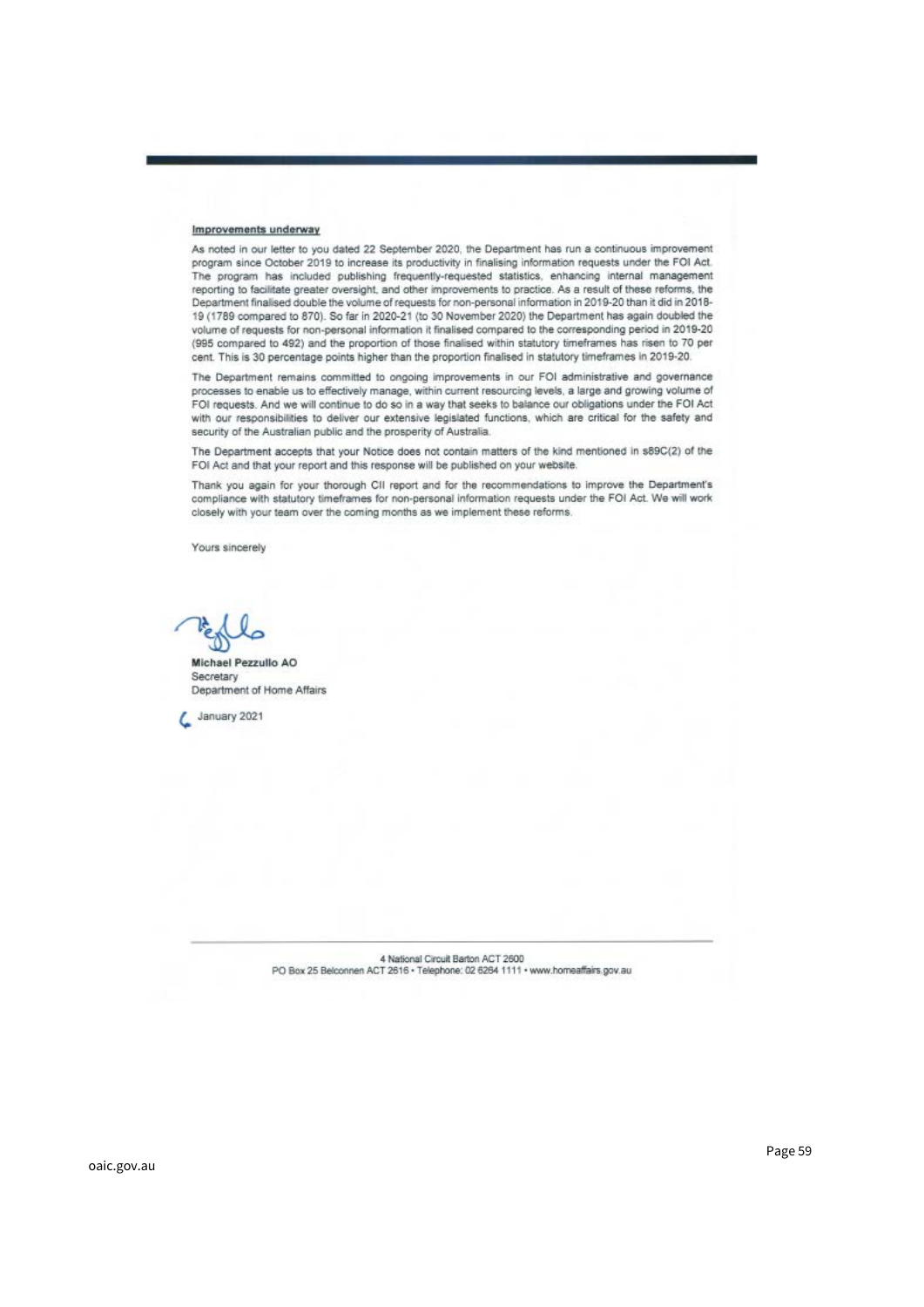**Improvements underway**

As noted in our letter to you dated 22 September 2020, the Department has run a continuous improvement program since October 2019 to increase its productivity in finalising information requests under the FOI Act. The program has included publishing frequently-requested statistics, enhancing internal management reporting to facilitate greater oversight, and other improvements to practice. As a result of these reforms, the Department finalised double the volume of requests for non-personal information in 2019-20 than it did in 2018-19 (1789 compared to 870). So far in 2020-21 (to 30 November 2020) the Department has again doubled the volume of requests for non-personal information it finalised compared to the corresponding period in 2019-20 (995 compared to 492) and the proportion of those finalised within statutory timeframes has risen to 70 per cent. This is 30 percentage points higher than the proportion finalised in statutory timeframes in 2019-20.

The Department remains committed to ongoing improvements in our FOI administrative and governance processes to enable us to effectively manage, within current resourcing levels, a large and growing volume of FOI requests. And we will continue to do so in a way that seeks to balance our obligations under the FOI Act with our responsibilities to deliver our extensive legislated functions, which are critical for the safety and security of the Australian public and the prosperity of Australia.

The Department accepts that your Notice does not contain matters of the kind mentioned in s89C(2) of the FOI Act and that your report and this response will be published on your website.

Thank you again for your thorough CII report and for the recommendations to improve the Department's compliance with statutory timeframes for non-personal information requests under the FOI Act. We will work closely with your team over the coming months as we implement these reforms.

Yours sincerely

**Michael Pezzullo AO**
Secretary
Department of Home Affairs

6 January 2021

4 National Circuit Barton ACT 2600
PO Box 25 Belconnen ACT 2616 • Telephone: 02 6264 1111 • www.homeaffairs.gov.au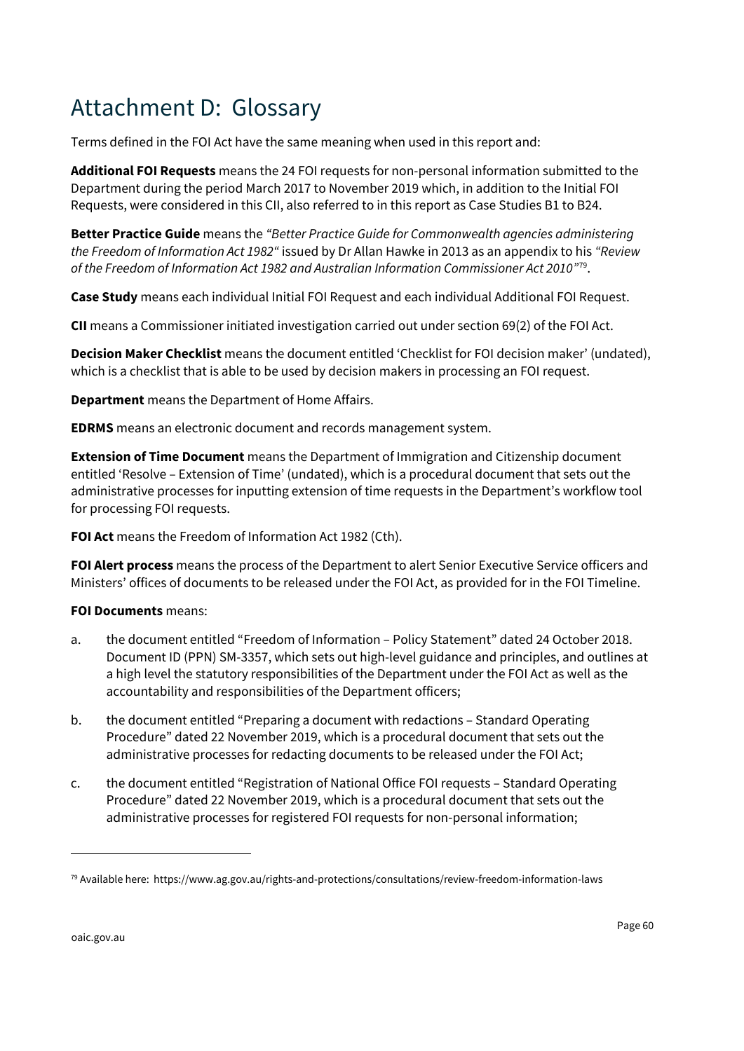# Attachment D: Glossary

Terms defined in the FOI Act have the same meaning when used in this report and:

**Additional FOI Requests** means the 24 FOI requests for non-personal information submitted to the Department during the period March 2017 to November 2019 which, in addition to the Initial FOI Requests, were considered in this CII, also referred to in this report as Case Studies B1 to B24.

**Better Practice Guide** means the *"Better Practice Guide for Commonwealth agencies administering the Freedom of Information Act 1982"* issued by Dr Allan Hawke in 2013 as an appendix to his *"Review of the Freedom of Information Act 1982 and Australian Information Commissioner Act 2010"*[79].

**Case Study** means each individual Initial FOI Request and each individual Additional FOI Request.

**CII** means a Commissioner initiated investigation carried out under section 69(2) of the FOI Act.

**Decision Maker Checklist** means the document entitled 'Checklist for FOI decision maker' (undated), which is a checklist that is able to be used by decision makers in processing an FOI request.

**Department** means the Department of Home Affairs.

**EDRMS** means an electronic document and records management system.

**Extension of Time Document** means the Department of Immigration and Citizenship document entitled 'Resolve – Extension of Time' (undated), which is a procedural document that sets out the administrative processes for inputting extension of time requests in the Department's workflow tool for processing FOI requests.

**FOI Act** means the Freedom of Information Act 1982 (Cth).

**FOI Alert process** means the process of the Department to alert Senior Executive Service officers and Ministers' offices of documents to be released under the FOI Act, as provided for in the FOI Timeline.

**FOI Documents** means:

a. the document entitled "Freedom of Information – Policy Statement" dated 24 October 2018. Document ID (PPN) SM-3357, which sets out high-level guidance and principles, and outlines at a high level the statutory responsibilities of the Department under the FOI Act as well as the accountability and responsibilities of the Department officers;

b. the document entitled "Preparing a document with redactions – Standard Operating Procedure" dated 22 November 2019, which is a procedural document that sets out the administrative processes for redacting documents to be released under the FOI Act;

c. the document entitled "Registration of National Office FOI requests – Standard Operating Procedure" dated 22 November 2019, which is a procedural document that sets out the administrative processes for registered FOI requests for non-personal information;

---

[79] Available here: https://www.ag.gov.au/rights-and-protections/consultations/review-freedom-information-laws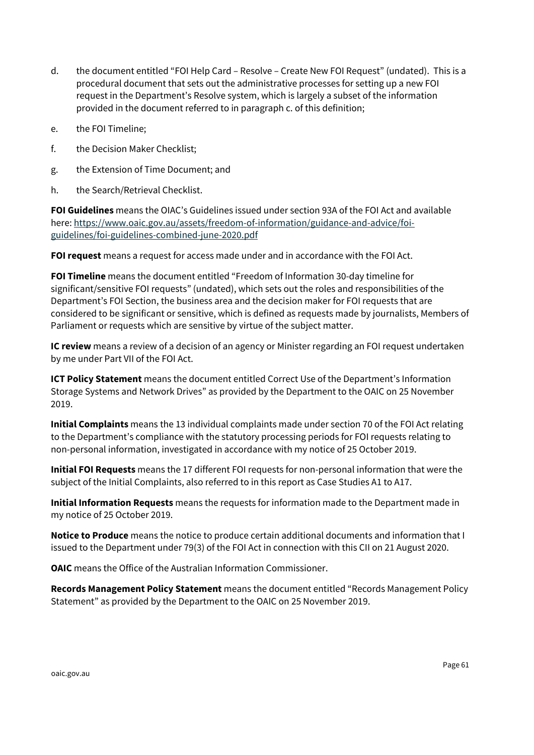d. the document entitled "FOI Help Card – Resolve – Create New FOI Request" (undated). This is a procedural document that sets out the administrative processes for setting up a new FOI request in the Department's Resolve system, which is largely a subset of the information provided in the document referred to in paragraph c. of this definition;

e. the FOI Timeline;

f. the Decision Maker Checklist;

g. the Extension of Time Document; and

h. the Search/Retrieval Checklist.

**FOI Guidelines** means the OIAC's Guidelines issued under section 93A of the FOI Act and available here: [https://www.oaic.gov.au/assets/freedom-of-information/guidance-and-advice/foi-guidelines/foi-guidelines-combined-june-2020.pdf](https://www.oaic.gov.au/assets/freedom-of-information/guidance-and-advice/foi-guidelines/foi-guidelines-combined-june-2020.pdf)

**FOI request** means a request for access made under and in accordance with the FOI Act.

**FOI Timeline** means the document entitled "Freedom of Information 30-day timeline for significant/sensitive FOI requests" (undated), which sets out the roles and responsibilities of the Department's FOI Section, the business area and the decision maker for FOI requests that are considered to be significant or sensitive, which is defined as requests made by journalists, Members of Parliament or requests which are sensitive by virtue of the subject matter.

**IC review** means a review of a decision of an agency or Minister regarding an FOI request undertaken by me under Part VII of the FOI Act.

**ICT Policy Statement** means the document entitled Correct Use of the Department's Information Storage Systems and Network Drives" as provided by the Department to the OAIC on 25 November 2019.

**Initial Complaints** means the 13 individual complaints made under section 70 of the FOI Act relating to the Department's compliance with the statutory processing periods for FOI requests relating to non-personal information, investigated in accordance with my notice of 25 October 2019.

**Initial FOI Requests** means the 17 different FOI requests for non-personal information that were the subject of the Initial Complaints, also referred to in this report as Case Studies A1 to A17.

**Initial Information Requests** means the requests for information made to the Department made in my notice of 25 October 2019.

**Notice to Produce** means the notice to produce certain additional documents and information that I issued to the Department under 79(3) of the FOI Act in connection with this CII on 21 August 2020.

**OAIC** means the Office of the Australian Information Commissioner.

**Records Management Policy Statement** means the document entitled "Records Management Policy Statement" as provided by the Department to the OAIC on 25 November 2019.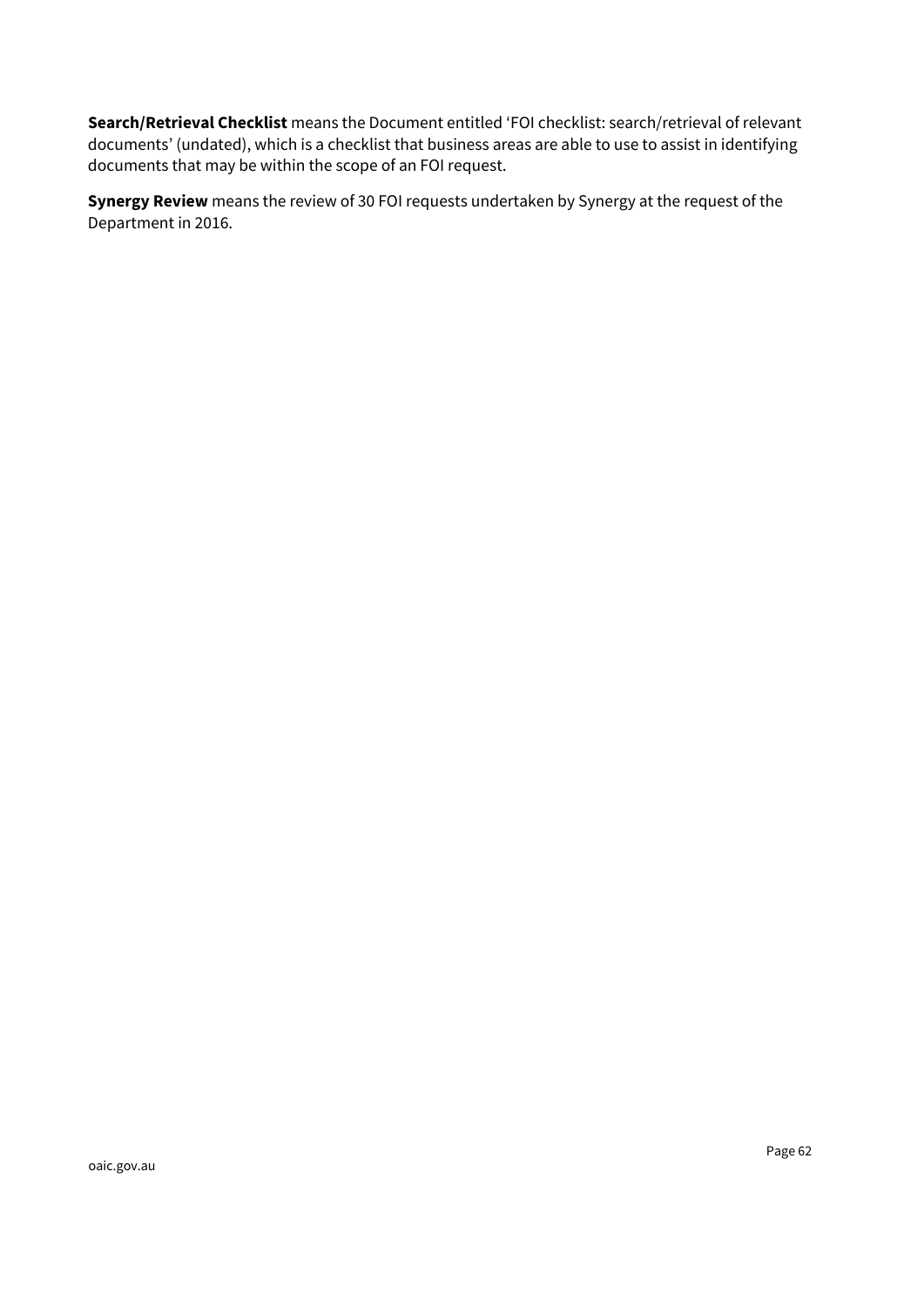**Search/Retrieval Checklist** means the Document entitled ‘FOI checklist: search/retrieval of relevant documents’ (undated), which is a checklist that business areas are able to use to assist in identifying documents that may be within the scope of an FOI request.

**Synergy Review** means the review of 30 FOI requests undertaken by Synergy at the request of the Department in 2016.